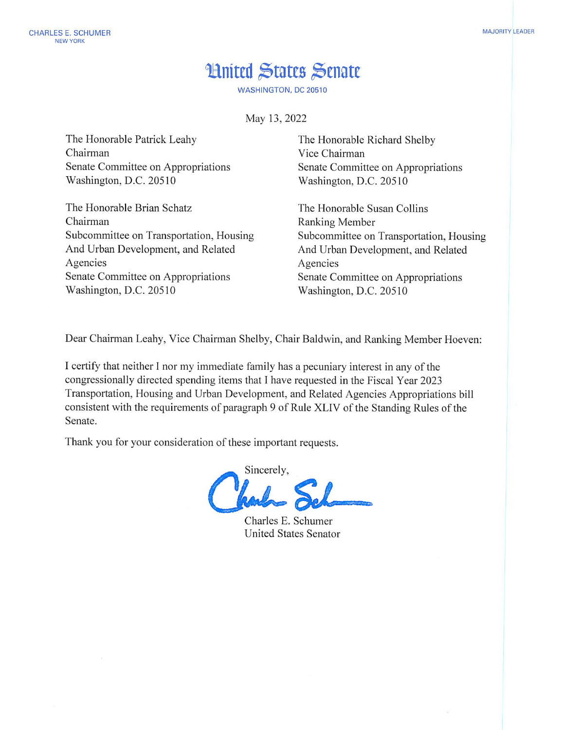CHARLES E. SCHUMER
NEW YORK

MAJORITY LEADER

# United States Senate

WASHINGTON, DC 20510

May 13, 2022

The Honorable Patrick Leahy
Chairman
Senate Committee on Appropriations
Washington, D.C. 20510

The Honorable Richard Shelby
Vice Chairman
Senate Committee on Appropriations
Washington, D.C. 20510

The Honorable Brian Schatz
Chairman
Subcommittee on Transportation, Housing And Urban Development, and Related Agencies
Senate Committee on Appropriations
Washington, D.C. 20510

The Honorable Susan Collins
Ranking Member
Subcommittee on Transportation, Housing And Urban Development, and Related Agencies
Senate Committee on Appropriations
Washington, D.C. 20510

Dear Chairman Leahy, Vice Chairman Shelby, Chair Baldwin, and Ranking Member Hoeven:

I certify that neither I nor my immediate family has a pecuniary interest in any of the congressionally directed spending items that I have requested in the Fiscal Year 2023 Transportation, Housing and Urban Development, and Related Agencies Appropriations bill consistent with the requirements of paragraph 9 of Rule XLIV of the Standing Rules of the Senate.

Thank you for your consideration of these important requests.

Sincerely,

Charles E. Schumer
United States Senator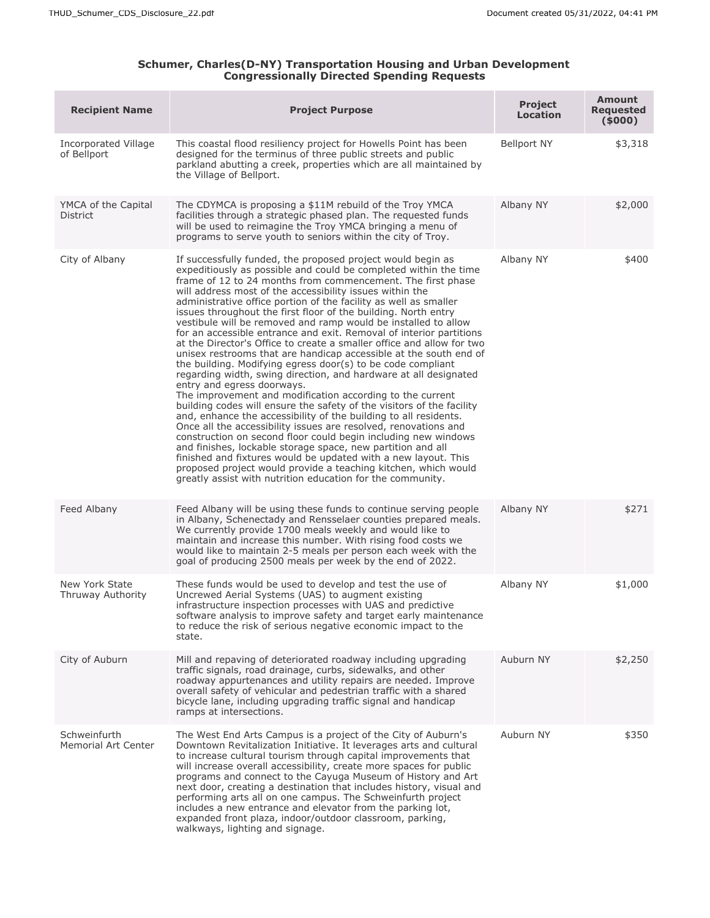**Schumer, Charles(D-NY) Transportation Housing and Urban Development Congressionally Directed Spending Requests**

| Recipient Name | Project Purpose | Project Location | Amount Requested ($000) |
|---|---|---|---|
| Incorporated Village of Bellport | This coastal flood resiliency project for Howells Point has been designed for the terminus of three public streets and public parkland abutting a creek, properties which are all maintained by the Village of Bellport. | Bellport NY | $3,318 |
| YMCA of the Capital District | The CDYMCA is proposing a $11M rebuild of the Troy YMCA facilities through a strategic phased plan. The requested funds will be used to reimagine the Troy YMCA bringing a menu of programs to serve youth to seniors within the city of Troy. | Albany NY | $2,000 |
| City of Albany | If successfully funded, the proposed project would begin as expeditiously as possible and could be completed within the time frame of 12 to 24 months from commencement. The first phase will address most of the accessibility issues within the administrative office portion of the facility as well as smaller issues throughout the first floor of the building. North entry vestibule will be removed and ramp would be installed to allow for an accessible entrance and exit. Removal of interior partitions at the Director's Office to create a smaller office and allow for two unisex restrooms that are handicap accessible at the south end of the building. Modifying egress door(s) to be code compliant regarding width, swing direction, and hardware at all designated entry and egress doorways.<br>The improvement and modification according to the current building codes will ensure the safety of the visitors of the facility and, enhance the accessibility of the building to all residents. Once all the accessibility issues are resolved, renovations and construction on second floor could begin including new windows and finishes, lockable storage space, new partition and all finished and fixtures would be updated with a new layout. This proposed project would provide a teaching kitchen, which would greatly assist with nutrition education for the community. | Albany NY | $400 |
| Feed Albany | Feed Albany will be using these funds to continue serving people in Albany, Schenectady and Rensselaer counties prepared meals. We currently provide 1700 meals weekly and would like to maintain and increase this number. With rising food costs we would like to maintain 2-5 meals per person each week with the goal of producing 2500 meals per week by the end of 2022. | Albany NY | $271 |
| New York State Thruway Authority | These funds would be used to develop and test the use of Uncrewed Aerial Systems (UAS) to augment existing infrastructure inspection processes with UAS and predictive software analysis to improve safety and target early maintenance to reduce the risk of serious negative economic impact to the state. | Albany NY | $1,000 |
| City of Auburn | Mill and repaving of deteriorated roadway including upgrading traffic signals, road drainage, curbs, sidewalks, and other roadway appurtenances and utility repairs are needed. Improve overall safety of vehicular and pedestrian traffic with a shared bicycle lane, including upgrading traffic signal and handicap ramps at intersections. | Auburn NY | $2,250 |
| Schweinfurth Memorial Art Center | The West End Arts Campus is a project of the City of Auburn's Downtown Revitalization Initiative. It leverages arts and cultural to increase cultural tourism through capital improvements that will increase overall accessibility, create more spaces for public programs and connect to the Cayuga Museum of History and Art next door, creating a destination that includes history, visual and performing arts all on one campus. The Schweinfurth project includes a new entrance and elevator from the parking lot, expanded front plaza, indoor/outdoor classroom, parking, walkways, lighting and signage. | Auburn NY | $350 |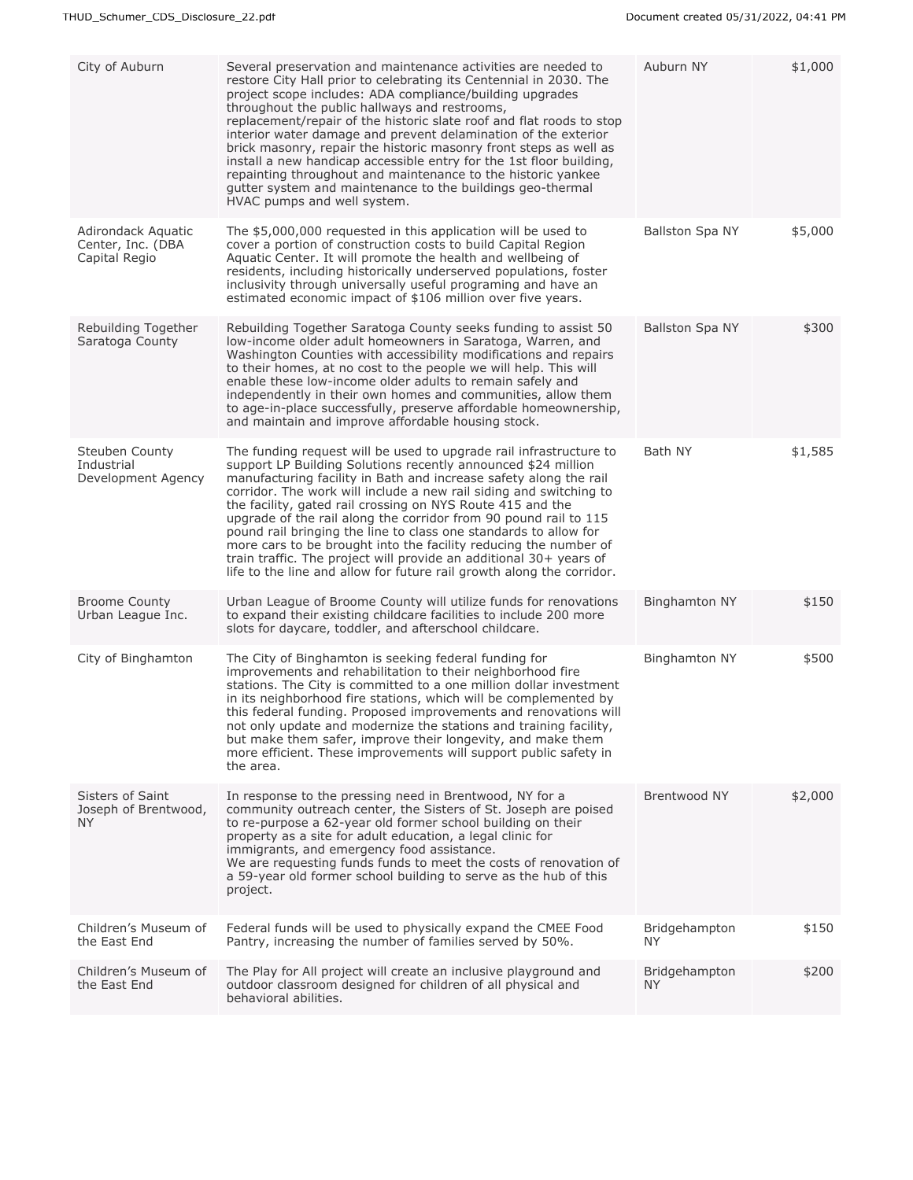| | | | |
|---|---|---|---|
| City of Auburn | Several preservation and maintenance activities are needed to restore City Hall prior to celebrating its Centennial in 2030. The project scope includes: ADA compliance/building upgrades throughout the public hallways and restrooms, replacement/repair of the historic slate roof and flat roods to stop interior water damage and prevent delamination of the exterior brick masonry, repair the historic masonry front steps as well as install a new handicap accessible entry for the 1st floor building, repainting throughout and maintenance to the historic yankee gutter system and maintenance to the buildings geo-thermal HVAC pumps and well system. | Auburn NY | $1,000 |
| Adirondack Aquatic Center, Inc. (DBA Capital Regio | The $5,000,000 requested in this application will be used to cover a portion of construction costs to build Capital Region Aquatic Center. It will promote the health and wellbeing of residents, including historically underserved populations, foster inclusivity through universally useful programing and have an estimated economic impact of $106 million over five years. | Ballston Spa NY | $5,000 |
| Rebuilding Together Saratoga County | Rebuilding Together Saratoga County seeks funding to assist 50 low-income older adult homeowners in Saratoga, Warren, and Washington Counties with accessibility modifications and repairs to their homes, at no cost to the people we will help. This will enable these low-income older adults to remain safely and independently in their own homes and communities, allow them to age-in-place successfully, preserve affordable homeownership, and maintain and improve affordable housing stock. | Ballston Spa NY | $300 |
| Steuben County Industrial Development Agency | The funding request will be used to upgrade rail infrastructure to support LP Building Solutions recently announced $24 million manufacturing facility in Bath and increase safety along the rail corridor. The work will include a new rail siding and switching to the facility, gated rail crossing on NYS Route 415 and the upgrade of the rail along the corridor from 90 pound rail to 115 pound rail bringing the line to class one standards to allow for more cars to be brought into the facility reducing the number of train traffic. The project will provide an additional 30+ years of life to the line and allow for future rail growth along the corridor. | Bath NY | $1,585 |
| Broome County Urban League Inc. | Urban League of Broome County will utilize funds for renovations to expand their existing childcare facilities to include 200 more slots for daycare, toddler, and afterschool childcare. | Binghamton NY | $150 |
| City of Binghamton | The City of Binghamton is seeking federal funding for improvements and rehabilitation to their neighborhood fire stations. The City is committed to a one million dollar investment in its neighborhood fire stations, which will be complemented by this federal funding. Proposed improvements and renovations will not only update and modernize the stations and training facility, but make them safer, improve their longevity, and make them more efficient. These improvements will support public safety in the area. | Binghamton NY | $500 |
| Sisters of Saint Joseph of Brentwood, NY | In response to the pressing need in Brentwood, NY for a community outreach center, the Sisters of St. Joseph are poised to re-purpose a 62-year old former school building on their property as a site for adult education, a legal clinic for immigrants, and emergency food assistance.<br>We are requesting funds funds to meet the costs of renovation of a 59-year old former school building to serve as the hub of this project. | Brentwood NY | $2,000 |
| Children's Museum of the East End | Federal funds will be used to physically expand the CMEE Food Pantry, increasing the number of families served by 50%. | Bridgehampton NY | $150 |
| Children's Museum of the East End | The Play for All project will create an inclusive playground and outdoor classroom designed for children of all physical and behavioral abilities. | Bridgehampton NY | $200 |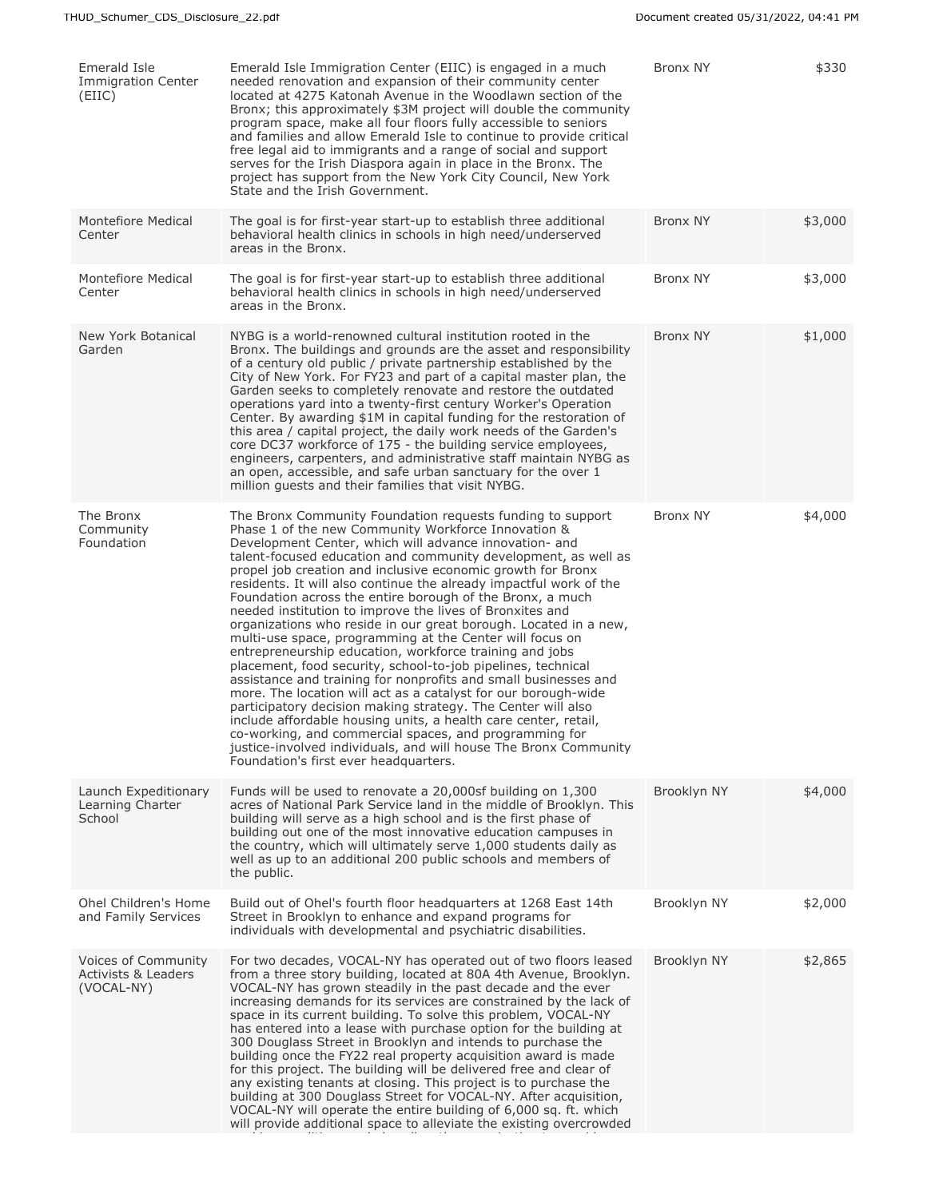| | | | |
|---|---|---|---|
| Emerald Isle Immigration Center (EIIC) | Emerald Isle Immigration Center (EIIC) is engaged in a much needed renovation and expansion of their community center located at 4275 Katonah Avenue in the Woodlawn section of the Bronx; this approximately $3M project will double the community program space, make all four floors fully accessible to seniors and families and allow Emerald Isle to continue to provide critical free legal aid to immigrants and a range of social and support serves for the Irish Diaspora again in place in the Bronx. The project has support from the New York City Council, New York State and the Irish Government. | Bronx NY | $330 |
| Montefiore Medical Center | The goal is for first-year start-up to establish three additional behavioral health clinics in schools in high need/underserved areas in the Bronx. | Bronx NY | $3,000 |
| Montefiore Medical Center | The goal is for first-year start-up to establish three additional behavioral health clinics in schools in high need/underserved areas in the Bronx. | Bronx NY | $3,000 |
| New York Botanical Garden | NYBG is a world-renowned cultural institution rooted in the Bronx. The buildings and grounds are the asset and responsibility of a century old public / private partnership established by the City of New York. For FY23 and part of a capital master plan, the Garden seeks to completely renovate and restore the outdated operations yard into a twenty-first century Worker's Operation Center. By awarding $1M in capital funding for the restoration of this area / capital project, the daily work needs of the Garden's core DC37 workforce of 175 - the building service employees, engineers, carpenters, and administrative staff maintain NYBG as an open, accessible, and safe urban sanctuary for the over 1 million guests and their families that visit NYBG. | Bronx NY | $1,000 |
| The Bronx Community Foundation | The Bronx Community Foundation requests funding to support Phase 1 of the new Community Workforce Innovation & Development Center, which will advance innovation- and talent-focused education and community development, as well as propel job creation and inclusive economic growth for Bronx residents. It will also continue the already impactful work of the Foundation across the entire borough of the Bronx, a much needed institution to improve the lives of Bronxites and organizations who reside in our great borough. Located in a new, multi-use space, programming at the Center will focus on entrepreneurship education, workforce training and jobs placement, food security, school-to-job pipelines, technical assistance and training for nonprofits and small businesses and more. The location will act as a catalyst for our borough-wide participatory decision making strategy. The Center will also include affordable housing units, a health care center, retail, co-working, and commercial spaces, and programming for justice-involved individuals, and will house The Bronx Community Foundation's first ever headquarters. | Bronx NY | $4,000 |
| Launch Expeditionary Learning Charter School | Funds will be used to renovate a 20,000sf building on 1,300 acres of National Park Service land in the middle of Brooklyn. This building will serve as a high school and is the first phase of building out one of the most innovative education campuses in the country, which will ultimately serve 1,000 students daily as well as up to an additional 200 public schools and members of the public. | Brooklyn NY | $4,000 |
| Ohel Children's Home and Family Services | Build out of Ohel's fourth floor headquarters at 1268 East 14th Street in Brooklyn to enhance and expand programs for individuals with developmental and psychiatric disabilities. | Brooklyn NY | $2,000 |
| Voices of Community Activists & Leaders (VOCAL-NY) | For two decades, VOCAL-NY has operated out of two floors leased from a three story building, located at 80A 4th Avenue, Brooklyn. VOCAL-NY has grown steadily in the past decade and the ever increasing demands for its services are constrained by the lack of space in its current building. To solve this problem, VOCAL-NY has entered into a lease with purchase option for the building at 300 Douglass Street in Brooklyn and intends to purchase the building once the FY22 real property acquisition award is made for this project. The building will be delivered free and clear of any existing tenants at closing. This project is to purchase the building at 300 Douglass Street for VOCAL-NY. After acquisition, VOCAL-NY will operate the entire building of 6,000 sq. ft. which will provide additional space to alleviate the existing overcrowded | Brooklyn NY | $2,865 |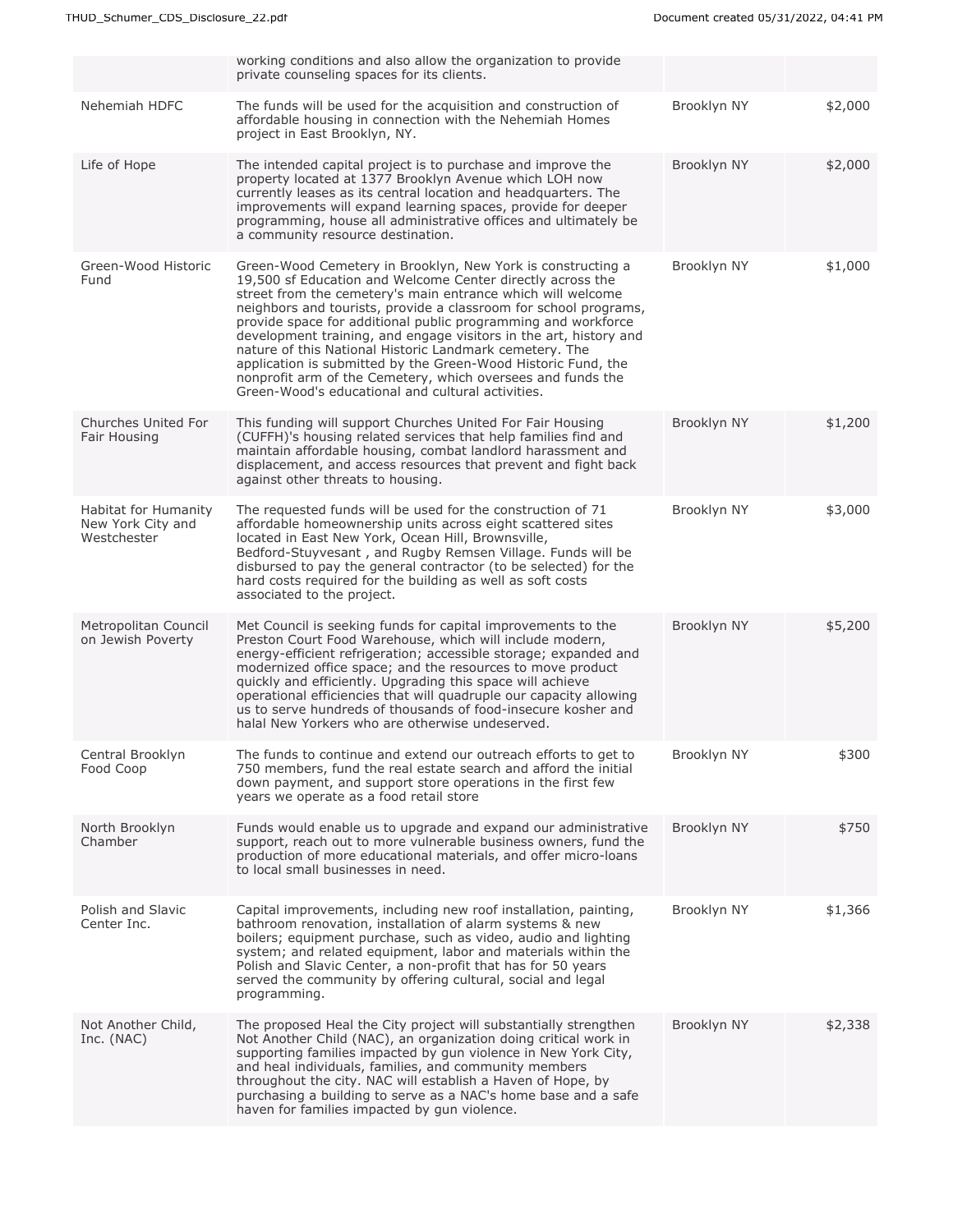| | | | |
|---|---|---|---|
| | working conditions and also allow the organization to provide private counseling spaces for its clients. | | |
| Nehemiah HDFC | The funds will be used for the acquisition and construction of affordable housing in connection with the Nehemiah Homes project in East Brooklyn, NY. | Brooklyn NY | $2,000 |
| Life of Hope | The intended capital project is to purchase and improve the property located at 1377 Brooklyn Avenue which LOH now currently leases as its central location and headquarters. The improvements will expand learning spaces, provide for deeper programming, house all administrative offices and ultimately be a community resource destination. | Brooklyn NY | $2,000 |
| Green-Wood Historic Fund | Green-Wood Cemetery in Brooklyn, New York is constructing a 19,500 sf Education and Welcome Center directly across the street from the cemetery's main entrance which will welcome neighbors and tourists, provide a classroom for school programs, provide space for additional public programming and workforce development training, and engage visitors in the art, history and nature of this National Historic Landmark cemetery. The application is submitted by the Green-Wood Historic Fund, the nonprofit arm of the Cemetery, which oversees and funds the Green-Wood's educational and cultural activities. | Brooklyn NY | $1,000 |
| Churches United For Fair Housing | This funding will support Churches United For Fair Housing (CUFFH)'s housing related services that help families find and maintain affordable housing, combat landlord harassment and displacement, and access resources that prevent and fight back against other threats to housing. | Brooklyn NY | $1,200 |
| Habitat for Humanity New York City and Westchester | The requested funds will be used for the construction of 71 affordable homeownership units across eight scattered sites located in East New York, Ocean Hill, Brownsville, Bedford-Stuyvesant , and Rugby Remsen Village. Funds will be disbursed to pay the general contractor (to be selected) for the hard costs required for the building as well as soft costs associated to the project. | Brooklyn NY | $3,000 |
| Metropolitan Council on Jewish Poverty | Met Council is seeking funds for capital improvements to the Preston Court Food Warehouse, which will include modern, energy-efficient refrigeration; accessible storage; expanded and modernized office space; and the resources to move product quickly and efficiently. Upgrading this space will achieve operational efficiencies that will quadruple our capacity allowing us to serve hundreds of thousands of food-insecure kosher and halal New Yorkers who are otherwise undeserved. | Brooklyn NY | $5,200 |
| Central Brooklyn Food Coop | The funds to continue and extend our outreach efforts to get to 750 members, fund the real estate search and afford the initial down payment, and support store operations in the first few years we operate as a food retail store | Brooklyn NY | $300 |
| North Brooklyn Chamber | Funds would enable us to upgrade and expand our administrative support, reach out to more vulnerable business owners, fund the production of more educational materials, and offer micro-loans to local small businesses in need. | Brooklyn NY | $750 |
| Polish and Slavic Center Inc. | Capital improvements, including new roof installation, painting, bathroom renovation, installation of alarm systems & new boilers; equipment purchase, such as video, audio and lighting system; and related equipment, labor and materials within the Polish and Slavic Center, a non-profit that has for 50 years served the community by offering cultural, social and legal programming. | Brooklyn NY | $1,366 |
| Not Another Child, Inc. (NAC) | The proposed Heal the City project will substantially strengthen Not Another Child (NAC), an organization doing critical work in supporting families impacted by gun violence in New York City, and heal individuals, families, and community members throughout the city. NAC will establish a Haven of Hope, by purchasing a building to serve as a NAC's home base and a safe haven for families impacted by gun violence. | Brooklyn NY | $2,338 |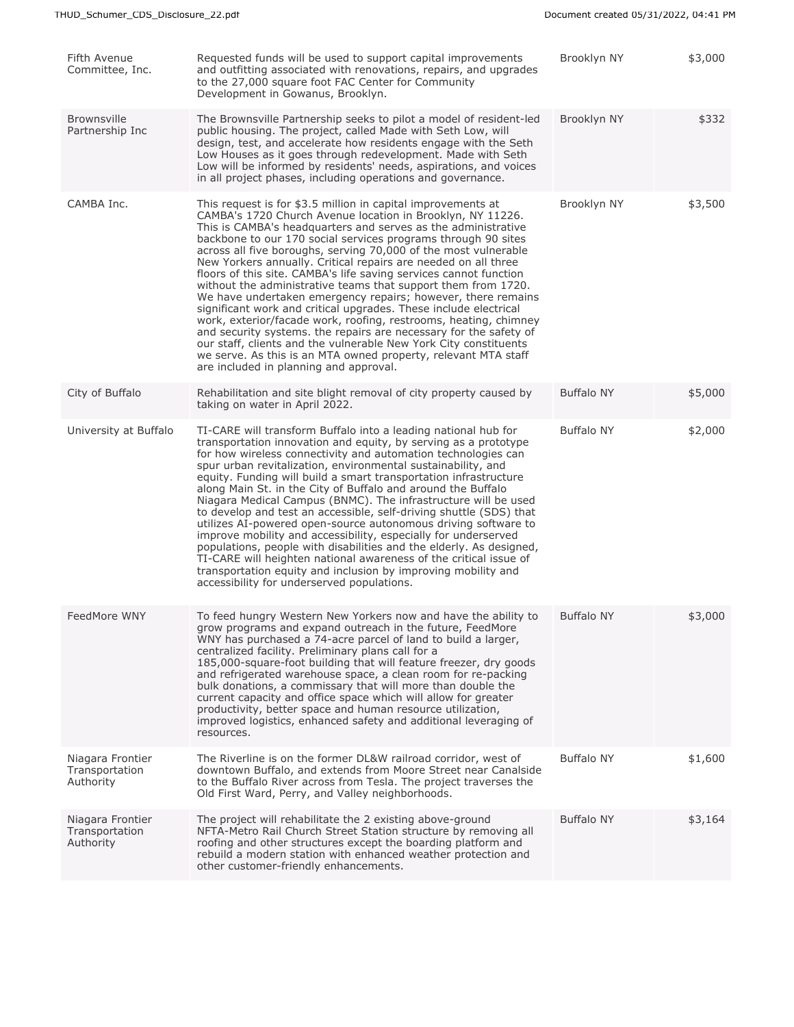| | | | |
|---|---|---|---|
| Fifth Avenue Committee, Inc. | Requested funds will be used to support capital improvements and outfitting associated with renovations, repairs, and upgrades to the 27,000 square foot FAC Center for Community Development in Gowanus, Brooklyn. | Brooklyn NY | $3,000 |
| Brownsville Partnership Inc | The Brownsville Partnership seeks to pilot a model of resident-led public housing. The project, called Made with Seth Low, will design, test, and accelerate how residents engage with the Seth Low Houses as it goes through redevelopment. Made with Seth Low will be informed by residents' needs, aspirations, and voices in all project phases, including operations and governance. | Brooklyn NY | $332 |
| CAMBA Inc. | This request is for $3.5 million in capital improvements at CAMBA's 1720 Church Avenue location in Brooklyn, NY 11226. This is CAMBA's headquarters and serves as the administrative backbone to our 170 social services programs through 90 sites across all five boroughs, serving 70,000 of the most vulnerable New Yorkers annually. Critical repairs are needed on all three floors of this site. CAMBA's life saving services cannot function without the administrative teams that support them from 1720. We have undertaken emergency repairs; however, there remains significant work and critical upgrades. These include electrical work, exterior/facade work, roofing, restrooms, heating, chimney and security systems. the repairs are necessary for the safety of our staff, clients and the vulnerable New York City constituents we serve. As this is an MTA owned property, relevant MTA staff are included in planning and approval. | Brooklyn NY | $3,500 |
| City of Buffalo | Rehabilitation and site blight removal of city property caused by taking on water in April 2022. | Buffalo NY | $5,000 |
| University at Buffalo | TI-CARE will transform Buffalo into a leading national hub for transportation innovation and equity, by serving as a prototype for how wireless connectivity and automation technologies can spur urban revitalization, environmental sustainability, and equity. Funding will build a smart transportation infrastructure along Main St. in the City of Buffalo and around the Buffalo Niagara Medical Campus (BNMC). The infrastructure will be used to develop and test an accessible, self-driving shuttle (SDS) that utilizes AI-powered open-source autonomous driving software to improve mobility and accessibility, especially for underserved populations, people with disabilities and the elderly. As designed, TI-CARE will heighten national awareness of the critical issue of transportation equity and inclusion by improving mobility and accessibility for underserved populations. | Buffalo NY | $2,000 |
| FeedMore WNY | To feed hungry Western New Yorkers now and have the ability to grow programs and expand outreach in the future, FeedMore WNY has purchased a 74-acre parcel of land to build a larger, centralized facility. Preliminary plans call for a 185,000-square-foot building that will feature freezer, dry goods and refrigerated warehouse space, a clean room for re-packing bulk donations, a commissary that will more than double the current capacity and office space which will allow for greater productivity, better space and human resource utilization, improved logistics, enhanced safety and additional leveraging of resources. | Buffalo NY | $3,000 |
| Niagara Frontier Transportation Authority | The Riverline is on the former DL&W railroad corridor, west of downtown Buffalo, and extends from Moore Street near Canalside to the Buffalo River across from Tesla. The project traverses the Old First Ward, Perry, and Valley neighborhoods. | Buffalo NY | $1,600 |
| Niagara Frontier Transportation Authority | The project will rehabilitate the 2 existing above-ground NFTA-Metro Rail Church Street Station structure by removing all roofing and other structures except the boarding platform and rebuild a modern station with enhanced weather protection and other customer-friendly enhancements. | Buffalo NY | $3,164 |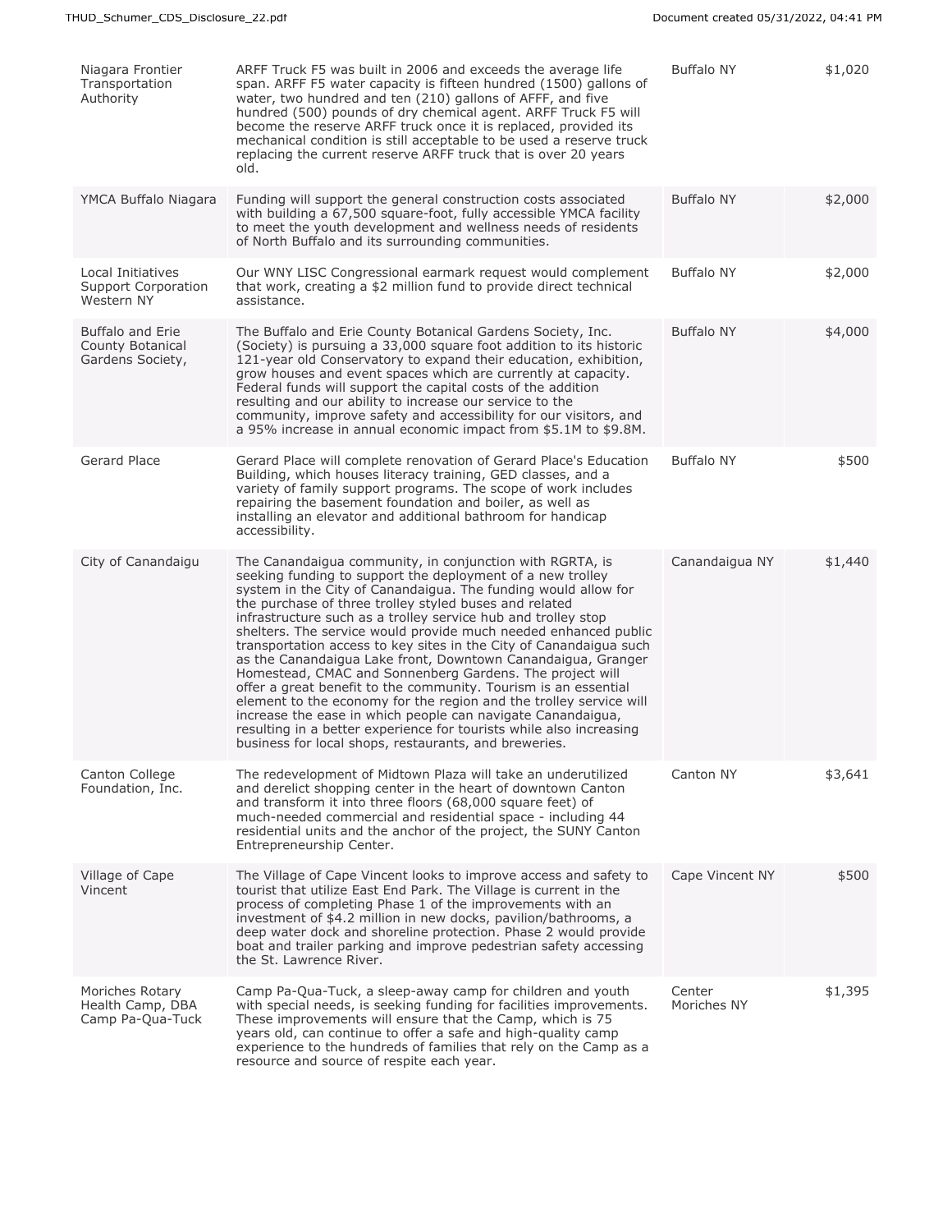| | | | |
|---|---|---|---|
| Niagara Frontier Transportation Authority | ARFF Truck F5 was built in 2006 and exceeds the average life span. ARFF F5 water capacity is fifteen hundred (1500) gallons of water, two hundred and ten (210) gallons of AFFF, and five hundred (500) pounds of dry chemical agent. ARFF Truck F5 will become the reserve ARFF truck once it is replaced, provided its mechanical condition is still acceptable to be used a reserve truck replacing the current reserve ARFF truck that is over 20 years old. | Buffalo NY | $1,020 |
| YMCA Buffalo Niagara | Funding will support the general construction costs associated with building a 67,500 square-foot, fully accessible YMCA facility to meet the youth development and wellness needs of residents of North Buffalo and its surrounding communities. | Buffalo NY | $2,000 |
| Local Initiatives Support Corporation Western NY | Our WNY LISC Congressional earmark request would complement that work, creating a $2 million fund to provide direct technical assistance. | Buffalo NY | $2,000 |
| Buffalo and Erie County Botanical Gardens Society, | The Buffalo and Erie County Botanical Gardens Society, Inc. (Society) is pursuing a 33,000 square foot addition to its historic 121-year old Conservatory to expand their education, exhibition, grow houses and event spaces which are currently at capacity. Federal funds will support the capital costs of the addition resulting and our ability to increase our service to the community, improve safety and accessibility for our visitors, and a 95% increase in annual economic impact from $5.1M to $9.8M. | Buffalo NY | $4,000 |
| Gerard Place | Gerard Place will complete renovation of Gerard Place's Education Building, which houses literacy training, GED classes, and a variety of family support programs. The scope of work includes repairing the basement foundation and boiler, as well as installing an elevator and additional bathroom for handicap accessibility. | Buffalo NY | $500 |
| City of Canandaigu | The Canandaigua community, in conjunction with RGRTA, is seeking funding to support the deployment of a new trolley system in the City of Canandaigua. The funding would allow for the purchase of three trolley styled buses and related infrastructure such as a trolley service hub and trolley stop shelters. The service would provide much needed enhanced public transportation access to key sites in the City of Canandaigua such as the Canandaigua Lake front, Downtown Canandaigua, Granger Homestead, CMAC and Sonnenberg Gardens. The project will offer a great benefit to the community. Tourism is an essential element to the economy for the region and the trolley service will increase the ease in which people can navigate Canandaigua, resulting in a better experience for tourists while also increasing business for local shops, restaurants, and breweries. | Canandaigua NY | $1,440 |
| Canton College Foundation, Inc. | The redevelopment of Midtown Plaza will take an underutilized and derelict shopping center in the heart of downtown Canton and transform it into three floors (68,000 square feet) of much-needed commercial and residential space - including 44 residential units and the anchor of the project, the SUNY Canton Entrepreneurship Center. | Canton NY | $3,641 |
| Village of Cape Vincent | The Village of Cape Vincent looks to improve access and safety to tourist that utilize East End Park. The Village is current in the process of completing Phase 1 of the improvements with an investment of $4.2 million in new docks, pavilion/bathrooms, a deep water dock and shoreline protection. Phase 2 would provide boat and trailer parking and improve pedestrian safety accessing the St. Lawrence River. | Cape Vincent NY | $500 |
| Moriches Rotary Health Camp, DBA Camp Pa-Qua-Tuck | Camp Pa-Qua-Tuck, a sleep-away camp for children and youth with special needs, is seeking funding for facilities improvements. These improvements will ensure that the Camp, which is 75 years old, can continue to offer a safe and high-quality camp experience to the hundreds of families that rely on the Camp as a resource and source of respite each year. | Center Moriches NY | $1,395 |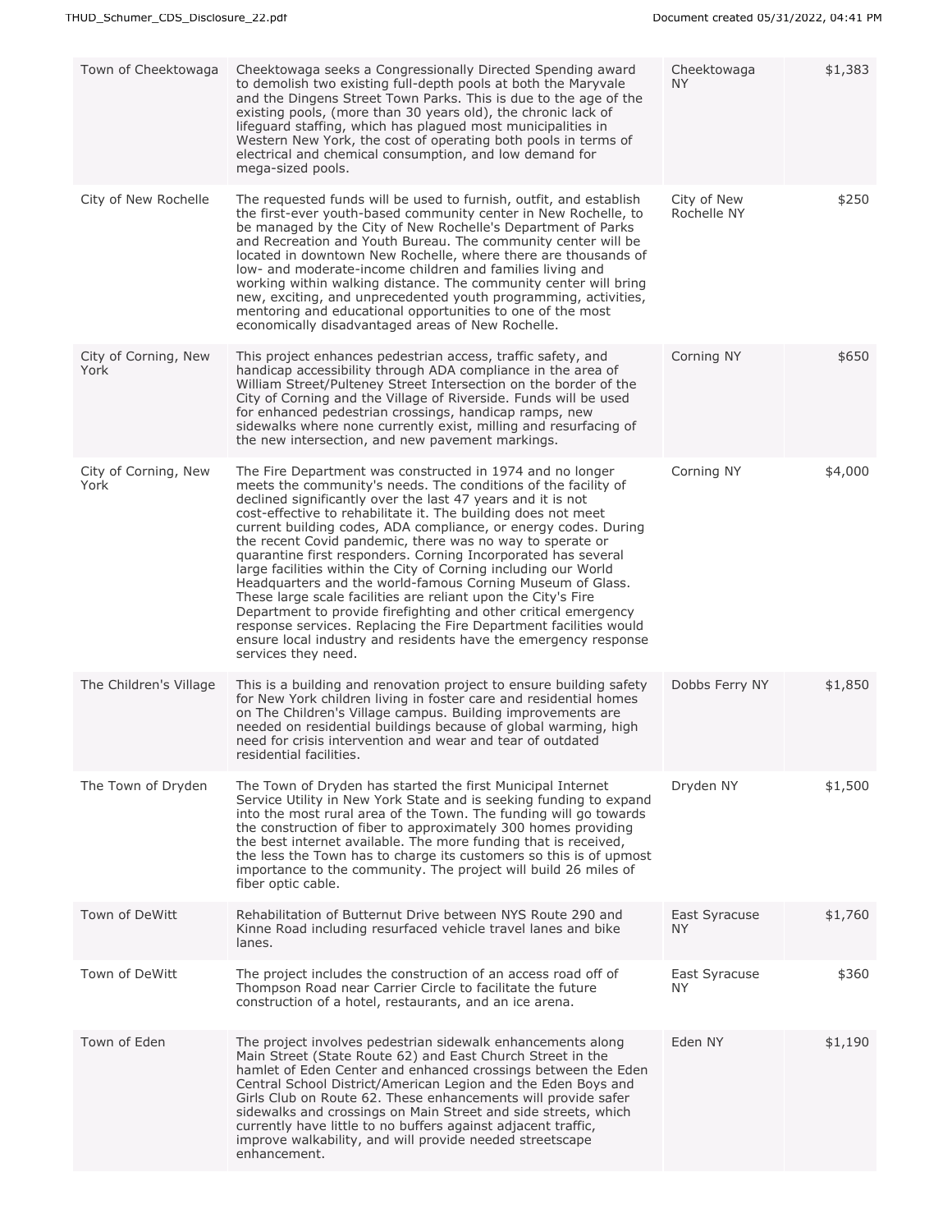| | | | |
|---|---|---|---|
| Town of Cheektowaga | Cheektowaga seeks a Congressionally Directed Spending award to demolish two existing full-depth pools at both the Maryvale and the Dingens Street Town Parks. This is due to the age of the existing pools, (more than 30 years old), the chronic lack of lifeguard staffing, which has plagued most municipalities in Western New York, the cost of operating both pools in terms of electrical and chemical consumption, and low demand for mega-sized pools. | Cheektowaga NY | $1,383 |
| City of New Rochelle | The requested funds will be used to furnish, outfit, and establish the first-ever youth-based community center in New Rochelle, to be managed by the City of New Rochelle's Department of Parks and Recreation and Youth Bureau. The community center will be located in downtown New Rochelle, where there are thousands of low- and moderate-income children and families living and working within walking distance. The community center will bring new, exciting, and unprecedented youth programming, activities, mentoring and educational opportunities to one of the most economically disadvantaged areas of New Rochelle. | City of New Rochelle NY | $250 |
| City of Corning, New York | This project enhances pedestrian access, traffic safety, and handicap accessibility through ADA compliance in the area of William Street/Pulteney Street Intersection on the border of the City of Corning and the Village of Riverside. Funds will be used for enhanced pedestrian crossings, handicap ramps, new sidewalks where none currently exist, milling and resurfacing of the new intersection, and new pavement markings. | Corning NY | $650 |
| City of Corning, New York | The Fire Department was constructed in 1974 and no longer meets the community's needs. The conditions of the facility of declined significantly over the last 47 years and it is not cost-effective to rehabilitate it. The building does not meet current building codes, ADA compliance, or energy codes. During the recent Covid pandemic, there was no way to sperate or quarantine first responders. Corning Incorporated has several large facilities within the City of Corning including our World Headquarters and the world-famous Corning Museum of Glass. These large scale facilities are reliant upon the City's Fire Department to provide firefighting and other critical emergency response services. Replacing the Fire Department facilities would ensure local industry and residents have the emergency response services they need. | Corning NY | $4,000 |
| The Children's Village | This is a building and renovation project to ensure building safety for New York children living in foster care and residential homes on The Children's Village campus. Building improvements are needed on residential buildings because of global warming, high need for crisis intervention and wear and tear of outdated residential facilities. | Dobbs Ferry NY | $1,850 |
| The Town of Dryden | The Town of Dryden has started the first Municipal Internet Service Utility in New York State and is seeking funding to expand into the most rural area of the Town. The funding will go towards the construction of fiber to approximately 300 homes providing the best internet available. The more funding that is received, the less the Town has to charge its customers so this is of upmost importance to the community. The project will build 26 miles of fiber optic cable. | Dryden NY | $1,500 |
| Town of DeWitt | Rehabilitation of Butternut Drive between NYS Route 290 and Kinne Road including resurfaced vehicle travel lanes and bike lanes. | East Syracuse NY | $1,760 |
| Town of DeWitt | The project includes the construction of an access road off of Thompson Road near Carrier Circle to facilitate the future construction of a hotel, restaurants, and an ice arena. | East Syracuse NY | $360 |
| Town of Eden | The project involves pedestrian sidewalk enhancements along Main Street (State Route 62) and East Church Street in the hamlet of Eden Center and enhanced crossings between the Eden Central School District/American Legion and the Eden Boys and Girls Club on Route 62. These enhancements will provide safer sidewalks and crossings on Main Street and side streets, which currently have little to no buffers against adjacent traffic, improve walkability, and will provide needed streetscape enhancement. | Eden NY | $1,190 |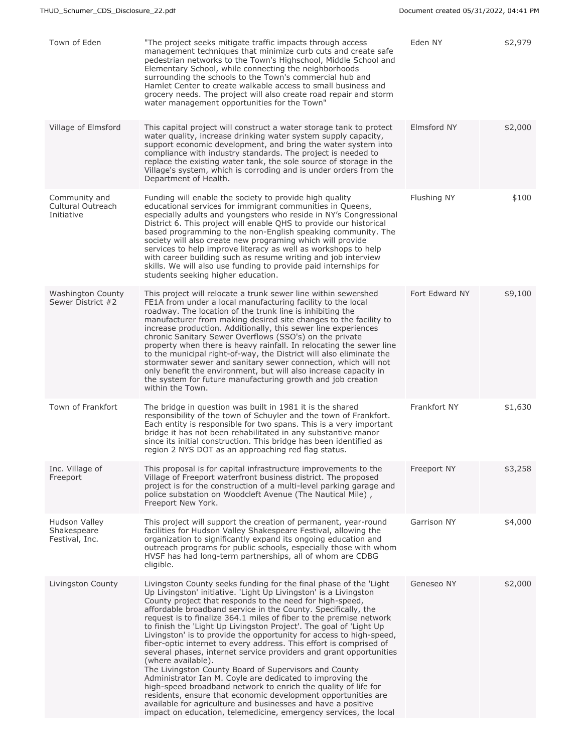| | | | |
|---|---|---|---|
| Town of Eden | "The project seeks mitigate traffic impacts through access management techniques that minimize curb cuts and create safe pedestrian networks to the Town's Highschool, Middle School and Elementary School, while connecting the neighborhoods surrounding the schools to the Town's commercial hub and Hamlet Center to create walkable access to small business and grocery needs. The project will also create road repair and storm water management opportunities for the Town" | Eden NY | $2,979 |
| Village of Elmsford | This capital project will construct a water storage tank to protect water quality, increase drinking water system supply capacity, support economic development, and bring the water system into compliance with industry standards. The project is needed to replace the existing water tank, the sole source of storage in the Village's system, which is corroding and is under orders from the Department of Health. | Elmsford NY | $2,000 |
| Community and Cultural Outreach Initiative | Funding will enable the society to provide high quality educational services for immigrant communities in Queens, especially adults and youngsters who reside in NY's Congressional District 6. This project will enable QHS to provide our historical based programming to the non-English speaking community. The society will also create new programing which will provide services to help improve literacy as well as workshops to help with career building such as resume writing and job interview skills. We will also use funding to provide paid internships for students seeking higher education. | Flushing NY | $100 |
| Washington County Sewer District #2 | This project will relocate a trunk sewer line within sewershed FE1A from under a local manufacturing facility to the local roadway. The location of the trunk line is inhibiting the manufacturer from making desired site changes to the facility to increase production. Additionally, this sewer line experiences chronic Sanitary Sewer Overflows (SSO's) on the private property when there is heavy rainfall. In relocating the sewer line to the municipal right-of-way, the District will also eliminate the stormwater sewer and sanitary sewer connection, which will not only benefit the environment, but will also increase capacity in the system for future manufacturing growth and job creation within the Town. | Fort Edward NY | $9,100 |
| Town of Frankfort | The bridge in question was built in 1981 it is the shared responsibility of the town of Schuyler and the town of Frankfort. Each entity is responsible for two spans. This is a very important bridge it has not been rehabilitated in any substantive manor since its initial construction. This bridge has been identified as region 2 NYS DOT as an approaching red flag status. | Frankfort NY | $1,630 |
| Inc. Village of Freeport | This proposal is for capital infrastructure improvements to the Village of Freeport waterfront business district. The proposed project is for the construction of a multi-level parking garage and police substation on Woodcleft Avenue (The Nautical Mile) , Freeport New York. | Freeport NY | $3,258 |
| Hudson Valley Shakespeare Festival, Inc. | This project will support the creation of permanent, year-round facilities for Hudson Valley Shakespeare Festival, allowing the organization to significantly expand its ongoing education and outreach programs for public schools, especially those with whom HVSF has had long-term partnerships, all of whom are CDBG eligible. | Garrison NY | $4,000 |
| Livingston County | Livingston County seeks funding for the final phase of the 'Light Up Livingston' initiative. 'Light Up Livingston' is a Livingston County project that responds to the need for high-speed, affordable broadband service in the County. Specifically, the request is to finalize 364.1 miles of fiber to the premise network to finish the 'Light Up Livingston Project'. The goal of 'Light Up Livingston' is to provide the opportunity for access to high-speed, fiber-optic internet to every address. This effort is comprised of several phases, internet service providers and grant opportunities (where available).<br>The Livingston County Board of Supervisors and County Administrator Ian M. Coyle are dedicated to improving the high-speed broadband network to enrich the quality of life for residents, ensure that economic development opportunities are available for agriculture and businesses and have a positive impact on education, telemedicine, emergency services, the local | Geneseo NY | $2,000 |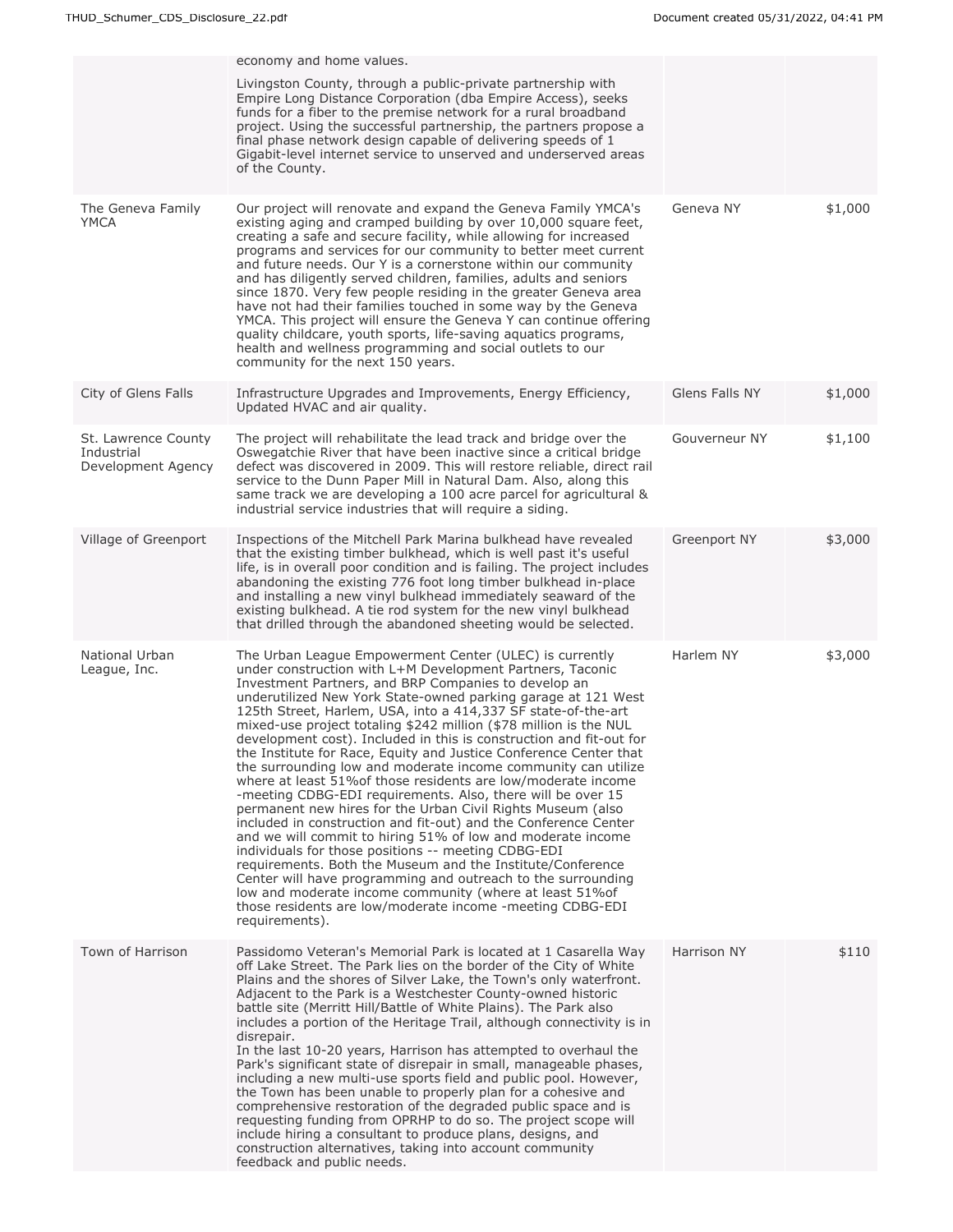| | | | |
|---|---|---|---|
| | economy and home values.<br><br>Livingston County, through a public-private partnership with Empire Long Distance Corporation (dba Empire Access), seeks funds for a fiber to the premise network for a rural broadband project. Using the successful partnership, the partners propose a final phase network design capable of delivering speeds of 1 Gigabit-level internet service to unserved and underserved areas of the County. | | |
| The Geneva Family YMCA | Our project will renovate and expand the Geneva Family YMCA's existing aging and cramped building by over 10,000 square feet, creating a safe and secure facility, while allowing for increased programs and services for our community to better meet current and future needs. Our Y is a cornerstone within our community and has diligently served children, families, adults and seniors since 1870. Very few people residing in the greater Geneva area have not had their families touched in some way by the Geneva YMCA. This project will ensure the Geneva Y can continue offering quality childcare, youth sports, life-saving aquatics programs, health and wellness programming and social outlets to our community for the next 150 years. | Geneva NY | $1,000 |
| City of Glens Falls | Infrastructure Upgrades and Improvements, Energy Efficiency, Updated HVAC and air quality. | Glens Falls NY | $1,000 |
| St. Lawrence County Industrial Development Agency | The project will rehabilitate the lead track and bridge over the Oswegatchie River that have been inactive since a critical bridge defect was discovered in 2009. This will restore reliable, direct rail service to the Dunn Paper Mill in Natural Dam. Also, along this same track we are developing a 100 acre parcel for agricultural & industrial service industries that will require a siding. | Gouverneur NY | $1,100 |
| Village of Greenport | Inspections of the Mitchell Park Marina bulkhead have revealed that the existing timber bulkhead, which is well past it's useful life, is in overall poor condition and is failing. The project includes abandoning the existing 776 foot long timber bulkhead in-place and installing a new vinyl bulkhead immediately seaward of the existing bulkhead. A tie rod system for the new vinyl bulkhead that drilled through the abandoned sheeting would be selected. | Greenport NY | $3,000 |
| National Urban League, Inc. | The Urban League Empowerment Center (ULEC) is currently under construction with L+M Development Partners, Taconic Investment Partners, and BRP Companies to develop an underutilized New York State-owned parking garage at 121 West 125th Street, Harlem, USA, into a 414,337 SF state-of-the-art mixed-use project totaling $242 million ($78 million is the NUL development cost). Included in this is construction and fit-out for the Institute for Race, Equity and Justice Conference Center that the surrounding low and moderate income community can utilize where at least 51%of those residents are low/moderate income -meeting CDBG-EDI requirements. Also, there will be over 15 permanent new hires for the Urban Civil Rights Museum (also included in construction and fit-out) and the Conference Center and we will commit to hiring 51% of low and moderate income individuals for those positions -- meeting CDBG-EDI requirements. Both the Museum and the Institute/Conference Center will have programming and outreach to the surrounding low and moderate income community (where at least 51%of those residents are low/moderate income -meeting CDBG-EDI requirements). | Harlem NY | $3,000 |
| Town of Harrison | Passidomo Veteran's Memorial Park is located at 1 Casarella Way off Lake Street. The Park lies on the border of the City of White Plains and the shores of Silver Lake, the Town's only waterfront. Adjacent to the Park is a Westchester County-owned historic battle site (Merritt Hill/Battle of White Plains). The Park also includes a portion of the Heritage Trail, although connectivity is in disrepair.<br>In the last 10-20 years, Harrison has attempted to overhaul the Park's significant state of disrepair in small, manageable phases, including a new multi-use sports field and public pool. However, the Town has been unable to properly plan for a cohesive and comprehensive restoration of the degraded public space and is requesting funding from OPRHP to do so. The project scope will include hiring a consultant to produce plans, designs, and construction alternatives, taking into account community feedback and public needs. | Harrison NY | $110 |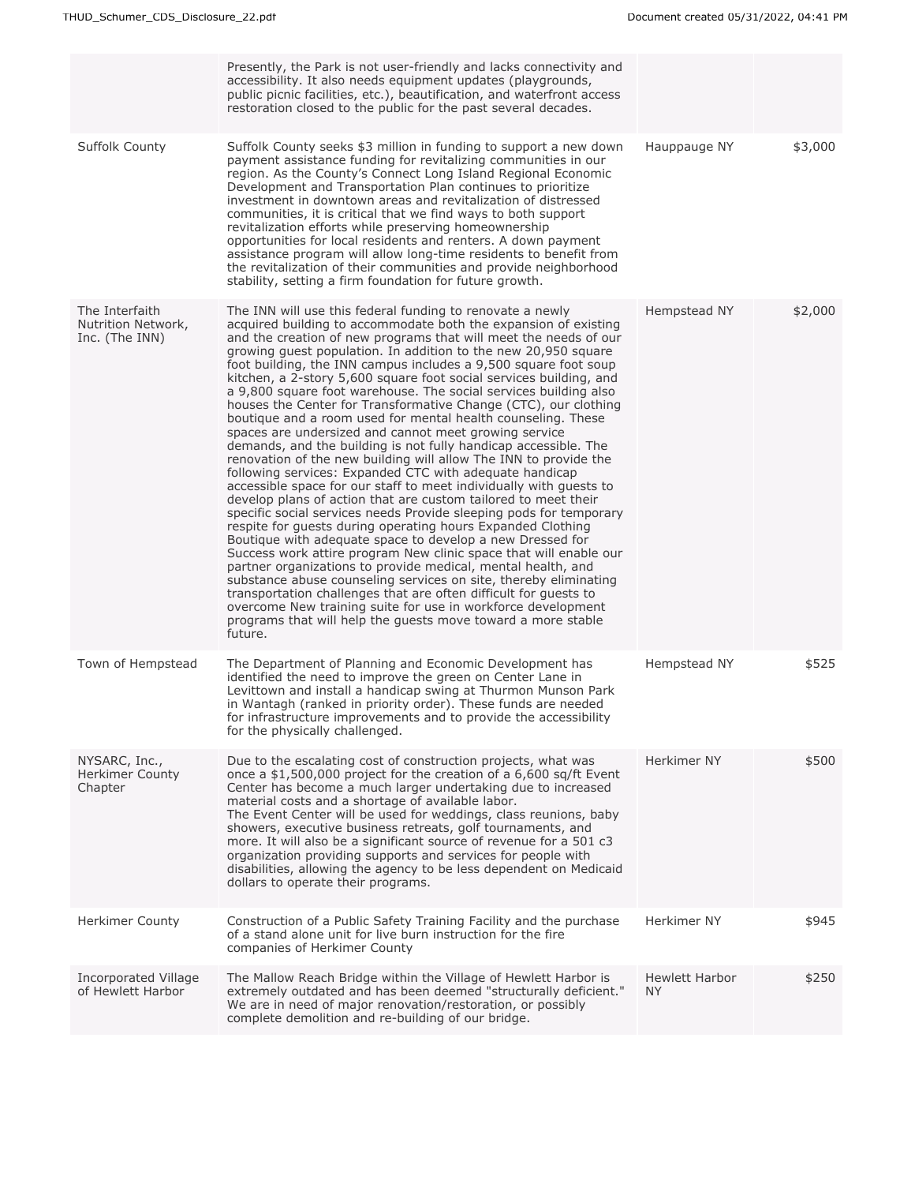| | | | |
|---|---|---|---|
| | Presently, the Park is not user-friendly and lacks connectivity and accessibility. It also needs equipment updates (playgrounds, public picnic facilities, etc.), beautification, and waterfront access restoration closed to the public for the past several decades. | | |
| Suffolk County | Suffolk County seeks $3 million in funding to support a new down payment assistance funding for revitalizing communities in our region. As the County's Connect Long Island Regional Economic Development and Transportation Plan continues to prioritize investment in downtown areas and revitalization of distressed communities, it is critical that we find ways to both support revitalization efforts while preserving homeownership opportunities for local residents and renters. A down payment assistance program will allow long-time residents to benefit from the revitalization of their communities and provide neighborhood stability, setting a firm foundation for future growth. | Hauppauge NY | $3,000 |
| The Interfaith Nutrition Network, Inc. (The INN) | The INN will use this federal funding to renovate a newly acquired building to accommodate both the expansion of existing and the creation of new programs that will meet the needs of our growing guest population. In addition to the new 20,950 square foot building, the INN campus includes a 9,500 square foot soup kitchen, a 2-story 5,600 square foot social services building, and a 9,800 square foot warehouse. The social services building also houses the Center for Transformative Change (CTC), our clothing boutique and a room used for mental health counseling. These spaces are undersized and cannot meet growing service demands, and the building is not fully handicap accessible. The renovation of the new building will allow The INN to provide the following services: Expanded CTC with adequate handicap accessible space for our staff to meet individually with guests to develop plans of action that are custom tailored to meet their specific social services needs Provide sleeping pods for temporary respite for guests during operating hours Expanded Clothing Boutique with adequate space to develop a new Dressed for Success work attire program New clinic space that will enable our partner organizations to provide medical, mental health, and substance abuse counseling services on site, thereby eliminating transportation challenges that are often difficult for guests to overcome New training suite for use in workforce development programs that will help the guests move toward a more stable future. | Hempstead NY | $2,000 |
| Town of Hempstead | The Department of Planning and Economic Development has identified the need to improve the green on Center Lane in Levittown and install a handicap swing at Thurmon Munson Park in Wantagh (ranked in priority order). These funds are needed for infrastructure improvements and to provide the accessibility for the physically challenged. | Hempstead NY | $525 |
| NYSARC, Inc., Herkimer County Chapter | Due to the escalating cost of construction projects, what was once a $1,500,000 project for the creation of a 6,600 sq/ft Event Center has become a much larger undertaking due to increased material costs and a shortage of available labor.<br>The Event Center will be used for weddings, class reunions, baby showers, executive business retreats, golf tournaments, and more. It will also be a significant source of revenue for a 501 c3 organization providing supports and services for people with disabilities, allowing the agency to be less dependent on Medicaid dollars to operate their programs. | Herkimer NY | $500 |
| Herkimer County | Construction of a Public Safety Training Facility and the purchase of a stand alone unit for live burn instruction for the fire companies of Herkimer County | Herkimer NY | $945 |
| Incorporated Village of Hewlett Harbor | The Mallow Reach Bridge within the Village of Hewlett Harbor is extremely outdated and has been deemed "structurally deficient." We are in need of major renovation/restoration, or possibly complete demolition and re-building of our bridge. | Hewlett Harbor NY | $250 |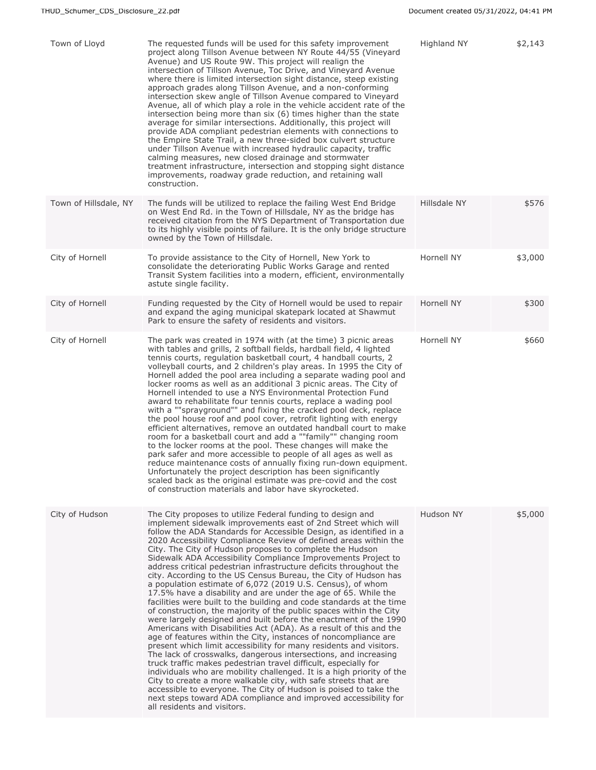| | | | |
|---|---|---|---|
| Town of Lloyd | The requested funds will be used for this safety improvement project along Tillson Avenue between NY Route 44/55 (Vineyard Avenue) and US Route 9W. This project will realign the intersection of Tillson Avenue, Toc Drive, and Vineyard Avenue where there is limited intersection sight distance, steep existing approach grades along Tillson Avenue, and a non-conforming intersection skew angle of Tillson Avenue compared to Vineyard Avenue, all of which play a role in the vehicle accident rate of the intersection being more than six (6) times higher than the state average for similar intersections. Additionally, this project will provide ADA compliant pedestrian elements with connections to the Empire State Trail, a new three-sided box culvert structure under Tillson Avenue with increased hydraulic capacity, traffic calming measures, new closed drainage and stormwater treatment infrastructure, intersection and stopping sight distance improvements, roadway grade reduction, and retaining wall construction. | Highland NY | $2,143 |
| Town of Hillsdale, NY | The funds will be utilized to replace the failing West End Bridge on West End Rd. in the Town of Hillsdale, NY as the bridge has received citation from the NYS Department of Transportation due to its highly visible points of failure. It is the only bridge structure owned by the Town of Hillsdale. | Hillsdale NY | $576 |
| City of Hornell | To provide assistance to the City of Hornell, New York to consolidate the deteriorating Public Works Garage and rented Transit System facilities into a modern, efficient, environmentally astute single facility. | Hornell NY | $3,000 |
| City of Hornell | Funding requested by the City of Hornell would be used to repair and expand the aging municipal skatepark located at Shawmut Park to ensure the safety of residents and visitors. | Hornell NY | $300 |
| City of Hornell | The park was created in 1974 with (at the time) 3 picnic areas with tables and grills, 2 softball fields, hardball field, 4 lighted tennis courts, regulation basketball court, 4 handball courts, 2 volleyball courts, and 2 children's play areas. In 1995 the City of Hornell added the pool area including a separate wading pool and locker rooms as well as an additional 3 picnic areas. The City of Hornell intended to use a NYS Environmental Protection Fund award to rehabilitate four tennis courts, replace a wading pool with a ""sprayground"" and fixing the cracked pool deck, replace the pool house roof and pool cover, retrofit lighting with energy efficient alternatives, remove an outdated handball court to make room for a basketball court and add a ""family"" changing room to the locker rooms at the pool. These changes will make the park safer and more accessible to people of all ages as well as reduce maintenance costs of annually fixing run-down equipment. Unfortunately the project description has been significantly scaled back as the original estimate was pre-covid and the cost of construction materials and labor have skyrocketed. | Hornell NY | $660 |
| City of Hudson | The City proposes to utilize Federal funding to design and implement sidewalk improvements east of 2nd Street which will follow the ADA Standards for Accessible Design, as identified in a 2020 Accessibility Compliance Review of defined areas within the City. The City of Hudson proposes to complete the Hudson Sidewalk ADA Accessibility Compliance Improvements Project to address critical pedestrian infrastructure deficits throughout the city. According to the US Census Bureau, the City of Hudson has a population estimate of 6,072 (2019 U.S. Census), of whom 17.5% have a disability and are under the age of 65. While the facilities were built to the building and code standards at the time of construction, the majority of the public spaces within the City were largely designed and built before the enactment of the 1990 Americans with Disabilities Act (ADA). As a result of this and the age of features within the City, instances of noncompliance are present which limit accessibility for many residents and visitors. The lack of crosswalks, dangerous intersections, and increasing truck traffic makes pedestrian travel difficult, especially for individuals who are mobility challenged. It is a high priority of the City to create a more walkable city, with safe streets that are accessible to everyone. The City of Hudson is poised to take the next steps toward ADA compliance and improved accessibility for all residents and visitors. | Hudson NY | $5,000 |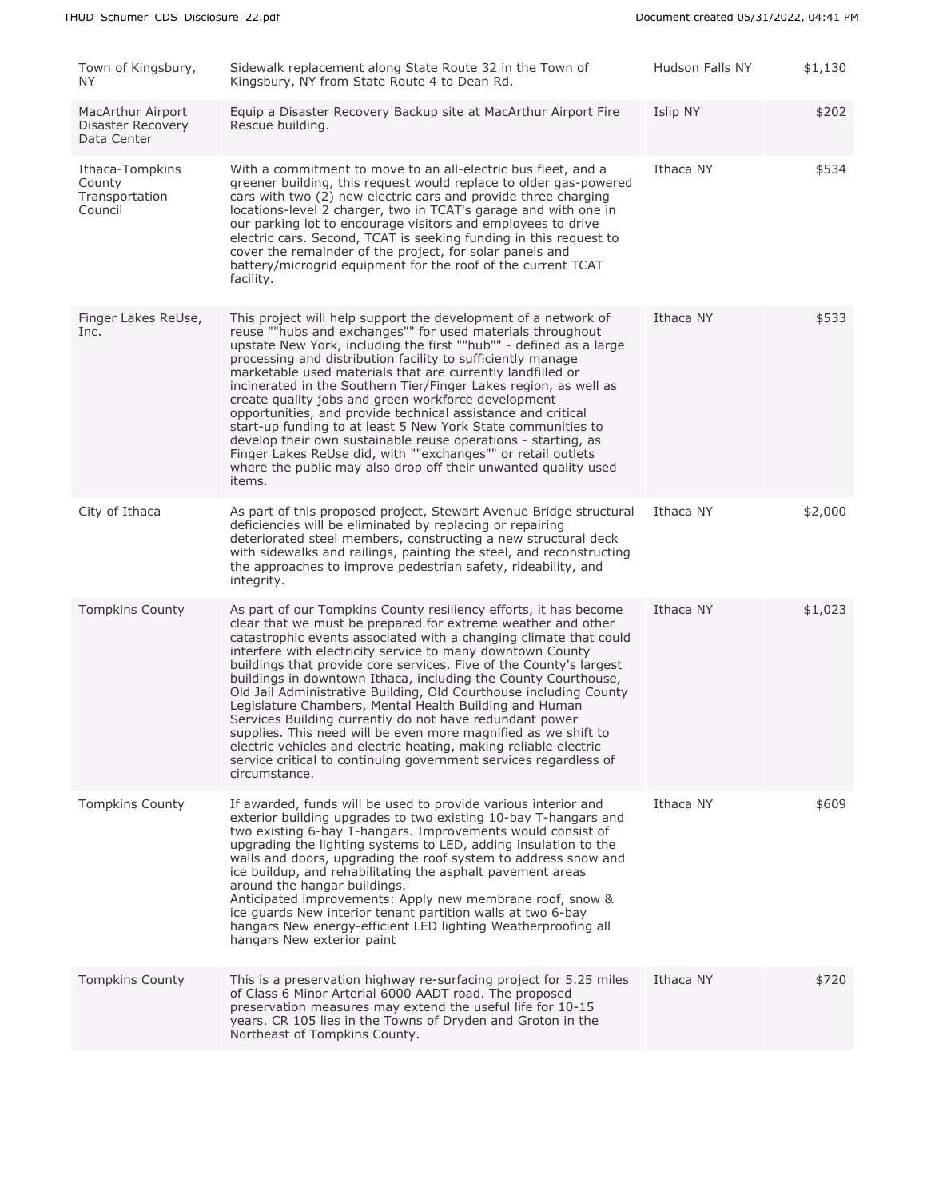| | | | |
|---|---|---|---|
| Town of Kingsbury, NY | Sidewalk replacement along State Route 32 in the Town of Kingsbury, NY from State Route 4 to Dean Rd. | Hudson Falls NY | $1,130 |
| MacArthur Airport Disaster Recovery Data Center | Equip a Disaster Recovery Backup site at MacArthur Airport Fire Rescue building. | Islip NY | $202 |
| Ithaca-Tompkins County Transportation Council | With a commitment to move to an all-electric bus fleet, and a greener building, this request would replace to older gas-powered cars with two (2) new electric cars and provide three charging locations-level 2 charger, two in TCAT's garage and with one in our parking lot to encourage visitors and employees to drive electric cars. Second, TCAT is seeking funding in this request to cover the remainder of the project, for solar panels and battery/microgrid equipment for the roof of the current TCAT facility. | Ithaca NY | $534 |
| Finger Lakes ReUse, Inc. | This project will help support the development of a network of reuse ""hubs and exchanges"" for used materials throughout upstate New York, including the first ""hub"" - defined as a large processing and distribution facility to sufficiently manage marketable used materials that are currently landfilled or incinerated in the Southern Tier/Finger Lakes region, as well as create quality jobs and green workforce development opportunities, and provide technical assistance and critical start-up funding to at least 5 New York State communities to develop their own sustainable reuse operations - starting, as Finger Lakes ReUse did, with ""exchanges"" or retail outlets where the public may also drop off their unwanted quality used items. | Ithaca NY | $533 |
| City of Ithaca | As part of this proposed project, Stewart Avenue Bridge structural deficiencies will be eliminated by replacing or repairing deteriorated steel members, constructing a new structural deck with sidewalks and railings, painting the steel, and reconstructing the approaches to improve pedestrian safety, rideability, and integrity. | Ithaca NY | $2,000 |
| Tompkins County | As part of our Tompkins County resiliency efforts, it has become clear that we must be prepared for extreme weather and other catastrophic events associated with a changing climate that could interfere with electricity service to many downtown County buildings that provide core services. Five of the County's largest buildings in downtown Ithaca, including the County Courthouse, Old Jail Administrative Building, Old Courthouse including County Legislature Chambers, Mental Health Building and Human Services Building currently do not have redundant power supplies. This need will be even more magnified as we shift to electric vehicles and electric heating, making reliable electric service critical to continuing government services regardless of circumstance. | Ithaca NY | $1,023 |
| Tompkins County | If awarded, funds will be used to provide various interior and exterior building upgrades to two existing 10-bay T-hangars and two existing 6-bay T-hangars. Improvements would consist of upgrading the lighting systems to LED, adding insulation to the walls and doors, upgrading the roof system to address snow and ice buildup, and rehabilitating the asphalt pavement areas around the hangar buildings. Anticipated improvements: Apply new membrane roof, snow & ice guards New interior tenant partition walls at two 6-bay hangars New energy-efficient LED lighting Weatherproofing all hangars New exterior paint | Ithaca NY | $609 |
| Tompkins County | This is a preservation highway re-surfacing project for 5.25 miles of Class 6 Minor Arterial 6000 AADT road. The proposed preservation measures may extend the useful life for 10-15 years. CR 105 lies in the Towns of Dryden and Groton in the Northeast of Tompkins County. | Ithaca NY | $720 |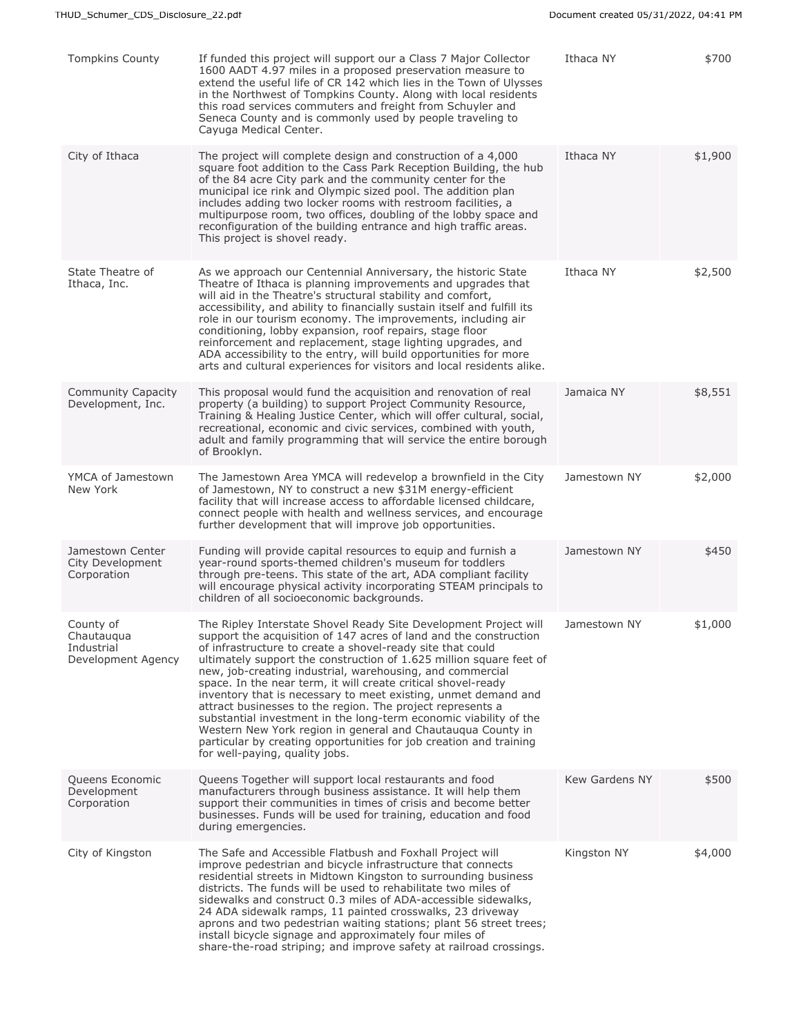| | | | |
|---|---|---|---|
| Tompkins County | If funded this project will support our a Class 7 Major Collector 1600 AADT 4.97 miles in a proposed preservation measure to extend the useful life of CR 142 which lies in the Town of Ulysses in the Northwest of Tompkins County. Along with local residents this road services commuters and freight from Schuyler and Seneca County and is commonly used by people traveling to Cayuga Medical Center. | Ithaca NY | $700 |
| City of Ithaca | The project will complete design and construction of a 4,000 square foot addition to the Cass Park Reception Building, the hub of the 84 acre City park and the community center for the municipal ice rink and Olympic sized pool. The addition plan includes adding two locker rooms with restroom facilities, a multipurpose room, two offices, doubling of the lobby space and reconfiguration of the building entrance and high traffic areas. This project is shovel ready. | Ithaca NY | $1,900 |
| State Theatre of Ithaca, Inc. | As we approach our Centennial Anniversary, the historic State Theatre of Ithaca is planning improvements and upgrades that will aid in the Theatre's structural stability and comfort, accessibility, and ability to financially sustain itself and fulfill its role in our tourism economy. The improvements, including air conditioning, lobby expansion, roof repairs, stage floor reinforcement and replacement, stage lighting upgrades, and ADA accessibility to the entry, will build opportunities for more arts and cultural experiences for visitors and local residents alike. | Ithaca NY | $2,500 |
| Community Capacity Development, Inc. | This proposal would fund the acquisition and renovation of real property (a building) to support Project Community Resource, Training & Healing Justice Center, which will offer cultural, social, recreational, economic and civic services, combined with youth, adult and family programming that will service the entire borough of Brooklyn. | Jamaica NY | $8,551 |
| YMCA of Jamestown New York | The Jamestown Area YMCA will redevelop a brownfield in the City of Jamestown, NY to construct a new $31M energy-efficient facility that will increase access to affordable licensed childcare, connect people with health and wellness services, and encourage further development that will improve job opportunities. | Jamestown NY | $2,000 |
| Jamestown Center City Development Corporation | Funding will provide capital resources to equip and furnish a year-round sports-themed children's museum for toddlers through pre-teens. This state of the art, ADA compliant facility will encourage physical activity incorporating STEAM principals to children of all socioeconomic backgrounds. | Jamestown NY | $450 |
| County of Chautauqua Industrial Development Agency | The Ripley Interstate Shovel Ready Site Development Project will support the acquisition of 147 acres of land and the construction of infrastructure to create a shovel-ready site that could ultimately support the construction of 1.625 million square feet of new, job-creating industrial, warehousing, and commercial space. In the near term, it will create critical shovel-ready inventory that is necessary to meet existing, unmet demand and attract businesses to the region. The project represents a substantial investment in the long-term economic viability of the Western New York region in general and Chautauqua County in particular by creating opportunities for job creation and training for well-paying, quality jobs. | Jamestown NY | $1,000 |
| Queens Economic Development Corporation | Queens Together will support local restaurants and food manufacturers through business assistance. It will help them support their communities in times of crisis and become better businesses. Funds will be used for training, education and food during emergencies. | Kew Gardens NY | $500 |
| City of Kingston | The Safe and Accessible Flatbush and Foxhall Project will improve pedestrian and bicycle infrastructure that connects residential streets in Midtown Kingston to surrounding business districts. The funds will be used to rehabilitate two miles of sidewalks and construct 0.3 miles of ADA-accessible sidewalks, 24 ADA sidewalk ramps, 11 painted crosswalks, 23 driveway aprons and two pedestrian waiting stations; plant 56 street trees; install bicycle signage and approximately four miles of share-the-road striping; and improve safety at railroad crossings. | Kingston NY | $4,000 |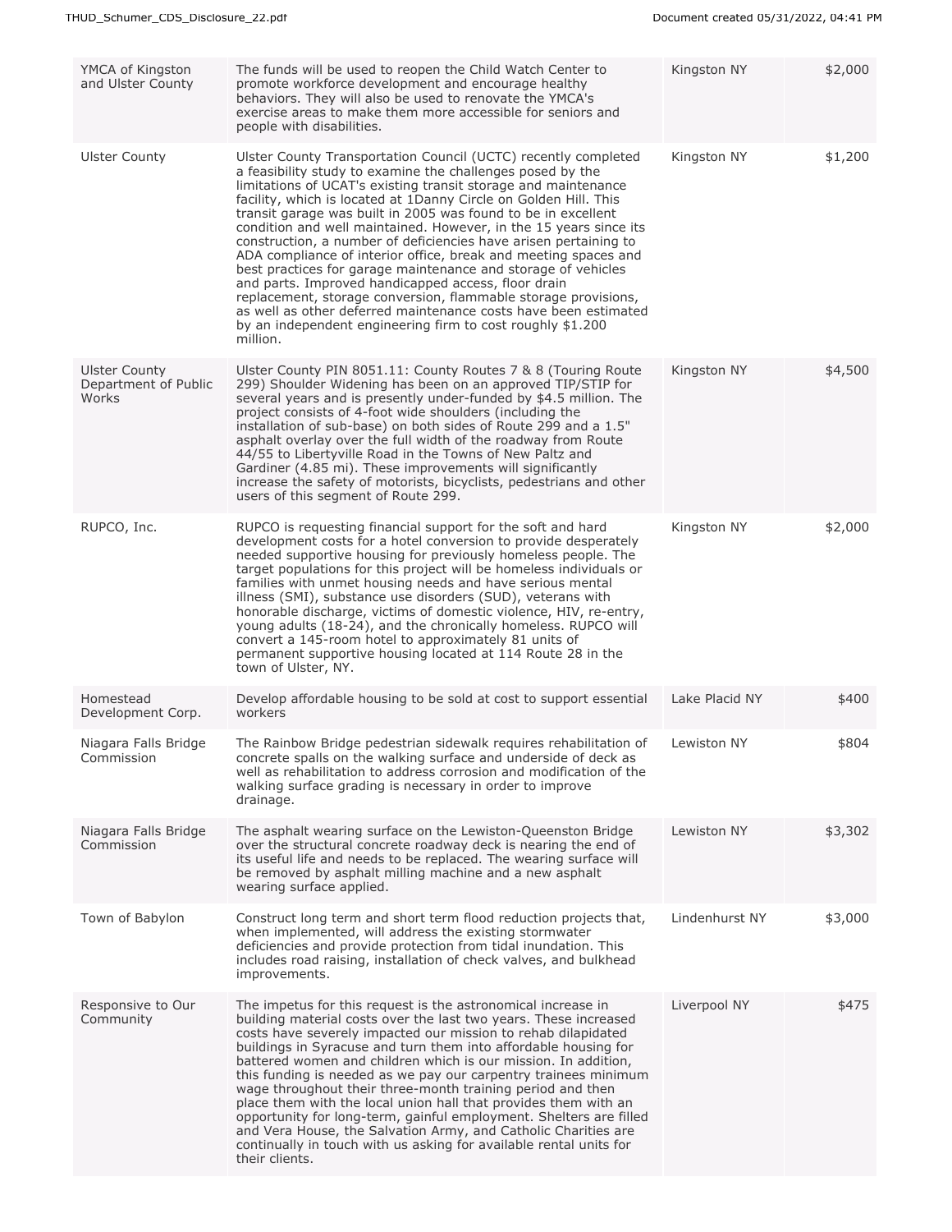| | | | |
|---|---|---|---|
| YMCA of Kingston and Ulster County | The funds will be used to reopen the Child Watch Center to promote workforce development and encourage healthy behaviors. They will also be used to renovate the YMCA's exercise areas to make them more accessible for seniors and people with disabilities. | Kingston NY | $2,000 |
| Ulster County | Ulster County Transportation Council (UCTC) recently completed a feasibility study to examine the challenges posed by the limitations of UCAT's existing transit storage and maintenance facility, which is located at 1Danny Circle on Golden Hill. This transit garage was built in 2005 was found to be in excellent condition and well maintained. However, in the 15 years since its construction, a number of deficiencies have arisen pertaining to ADA compliance of interior office, break and meeting spaces and best practices for garage maintenance and storage of vehicles and parts. Improved handicapped access, floor drain replacement, storage conversion, flammable storage provisions, as well as other deferred maintenance costs have been estimated by an independent engineering firm to cost roughly $1.200 million. | Kingston NY | $1,200 |
| Ulster County Department of Public Works | Ulster County PIN 8051.11: County Routes 7 & 8 (Touring Route 299) Shoulder Widening has been on an approved TIP/STIP for several years and is presently under-funded by $4.5 million. The project consists of 4-foot wide shoulders (including the installation of sub-base) on both sides of Route 299 and a 1.5" asphalt overlay over the full width of the roadway from Route 44/55 to Libertyville Road in the Towns of New Paltz and Gardiner (4.85 mi). These improvements will significantly increase the safety of motorists, bicyclists, pedestrians and other users of this segment of Route 299. | Kingston NY | $4,500 |
| RUPCO, Inc. | RUPCO is requesting financial support for the soft and hard development costs for a hotel conversion to provide desperately needed supportive housing for previously homeless people. The target populations for this project will be homeless individuals or families with unmet housing needs and have serious mental illness (SMI), substance use disorders (SUD), veterans with honorable discharge, victims of domestic violence, HIV, re-entry, young adults (18-24), and the chronically homeless. RUPCO will convert a 145-room hotel to approximately 81 units of permanent supportive housing located at 114 Route 28 in the town of Ulster, NY. | Kingston NY | $2,000 |
| Homestead Development Corp. | Develop affordable housing to be sold at cost to support essential workers | Lake Placid NY | $400 |
| Niagara Falls Bridge Commission | The Rainbow Bridge pedestrian sidewalk requires rehabilitation of concrete spalls on the walking surface and underside of deck as well as rehabilitation to address corrosion and modification of the walking surface grading is necessary in order to improve drainage. | Lewiston NY | $804 |
| Niagara Falls Bridge Commission | The asphalt wearing surface on the Lewiston-Queenston Bridge over the structural concrete roadway deck is nearing the end of its useful life and needs to be replaced. The wearing surface will be removed by asphalt milling machine and a new asphalt wearing surface applied. | Lewiston NY | $3,302 |
| Town of Babylon | Construct long term and short term flood reduction projects that, when implemented, will address the existing stormwater deficiencies and provide protection from tidal inundation. This includes road raising, installation of check valves, and bulkhead improvements. | Lindenhurst NY | $3,000 |
| Responsive to Our Community | The impetus for this request is the astronomical increase in building material costs over the last two years. These increased costs have severely impacted our mission to rehab dilapidated buildings in Syracuse and turn them into affordable housing for battered women and children which is our mission. In addition, this funding is needed as we pay our carpentry trainees minimum wage throughout their three-month training period and then place them with the local union hall that provides them with an opportunity for long-term, gainful employment. Shelters are filled and Vera House, the Salvation Army, and Catholic Charities are continually in touch with us asking for available rental units for their clients. | Liverpool NY | $475 |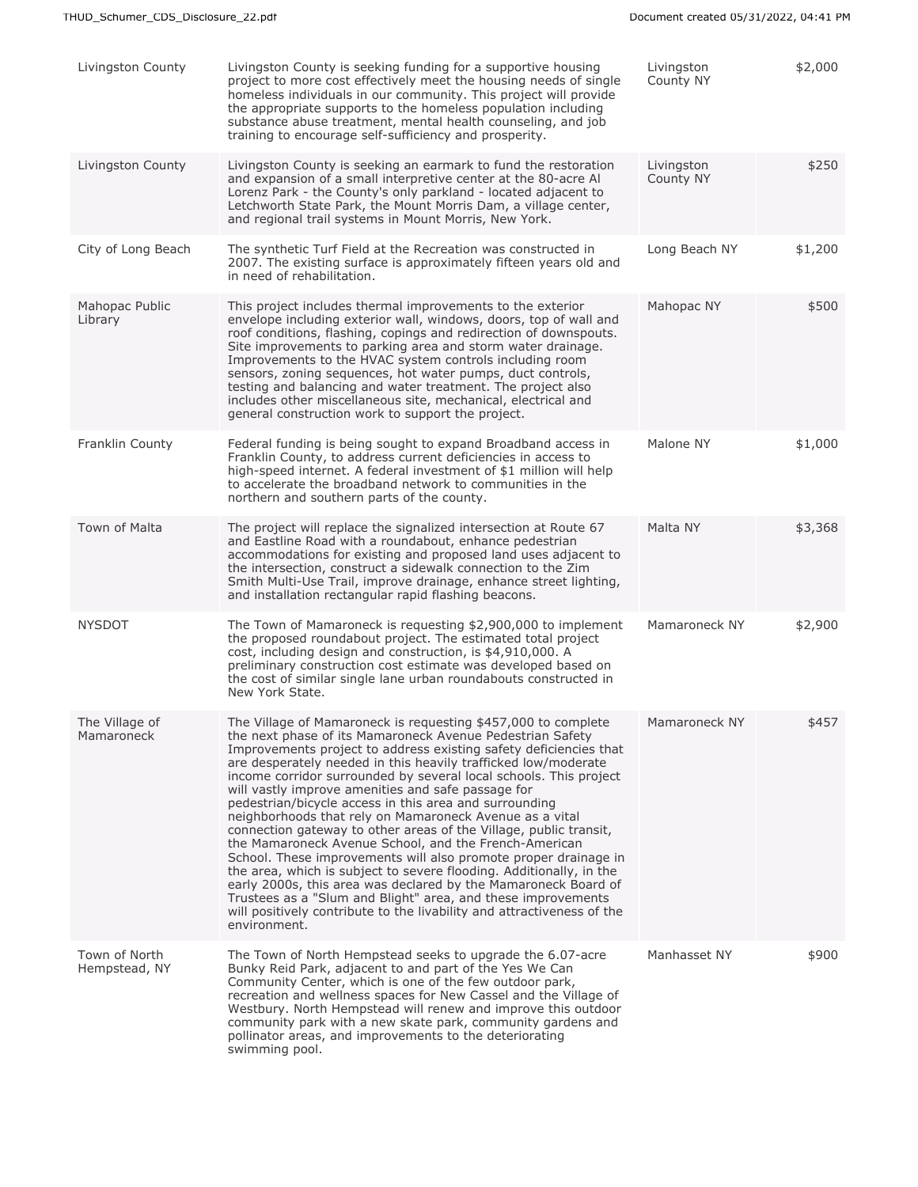| | | | |
|---|---|---|---|
| Livingston County | Livingston County is seeking funding for a supportive housing project to more cost effectively meet the housing needs of single homeless individuals in our community. This project will provide the appropriate supports to the homeless population including substance abuse treatment, mental health counseling, and job training to encourage self-sufficiency and prosperity. | Livingston County NY | $2,000 |
| Livingston County | Livingston County is seeking an earmark to fund the restoration and expansion of a small interpretive center at the 80-acre Al Lorenz Park - the County's only parkland - located adjacent to Letchworth State Park, the Mount Morris Dam, a village center, and regional trail systems in Mount Morris, New York. | Livingston County NY | $250 |
| City of Long Beach | The synthetic Turf Field at the Recreation was constructed in 2007. The existing surface is approximately fifteen years old and in need of rehabilitation. | Long Beach NY | $1,200 |
| Mahopac Public Library | This project includes thermal improvements to the exterior envelope including exterior wall, windows, doors, top of wall and roof conditions, flashing, copings and redirection of downspouts. Site improvements to parking area and storm water drainage. Improvements to the HVAC system controls including room sensors, zoning sequences, hot water pumps, duct controls, testing and balancing and water treatment. The project also includes other miscellaneous site, mechanical, electrical and general construction work to support the project. | Mahopac NY | $500 |
| Franklin County | Federal funding is being sought to expand Broadband access in Franklin County, to address current deficiencies in access to high-speed internet. A federal investment of $1 million will help to accelerate the broadband network to communities in the northern and southern parts of the county. | Malone NY | $1,000 |
| Town of Malta | The project will replace the signalized intersection at Route 67 and Eastline Road with a roundabout, enhance pedestrian accommodations for existing and proposed land uses adjacent to the intersection, construct a sidewalk connection to the Zim Smith Multi-Use Trail, improve drainage, enhance street lighting, and installation rectangular rapid flashing beacons. | Malta NY | $3,368 |
| NYSDOT | The Town of Mamaroneck is requesting $2,900,000 to implement the proposed roundabout project. The estimated total project cost, including design and construction, is $4,910,000. A preliminary construction cost estimate was developed based on the cost of similar single lane urban roundabouts constructed in New York State. | Mamaroneck NY | $2,900 |
| The Village of Mamaroneck | The Village of Mamaroneck is requesting $457,000 to complete the next phase of its Mamaroneck Avenue Pedestrian Safety Improvements project to address existing safety deficiencies that are desperately needed in this heavily trafficked low/moderate income corridor surrounded by several local schools. This project will vastly improve amenities and safe passage for pedestrian/bicycle access in this area and surrounding neighborhoods that rely on Mamaroneck Avenue as a vital connection gateway to other areas of the Village, public transit, the Mamaroneck Avenue School, and the French-American School. These improvements will also promote proper drainage in the area, which is subject to severe flooding. Additionally, in the early 2000s, this area was declared by the Mamaroneck Board of Trustees as a "Slum and Blight" area, and these improvements will positively contribute to the livability and attractiveness of the environment. | Mamaroneck NY | $457 |
| Town of North Hempstead, NY | The Town of North Hempstead seeks to upgrade the 6.07-acre Bunky Reid Park, adjacent to and part of the Yes We Can Community Center, which is one of the few outdoor park, recreation and wellness spaces for New Cassel and the Village of Westbury. North Hempstead will renew and improve this outdoor community park with a new skate park, community gardens and pollinator areas, and improvements to the deteriorating swimming pool. | Manhasset NY | $900 |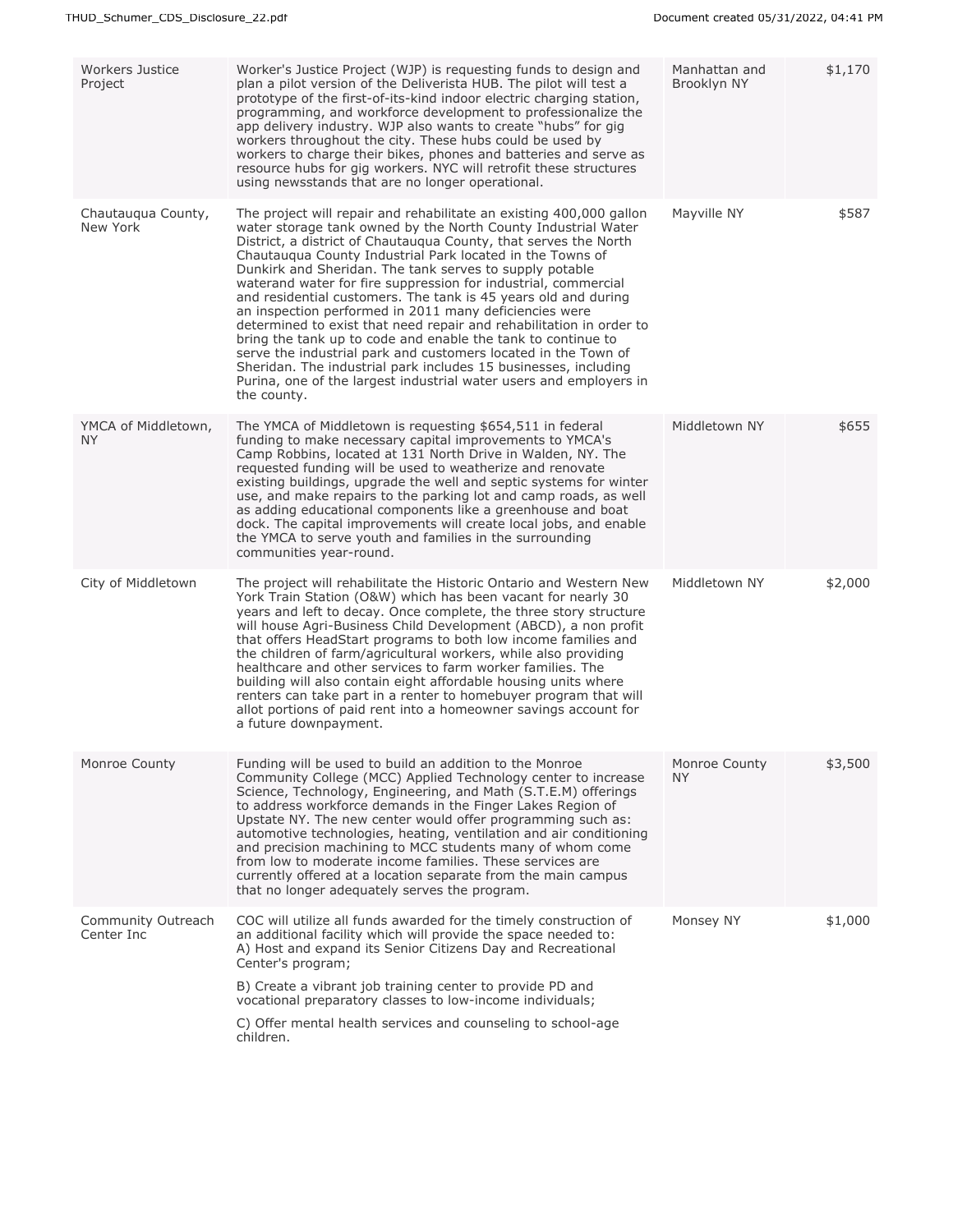| | | | |
|---|---|---|---|
| Workers Justice Project | Worker's Justice Project (WJP) is requesting funds to design and plan a pilot version of the Deliverista HUB. The pilot will test a prototype of the first-of-its-kind indoor electric charging station, programming, and workforce development to professionalize the app delivery industry. WJP also wants to create "hubs" for gig workers throughout the city. These hubs could be used by workers to charge their bikes, phones and batteries and serve as resource hubs for gig workers. NYC will retrofit these structures using newsstands that are no longer operational. | Manhattan and Brooklyn NY | $1,170 |
| Chautauqua County, New York | The project will repair and rehabilitate an existing 400,000 gallon water storage tank owned by the North County Industrial Water District, a district of Chautauqua County, that serves the North Chautauqua County Industrial Park located in the Towns of Dunkirk and Sheridan. The tank serves to supply potable waterand water for fire suppression for industrial, commercial and residential customers. The tank is 45 years old and during an inspection performed in 2011 many deficiencies were determined to exist that need repair and rehabilitation in order to bring the tank up to code and enable the tank to continue to serve the industrial park and customers located in the Town of Sheridan. The industrial park includes 15 businesses, including Purina, one of the largest industrial water users and employers in the county. | Mayville NY | $587 |
| YMCA of Middletown, NY | The YMCA of Middletown is requesting $654,511 in federal funding to make necessary capital improvements to YMCA's Camp Robbins, located at 131 North Drive in Walden, NY. The requested funding will be used to weatherize and renovate existing buildings, upgrade the well and septic systems for winter use, and make repairs to the parking lot and camp roads, as well as adding educational components like a greenhouse and boat dock. The capital improvements will create local jobs, and enable the YMCA to serve youth and families in the surrounding communities year-round. | Middletown NY | $655 |
| City of Middletown | The project will rehabilitate the Historic Ontario and Western New York Train Station (O&W) which has been vacant for nearly 30 years and left to decay. Once complete, the three story structure will house Agri-Business Child Development (ABCD), a non profit that offers HeadStart programs to both low income families and the children of farm/agricultural workers, while also providing healthcare and other services to farm worker families. The building will also contain eight affordable housing units where renters can take part in a renter to homebuyer program that will allot portions of paid rent into a homeowner savings account for a future downpayment. | Middletown NY | $2,000 |
| Monroe County | Funding will be used to build an addition to the Monroe Community College (MCC) Applied Technology center to increase Science, Technology, Engineering, and Math (S.T.E.M) offerings to address workforce demands in the Finger Lakes Region of Upstate NY. The new center would offer programming such as: automotive technologies, heating, ventilation and air conditioning and precision machining to MCC students many of whom come from low to moderate income families. These services are currently offered at a location separate from the main campus that no longer adequately serves the program. | Monroe County NY | $3,500 |
| Community Outreach Center Inc | COC will utilize all funds awarded for the timely construction of an additional facility which will provide the space needed to: A) Host and expand its Senior Citizens Day and Recreational Center's program; B) Create a vibrant job training center to provide PD and vocational preparatory classes to low-income individuals; C) Offer mental health services and counseling to school-age children. | Monsey NY | $1,000 |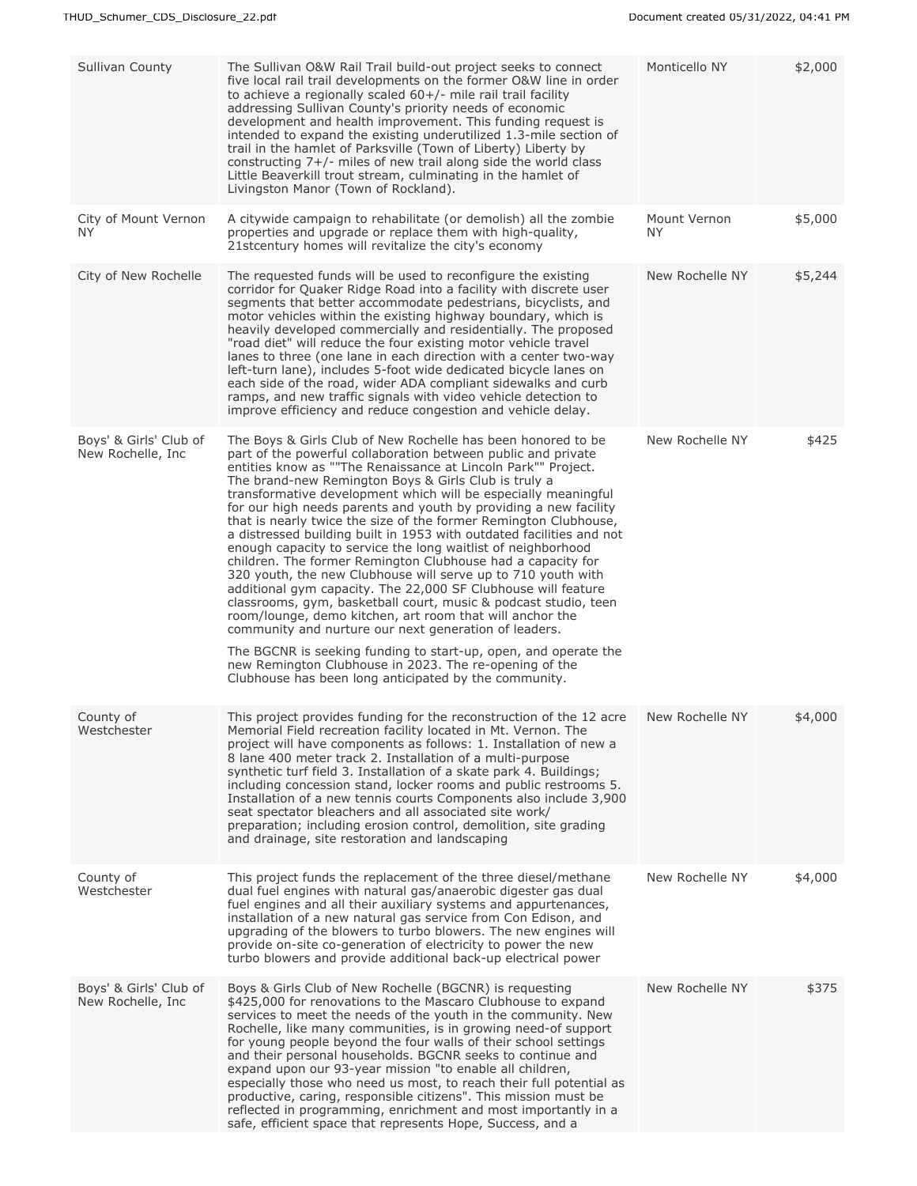| | | | |
|---|---|---|---|
| Sullivan County | The Sullivan O&W Rail Trail build-out project seeks to connect five local rail trail developments on the former O&W line in order to achieve a regionally scaled 60+/- mile rail trail facility addressing Sullivan County's priority needs of economic development and health improvement. This funding request is intended to expand the existing underutilized 1.3-mile section of trail in the hamlet of Parksville (Town of Liberty) Liberty by constructing 7+/- miles of new trail along side the world class Little Beaverkill trout stream, culminating in the hamlet of Livingston Manor (Town of Rockland). | Monticello NY | $2,000 |
| City of Mount Vernon NY | A citywide campaign to rehabilitate (or demolish) all the zombie properties and upgrade or replace them with high-quality, 21stcentury homes will revitalize the city's economy | Mount Vernon NY | $5,000 |
| City of New Rochelle | The requested funds will be used to reconfigure the existing corridor for Quaker Ridge Road into a facility with discrete user segments that better accommodate pedestrians, bicyclists, and motor vehicles within the existing highway boundary, which is heavily developed commercially and residentially. The proposed "road diet" will reduce the four existing motor vehicle travel lanes to three (one lane in each direction with a center two-way left-turn lane), includes 5-foot wide dedicated bicycle lanes on each side of the road, wider ADA compliant sidewalks and curb ramps, and new traffic signals with video vehicle detection to improve efficiency and reduce congestion and vehicle delay. | New Rochelle NY | $5,244 |
| Boys' & Girls' Club of New Rochelle, Inc | The Boys & Girls Club of New Rochelle has been honored to be part of the powerful collaboration between public and private entities know as ""The Renaissance at Lincoln Park"" Project. The brand-new Remington Boys & Girls Club is truly a transformative development which will be especially meaningful for our high needs parents and youth by providing a new facility that is nearly twice the size of the former Remington Clubhouse, a distressed building built in 1953 with outdated facilities and not enough capacity to service the long waitlist of neighborhood children. The former Remington Clubhouse had a capacity for 320 youth, the new Clubhouse will serve up to 710 youth with additional gym capacity. The 22,000 SF Clubhouse will feature classrooms, gym, basketball court, music & podcast studio, teen room/lounge, demo kitchen, art room that will anchor the community and nurture our next generation of leaders.<br><br>The BGCNR is seeking funding to start-up, open, and operate the new Remington Clubhouse in 2023. The re-opening of the Clubhouse has been long anticipated by the community. | New Rochelle NY | $425 |
| County of Westchester | This project provides funding for the reconstruction of the 12 acre Memorial Field recreation facility located in Mt. Vernon. The project will have components as follows: 1. Installation of new a 8 lane 400 meter track 2. Installation of a multi-purpose synthetic turf field 3. Installation of a skate park 4. Buildings; including concession stand, locker rooms and public restrooms 5. Installation of a new tennis courts Components also include 3,900 seat spectator bleachers and all associated site work/ preparation; including erosion control, demolition, site grading and drainage, site restoration and landscaping | New Rochelle NY | $4,000 |
| County of Westchester | This project funds the replacement of the three diesel/methane dual fuel engines with natural gas/anaerobic digester gas dual fuel engines and all their auxiliary systems and appurtenances, installation of a new natural gas service from Con Edison, and upgrading of the blowers to turbo blowers. The new engines will provide on-site co-generation of electricity to power the new turbo blowers and provide additional back-up electrical power | New Rochelle NY | $4,000 |
| Boys' & Girls' Club of New Rochelle, Inc | Boys & Girls Club of New Rochelle (BGCNR) is requesting $425,000 for renovations to the Mascaro Clubhouse to expand services to meet the needs of the youth in the community. New Rochelle, like many communities, is in growing need-of support for young people beyond the four walls of their school settings and their personal households. BGCNR seeks to continue and expand upon our 93-year mission "to enable all children, especially those who need us most, to reach their full potential as productive, caring, responsible citizens". This mission must be reflected in programming, enrichment and most importantly in a safe, efficient space that represents Hope, Success, and a | New Rochelle NY | $375 |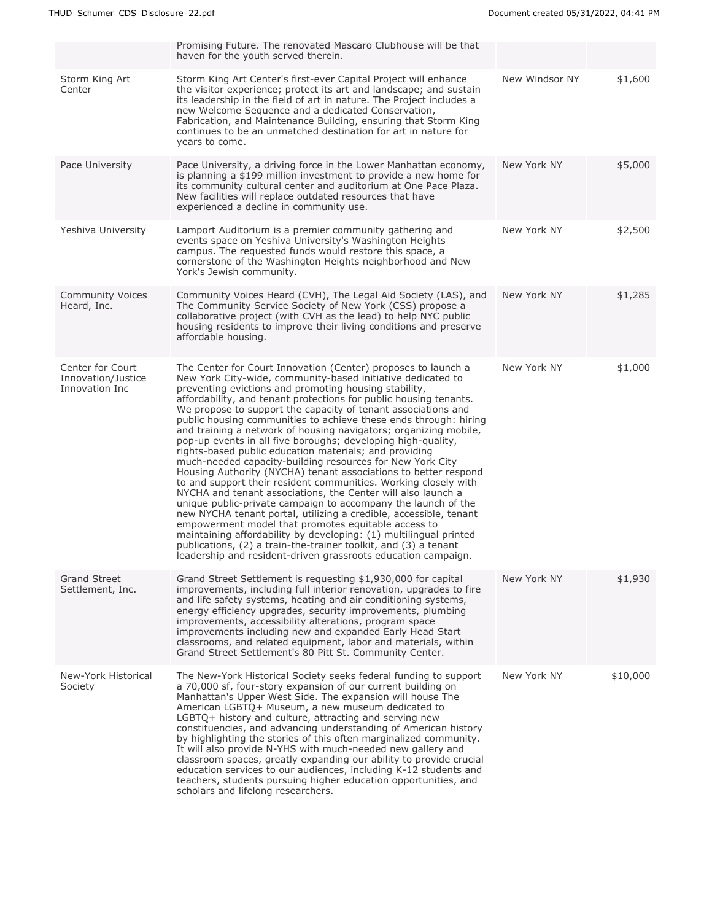| | | | |
|---|---|---|---|
| | Promising Future. The renovated Mascaro Clubhouse will be that haven for the youth served therein. | | |
| Storm King Art Center | Storm King Art Center's first-ever Capital Project will enhance the visitor experience; protect its art and landscape; and sustain its leadership in the field of art in nature. The Project includes a new Welcome Sequence and a dedicated Conservation, Fabrication, and Maintenance Building, ensuring that Storm King continues to be an unmatched destination for art in nature for years to come. | New Windsor NY | $1,600 |
| Pace University | Pace University, a driving force in the Lower Manhattan economy, is planning a $199 million investment to provide a new home for its community cultural center and auditorium at One Pace Plaza. New facilities will replace outdated resources that have experienced a decline in community use. | New York NY | $5,000 |
| Yeshiva University | Lamport Auditorium is a premier community gathering and events space on Yeshiva University's Washington Heights campus. The requested funds would restore this space, a cornerstone of the Washington Heights neighborhood and New York's Jewish community. | New York NY | $2,500 |
| Community Voices Heard, Inc. | Community Voices Heard (CVH), The Legal Aid Society (LAS), and The Community Service Society of New York (CSS) propose a collaborative project (with CVH as the lead) to help NYC public housing residents to improve their living conditions and preserve affordable housing. | New York NY | $1,285 |
| Center for Court Innovation/Justice Innovation Inc | The Center for Court Innovation (Center) proposes to launch a New York City-wide, community-based initiative dedicated to preventing evictions and promoting housing stability, affordability, and tenant protections for public housing tenants. We propose to support the capacity of tenant associations and public housing communities to achieve these ends through: hiring and training a network of housing navigators; organizing mobile, pop-up events in all five boroughs; developing high-quality, rights-based public education materials; and providing much-needed capacity-building resources for New York City Housing Authority (NYCHA) tenant associations to better respond to and support their resident communities. Working closely with NYCHA and tenant associations, the Center will also launch a unique public-private campaign to accompany the launch of the new NYCHA tenant portal, utilizing a credible, accessible, tenant empowerment model that promotes equitable access to maintaining affordability by developing: (1) multilingual printed publications, (2) a train-the-trainer toolkit, and (3) a tenant leadership and resident-driven grassroots education campaign. | New York NY | $1,000 |
| Grand Street Settlement, Inc. | Grand Street Settlement is requesting $1,930,000 for capital improvements, including full interior renovation, upgrades to fire and life safety systems, heating and air conditioning systems, energy efficiency upgrades, security improvements, plumbing improvements, accessibility alterations, program space improvements including new and expanded Early Head Start classrooms, and related equipment, labor and materials, within Grand Street Settlement's 80 Pitt St. Community Center. | New York NY | $1,930 |
| New-York Historical Society | The New-York Historical Society seeks federal funding to support a 70,000 sf, four-story expansion of our current building on Manhattan's Upper West Side. The expansion will house The American LGBTQ+ Museum, a new museum dedicated to LGBTQ+ history and culture, attracting and serving new constituencies, and advancing understanding of American history by highlighting the stories of this often marginalized community. It will also provide N-YHS with much-needed new gallery and classroom spaces, greatly expanding our ability to provide crucial education services to our audiences, including K-12 students and teachers, students pursuing higher education opportunities, and scholars and lifelong researchers. | New York NY | $10,000 |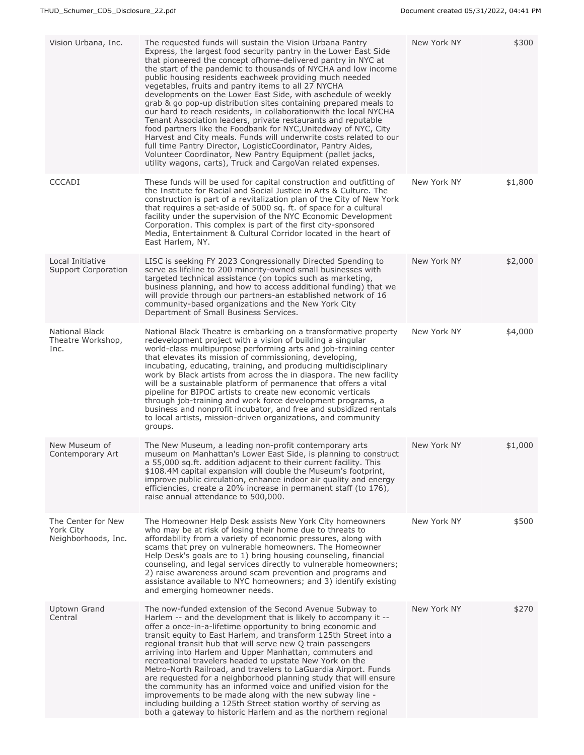| Vision Urbana, Inc. | The requested funds will sustain the Vision Urbana Pantry Express, the largest food security pantry in the Lower East Side that pioneered the concept ofhome-delivered pantry in NYC at the start of the pandemic to thousands of NYCHA and low income public housing residents eachweek providing much needed vegetables, fruits and pantry items to all 27 NYCHA developments on the Lower East Side, with aschedule of weekly grab & go pop-up distribution sites containing prepared meals to our hard to reach residents, in collaborationwith the local NYCHA Tenant Association leaders, private restaurants and reputable food partners like the Foodbank for NYC,Unitedway of NYC, City Harvest and City meals. Funds will underwrite costs related to our full time Pantry Director, LogisticCoordinator, Pantry Aides, Volunteer Coordinator, New Pantry Equipment (pallet jacks, utility wagons, carts), Truck and CargoVan related expenses. | New York NY | $300 |
|---|---|---|---|
| CCCADI | These funds will be used for capital construction and outfitting of the Institute for Racial and Social Justice in Arts & Culture. The construction is part of a revitalization plan of the City of New York that requires a set-aside of 5000 sq. ft. of space for a cultural facility under the supervision of the NYC Economic Development Corporation. This complex is part of the first city-sponsored Media, Entertainment & Cultural Corridor located in the heart of East Harlem, NY. | New York NY | $1,800 |
| Local Initiative Support Corporation | LISC is seeking FY 2023 Congressionally Directed Spending to serve as lifeline to 200 minority-owned small businesses with targeted technical assistance (on topics such as marketing, business planning, and how to access additional funding) that we will provide through our partners-an established network of 16 community-based organizations and the New York City Department of Small Business Services. | New York NY | $2,000 |
| National Black Theatre Workshop, Inc. | National Black Theatre is embarking on a transformative property redevelopment project with a vision of building a singular world-class multipurpose performing arts and job-training center that elevates its mission of commissioning, developing, incubating, educating, training, and producing multidisciplinary work by Black artists from across the in diaspora. The new facility will be a sustainable platform of permanence that offers a vital pipeline for BIPOC artists to create new economic verticals through job-training and work force development programs, a business and nonprofit incubator, and free and subsidized rentals to local artists, mission-driven organizations, and community groups. | New York NY | $4,000 |
| New Museum of Contemporary Art | The New Museum, a leading non-profit contemporary arts museum on Manhattan's Lower East Side, is planning to construct a 55,000 sq.ft. addition adjacent to their current facility. This $108.4M capital expansion will double the Museum's footprint, improve public circulation, enhance indoor air quality and energy efficiencies, create a 20% increase in permanent staff (to 176), raise annual attendance to 500,000. | New York NY | $1,000 |
| The Center for New York City Neighborhoods, Inc. | The Homeowner Help Desk assists New York City homeowners who may be at risk of losing their home due to threats to affordability from a variety of economic pressures, along with scams that prey on vulnerable homeowners. The Homeowner Help Desk's goals are to 1) bring housing counseling, financial counseling, and legal services directly to vulnerable homeowners; 2) raise awareness around scam prevention and programs and assistance available to NYC homeowners; and 3) identify existing and emerging homeowner needs. | New York NY | $500 |
| Uptown Grand Central | The now-funded extension of the Second Avenue Subway to Harlem -- and the development that is likely to accompany it -- offer a once-in-a-lifetime opportunity to bring economic and transit equity to East Harlem, and transform 125th Street into a regional transit hub that will serve new Q train passengers arriving into Harlem and Upper Manhattan, commuters and recreational travelers headed to upstate New York on the Metro-North Railroad, and travelers to LaGuardia Airport. Funds are requested for a neighborhood planning study that will ensure the community has an informed voice and unified vision for the improvements to be made along with the new subway line - including building a 125th Street station worthy of serving as both a gateway to historic Harlem and as the northern regional | New York NY | $270 |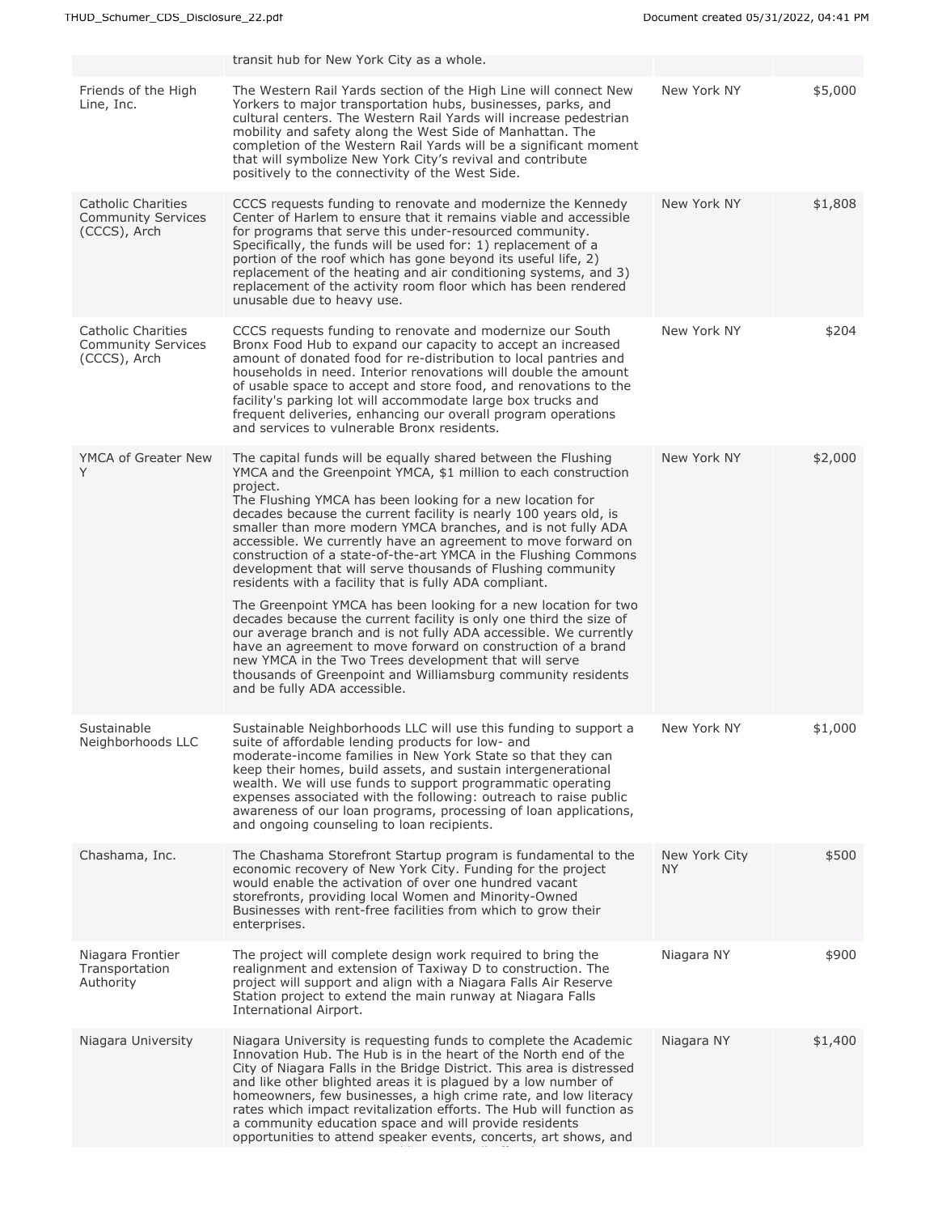| | | | |
|---|---|---|---|
| | transit hub for New York City as a whole. | | |
| Friends of the High Line, Inc. | The Western Rail Yards section of the High Line will connect New Yorkers to major transportation hubs, businesses, parks, and cultural centers. The Western Rail Yards will increase pedestrian mobility and safety along the West Side of Manhattan. The completion of the Western Rail Yards will be a significant moment that will symbolize New York City's revival and contribute positively to the connectivity of the West Side. | New York NY | $5,000 |
| Catholic Charities Community Services (CCCS), Arch | CCCS requests funding to renovate and modernize the Kennedy Center of Harlem to ensure that it remains viable and accessible for programs that serve this under-resourced community. Specifically, the funds will be used for: 1) replacement of a portion of the roof which has gone beyond its useful life, 2) replacement of the heating and air conditioning systems, and 3) replacement of the activity room floor which has been rendered unusable due to heavy use. | New York NY | $1,808 |
| Catholic Charities Community Services (CCCS), Arch | CCCS requests funding to renovate and modernize our South Bronx Food Hub to expand our capacity to accept an increased amount of donated food for re-distribution to local pantries and households in need. Interior renovations will double the amount of usable space to accept and store food, and renovations to the facility's parking lot will accommodate large box trucks and frequent deliveries, enhancing our overall program operations and services to vulnerable Bronx residents. | New York NY | $204 |
| YMCA of Greater New Y | The capital funds will be equally shared between the Flushing YMCA and the Greenpoint YMCA, $1 million to each construction project.<br>The Flushing YMCA has been looking for a new location for decades because the current facility is nearly 100 years old, is smaller than more modern YMCA branches, and is not fully ADA accessible. We currently have an agreement to move forward on construction of a state-of-the-art YMCA in the Flushing Commons development that will serve thousands of Flushing community residents with a facility that is fully ADA compliant.<br>The Greenpoint YMCA has been looking for a new location for two decades because the current facility is only one third the size of our average branch and is not fully ADA accessible. We currently have an agreement to move forward on construction of a brand new YMCA in the Two Trees development that will serve thousands of Greenpoint and Williamsburg community residents and be fully ADA accessible. | New York NY | $2,000 |
| Sustainable Neighborhoods LLC | Sustainable Neighborhoods LLC will use this funding to support a suite of affordable lending products for low- and moderate-income families in New York State so that they can keep their homes, build assets, and sustain intergenerational wealth. We will use funds to support programmatic operating expenses associated with the following: outreach to raise public awareness of our loan programs, processing of loan applications, and ongoing counseling to loan recipients. | New York NY | $1,000 |
| Chashama, Inc. | The Chashama Storefront Startup program is fundamental to the economic recovery of New York City. Funding for the project would enable the activation of over one hundred vacant storefronts, providing local Women and Minority-Owned Businesses with rent-free facilities from which to grow their enterprises. | New York City NY | $500 |
| Niagara Frontier Transportation Authority | The project will complete design work required to bring the realignment and extension of Taxiway D to construction. The project will support and align with a Niagara Falls Air Reserve Station project to extend the main runway at Niagara Falls International Airport. | Niagara NY | $900 |
| Niagara University | Niagara University is requesting funds to complete the Academic Innovation Hub. The Hub is in the heart of the North end of the City of Niagara Falls in the Bridge District. This area is distressed and like other blighted areas it is plagued by a low number of homeowners, few businesses, a high crime rate, and low literacy rates which impact revitalization efforts. The Hub will function as a community education space and will provide residents opportunities to attend speaker events, concerts, art shows, and | Niagara NY | $1,400 |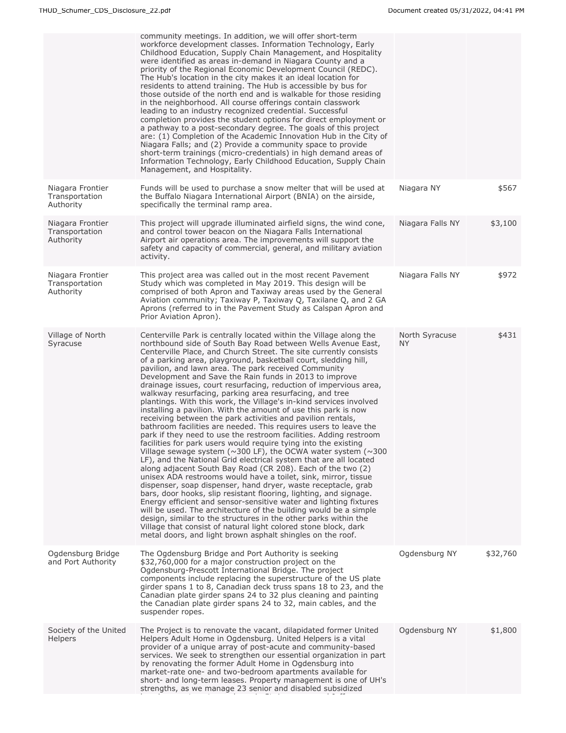| | | | |
|---|---|---|---|
| | community meetings. In addition, we will offer short-term workforce development classes. Information Technology, Early Childhood Education, Supply Chain Management, and Hospitality were identified as areas in-demand in Niagara County and a priority of the Regional Economic Development Council (REDC). The Hub's location in the city makes it an ideal location for residents to attend training. The Hub is accessible by bus for those outside of the north end and is walkable for those residing in the neighborhood. All course offerings contain classwork leading to an industry recognized credential. Successful completion provides the student options for direct employment or a pathway to a post-secondary degree. The goals of this project are: (1) Completion of the Academic Innovation Hub in the City of Niagara Falls; and (2) Provide a community space to provide short-term trainings (micro-credentials) in high demand areas of Information Technology, Early Childhood Education, Supply Chain Management, and Hospitality. | | |
| Niagara Frontier Transportation Authority | Funds will be used to purchase a snow melter that will be used at the Buffalo Niagara International Airport (BNIA) on the airside, specifically the terminal ramp area. | Niagara NY | $567 |
| Niagara Frontier Transportation Authority | This project will upgrade illuminated airfield signs, the wind cone, and control tower beacon on the Niagara Falls International Airport air operations area. The improvements will support the safety and capacity of commercial, general, and military aviation activity. | Niagara Falls NY | $3,100 |
| Niagara Frontier Transportation Authority | This project area was called out in the most recent Pavement Study which was completed in May 2019. This design will be comprised of both Apron and Taxiway areas used by the General Aviation community; Taxiway P, Taxiway Q, Taxilane Q, and 2 GA Aprons (referred to in the Pavement Study as Calspan Apron and Prior Aviation Apron). | Niagara Falls NY | $972 |
| Village of North Syracuse | Centerville Park is centrally located within the Village along the northbound side of South Bay Road between Wells Avenue East, Centerville Place, and Church Street. The site currently consists of a parking area, playground, basketball court, sledding hill, pavilion, and lawn area. The park received Community Development and Save the Rain funds in 2013 to improve drainage issues, court resurfacing, reduction of impervious area, walkway resurfacing, parking area resurfacing, and tree plantings. With this work, the Village's in-kind services involved installing a pavilion. With the amount of use this park is now receiving between the park activities and pavilion rentals, bathroom facilities are needed. This requires users to leave the park if they need to use the restroom facilities. Adding restroom facilities for park users would require tying into the existing Village sewage system (~300 LF), the OCWA water system (~300 LF), and the National Grid electrical system that are all located along adjacent South Bay Road (CR 208). Each of the two (2) unisex ADA restrooms would have a toilet, sink, mirror, tissue dispenser, soap dispenser, hand dryer, waste receptacle, grab bars, door hooks, slip resistant flooring, lighting, and signage. Energy efficient and sensor-sensitive water and lighting fixtures will be used. The architecture of the building would be a simple design, similar to the structures in the other parks within the Village that consist of natural light colored stone block, dark metal doors, and light brown asphalt shingles on the roof. | North Syracuse NY | $431 |
| Ogdensburg Bridge and Port Authority | The Ogdensburg Bridge and Port Authority is seeking $32,760,000 for a major construction project on the Ogdensburg-Prescott International Bridge. The project components include replacing the superstructure of the US plate girder spans 1 to 8, Canadian deck truss spans 18 to 23, and the Canadian plate girder spans 24 to 32 plus cleaning and painting the Canadian plate girder spans 24 to 32, main cables, and the suspender ropes. | Ogdensburg NY | $32,760 |
| Society of the United Helpers | The Project is to renovate the vacant, dilapidated former United Helpers Adult Home in Ogdensburg. United Helpers is a vital provider of a unique array of post-acute and community-based services. We seek to strengthen our essential organization in part by renovating the former Adult Home in Ogdensburg into market-rate one- and two-bedroom apartments available for short- and long-term leases. Property management is one of UH's strengths, as we manage 23 senior and disabled subsidized | Ogdensburg NY | $1,800 |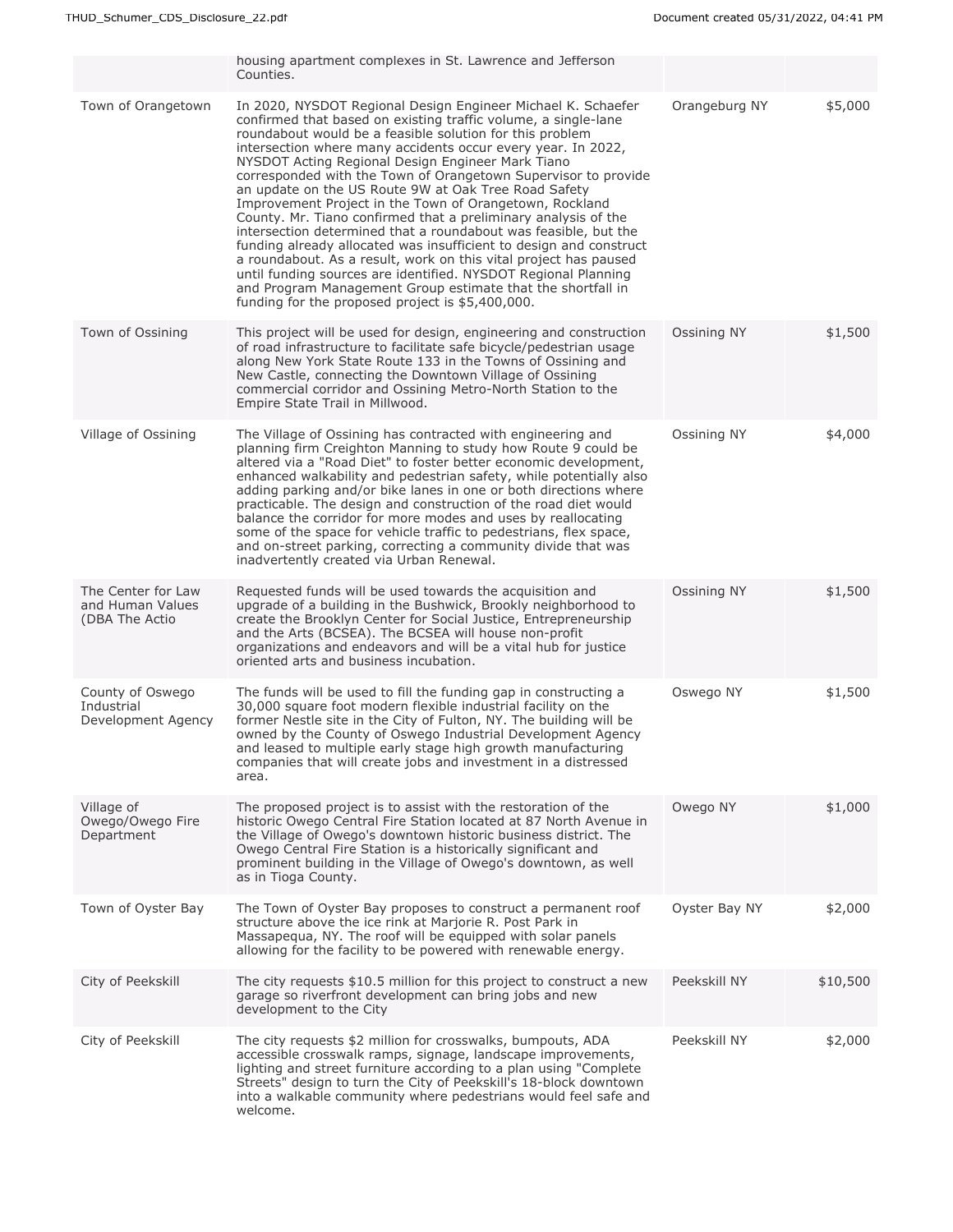| | | | |
|---|---|---|---|
| | housing apartment complexes in St. Lawrence and Jefferson Counties. | | |
| Town of Orangetown | In 2020, NYSDOT Regional Design Engineer Michael K. Schaefer confirmed that based on existing traffic volume, a single-lane roundabout would be a feasible solution for this problem intersection where many accidents occur every year. In 2022, NYSDOT Acting Regional Design Engineer Mark Tiano corresponded with the Town of Orangetown Supervisor to provide an update on the US Route 9W at Oak Tree Road Safety Improvement Project in the Town of Orangetown, Rockland County. Mr. Tiano confirmed that a preliminary analysis of the intersection determined that a roundabout was feasible, but the funding already allocated was insufficient to design and construct a roundabout. As a result, work on this vital project has paused until funding sources are identified. NYSDOT Regional Planning and Program Management Group estimate that the shortfall in funding for the proposed project is $5,400,000. | Orangeburg NY | $5,000 |
| Town of Ossining | This project will be used for design, engineering and construction of road infrastructure to facilitate safe bicycle/pedestrian usage along New York State Route 133 in the Towns of Ossining and New Castle, connecting the Downtown Village of Ossining commercial corridor and Ossining Metro-North Station to the Empire State Trail in Millwood. | Ossining NY | $1,500 |
| Village of Ossining | The Village of Ossining has contracted with engineering and planning firm Creighton Manning to study how Route 9 could be altered via a "Road Diet" to foster better economic development, enhanced walkability and pedestrian safety, while potentially also adding parking and/or bike lanes in one or both directions where practicable. The design and construction of the road diet would balance the corridor for more modes and uses by reallocating some of the space for vehicle traffic to pedestrians, flex space, and on-street parking, correcting a community divide that was inadvertently created via Urban Renewal. | Ossining NY | $4,000 |
| The Center for Law and Human Values (DBA The Actio | Requested funds will be used towards the acquisition and upgrade of a building in the Bushwick, Brookly neighborhood to create the Brooklyn Center for Social Justice, Entrepreneurship and the Arts (BCSEA). The BCSEA will house non-profit organizations and endeavors and will be a vital hub for justice oriented arts and business incubation. | Ossining NY | $1,500 |
| County of Oswego Industrial Development Agency | The funds will be used to fill the funding gap in constructing a 30,000 square foot modern flexible industrial facility on the former Nestle site in the City of Fulton, NY. The building will be owned by the County of Oswego Industrial Development Agency and leased to multiple early stage high growth manufacturing companies that will create jobs and investment in a distressed area. | Oswego NY | $1,500 |
| Village of Owego/Owego Fire Department | The proposed project is to assist with the restoration of the historic Owego Central Fire Station located at 87 North Avenue in the Village of Owego's downtown historic business district. The Owego Central Fire Station is a historically significant and prominent building in the Village of Owego's downtown, as well as in Tioga County. | Owego NY | $1,000 |
| Town of Oyster Bay | The Town of Oyster Bay proposes to construct a permanent roof structure above the ice rink at Marjorie R. Post Park in Massapequa, NY. The roof will be equipped with solar panels allowing for the facility to be powered with renewable energy. | Oyster Bay NY | $2,000 |
| City of Peekskill | The city requests $10.5 million for this project to construct a new garage so riverfront development can bring jobs and new development to the City | Peekskill NY | $10,500 |
| City of Peekskill | The city requests $2 million for crosswalks, bumpouts, ADA accessible crosswalk ramps, signage, landscape improvements, lighting and street furniture according to a plan using "Complete Streets" design to turn the City of Peekskill's 18-block downtown into a walkable community where pedestrians would feel safe and welcome. | Peekskill NY | $2,000 |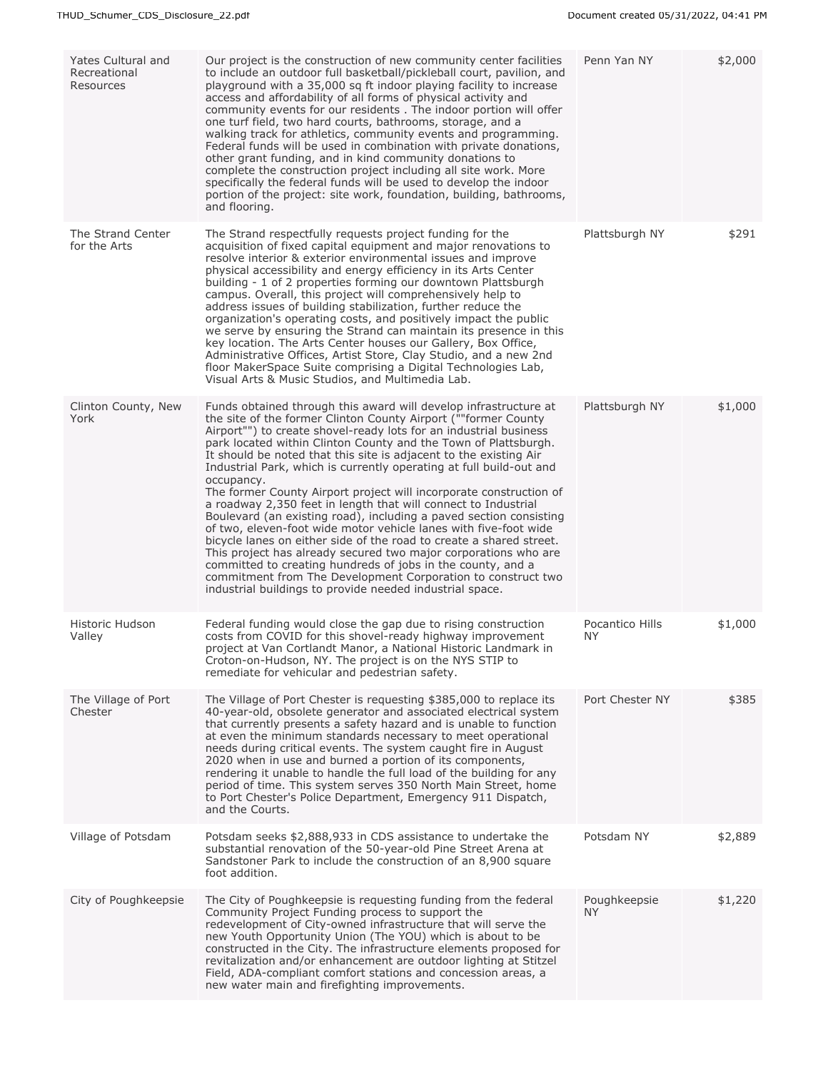| | | | |
|---|---|---|---|
| Yates Cultural and Recreational Resources | Our project is the construction of new community center facilities to include an outdoor full basketball/pickleball court, pavilion, and playground with a 35,000 sq ft indoor playing facility to increase access and affordability of all forms of physical activity and community events for our residents . The indoor portion will offer one turf field, two hard courts, bathrooms, storage, and a walking track for athletics, community events and programming. Federal funds will be used in combination with private donations, other grant funding, and in kind community donations to complete the construction project including all site work. More specifically the federal funds will be used to develop the indoor portion of the project: site work, foundation, building, bathrooms, and flooring. | Penn Yan NY | $2,000 |
| The Strand Center for the Arts | The Strand respectfully requests project funding for the acquisition of fixed capital equipment and major renovations to resolve interior & exterior environmental issues and improve physical accessibility and energy efficiency in its Arts Center building - 1 of 2 properties forming our downtown Plattsburgh campus. Overall, this project will comprehensively help to address issues of building stabilization, further reduce the organization's operating costs, and positively impact the public we serve by ensuring the Strand can maintain its presence in this key location. The Arts Center houses our Gallery, Box Office, Administrative Offices, Artist Store, Clay Studio, and a new 2nd floor MakerSpace Suite comprising a Digital Technologies Lab, Visual Arts & Music Studios, and Multimedia Lab. | Plattsburgh NY | $291 |
| Clinton County, New York | Funds obtained through this award will develop infrastructure at the site of the former Clinton County Airport (""former County Airport"") to create shovel-ready lots for an industrial business park located within Clinton County and the Town of Plattsburgh. It should be noted that this site is adjacent to the existing Air Industrial Park, which is currently operating at full build-out and occupancy.<br>The former County Airport project will incorporate construction of a roadway 2,350 feet in length that will connect to Industrial Boulevard (an existing road), including a paved section consisting of two, eleven-foot wide motor vehicle lanes with five-foot wide bicycle lanes on either side of the road to create a shared street. This project has already secured two major corporations who are committed to creating hundreds of jobs in the county, and a commitment from The Development Corporation to construct two industrial buildings to provide needed industrial space. | Plattsburgh NY | $1,000 |
| Historic Hudson Valley | Federal funding would close the gap due to rising construction costs from COVID for this shovel-ready highway improvement project at Van Cortlandt Manor, a National Historic Landmark in Croton-on-Hudson, NY. The project is on the NYS STIP to remediate for vehicular and pedestrian safety. | Pocantico Hills NY | $1,000 |
| The Village of Port Chester | The Village of Port Chester is requesting $385,000 to replace its 40-year-old, obsolete generator and associated electrical system that currently presents a safety hazard and is unable to function at even the minimum standards necessary to meet operational needs during critical events. The system caught fire in August 2020 when in use and burned a portion of its components, rendering it unable to handle the full load of the building for any period of time. This system serves 350 North Main Street, home to Port Chester's Police Department, Emergency 911 Dispatch, and the Courts. | Port Chester NY | $385 |
| Village of Potsdam | Potsdam seeks $2,888,933 in CDS assistance to undertake the substantial renovation of the 50-year-old Pine Street Arena at Sandstoner Park to include the construction of an 8,900 square foot addition. | Potsdam NY | $2,889 |
| City of Poughkeepsie | The City of Poughkeepsie is requesting funding from the federal Community Project Funding process to support the redevelopment of City-owned infrastructure that will serve the new Youth Opportunity Union (The YOU) which is about to be constructed in the City. The infrastructure elements proposed for revitalization and/or enhancement are outdoor lighting at Stitzel Field, ADA-compliant comfort stations and concession areas, a new water main and firefighting improvements. | Poughkeepsie NY | $1,220 |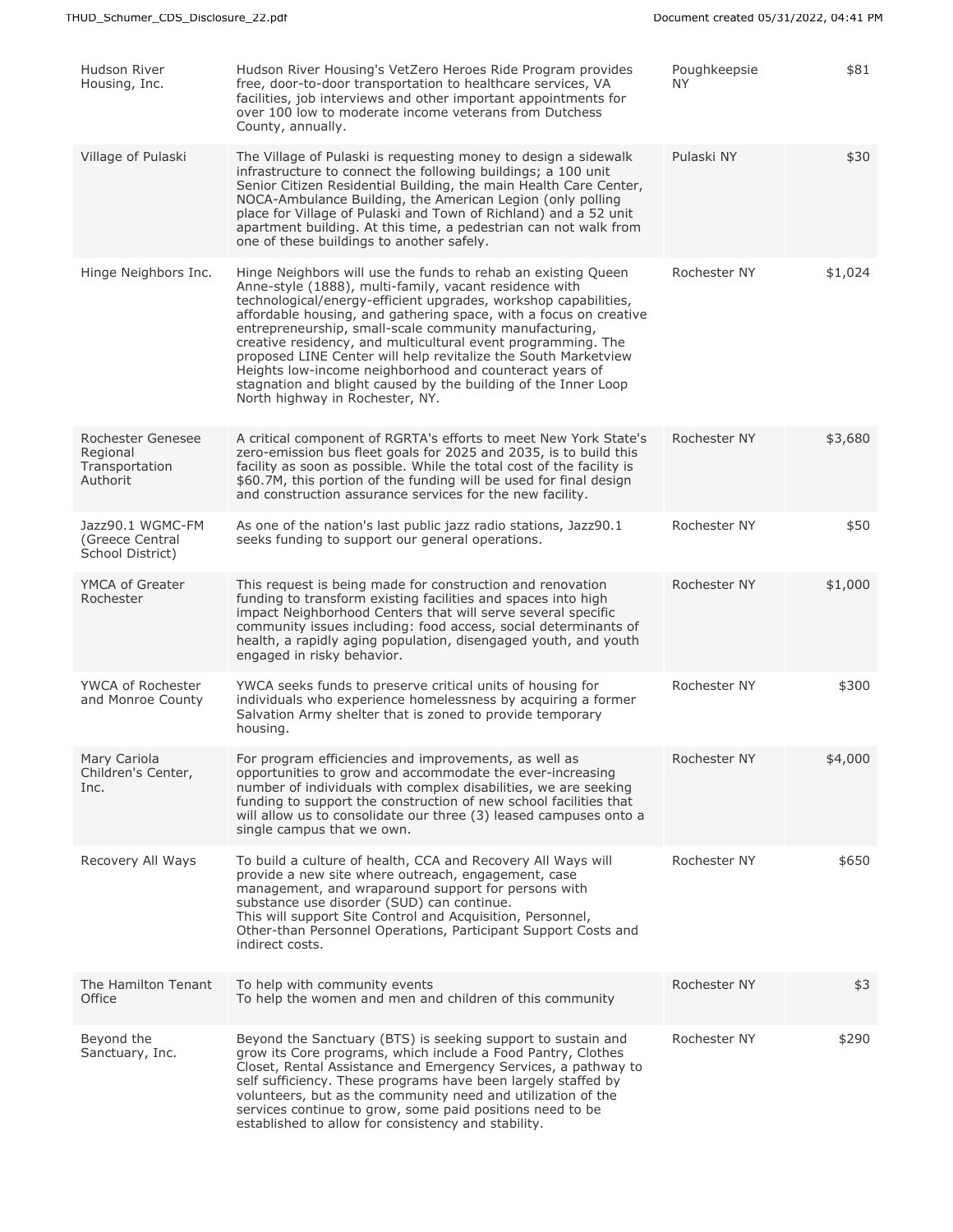| | | | |
|---|---|---|---|
| Hudson River Housing, Inc. | Hudson River Housing's VetZero Heroes Ride Program provides free, door-to-door transportation to healthcare services, VA facilities, job interviews and other important appointments for over 100 low to moderate income veterans from Dutchess County, annually. | Poughkeepsie NY | $81 |
| Village of Pulaski | The Village of Pulaski is requesting money to design a sidewalk infrastructure to connect the following buildings; a 100 unit Senior Citizen Residential Building, the main Health Care Center, NOCA-Ambulance Building, the American Legion (only polling place for Village of Pulaski and Town of Richland) and a 52 unit apartment building. At this time, a pedestrian can not walk from one of these buildings to another safely. | Pulaski NY | $30 |
| Hinge Neighbors Inc. | Hinge Neighbors will use the funds to rehab an existing Queen Anne-style (1888), multi-family, vacant residence with technological/energy-efficient upgrades, workshop capabilities, affordable housing, and gathering space, with a focus on creative entrepreneurship, small-scale community manufacturing, creative residency, and multicultural event programming. The proposed LINE Center will help revitalize the South Marketview Heights low-income neighborhood and counteract years of stagnation and blight caused by the building of the Inner Loop North highway in Rochester, NY. | Rochester NY | $1,024 |
| Rochester Genesee Regional Transportation Authorit | A critical component of RGRTA's efforts to meet New York State's zero-emission bus fleet goals for 2025 and 2035, is to build this facility as soon as possible. While the total cost of the facility is $60.7M, this portion of the funding will be used for final design and construction assurance services for the new facility. | Rochester NY | $3,680 |
| Jazz90.1 WGMC-FM (Greece Central School District) | As one of the nation's last public jazz radio stations, Jazz90.1 seeks funding to support our general operations. | Rochester NY | $50 |
| YMCA of Greater Rochester | This request is being made for construction and renovation funding to transform existing facilities and spaces into high impact Neighborhood Centers that will serve several specific community issues including: food access, social determinants of health, a rapidly aging population, disengaged youth, and youth engaged in risky behavior. | Rochester NY | $1,000 |
| YWCA of Rochester and Monroe County | YWCA seeks funds to preserve critical units of housing for individuals who experience homelessness by acquiring a former Salvation Army shelter that is zoned to provide temporary housing. | Rochester NY | $300 |
| Mary Cariola Children's Center, Inc. | For program efficiencies and improvements, as well as opportunities to grow and accommodate the ever-increasing number of individuals with complex disabilities, we are seeking funding to support the construction of new school facilities that will allow us to consolidate our three (3) leased campuses onto a single campus that we own. | Rochester NY | $4,000 |
| Recovery All Ways | To build a culture of health, CCA and Recovery All Ways will provide a new site where outreach, engagement, case management, and wraparound support for persons with substance use disorder (SUD) can continue.<br>This will support Site Control and Acquisition, Personnel, Other-than Personnel Operations, Participant Support Costs and indirect costs. | Rochester NY | $650 |
| The Hamilton Tenant Office | To help with community events<br>To help the women and men and children of this community | Rochester NY | $3 |
| Beyond the Sanctuary, Inc. | Beyond the Sanctuary (BTS) is seeking support to sustain and grow its Core programs, which include a Food Pantry, Clothes Closet, Rental Assistance and Emergency Services, a pathway to self sufficiency. These programs have been largely staffed by volunteers, but as the community need and utilization of the services continue to grow, some paid positions need to be established to allow for consistency and stability. | Rochester NY | $290 |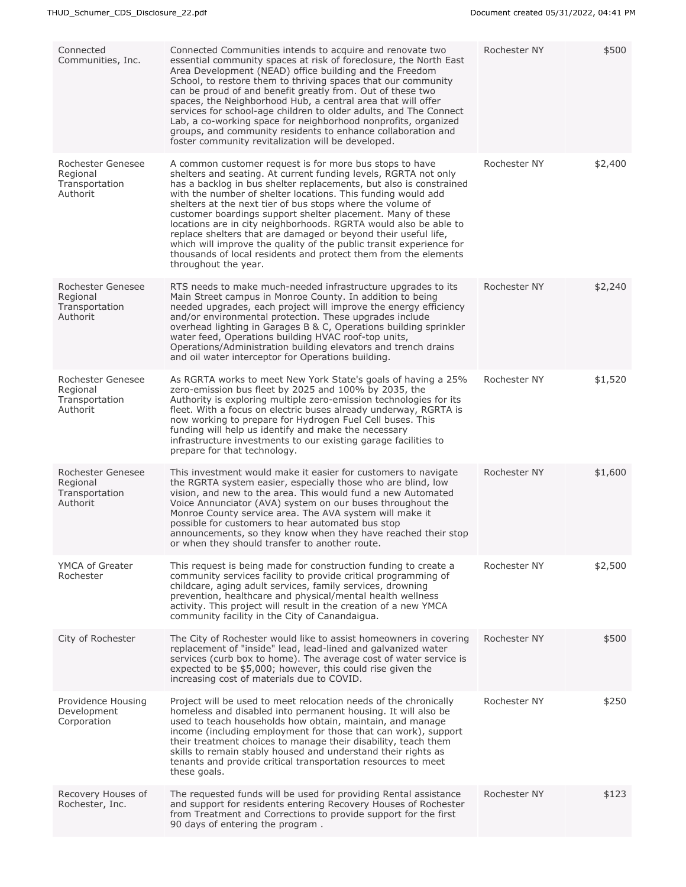| | | | |
|---|---|---|---|
| Connected Communities, Inc. | Connected Communities intends to acquire and renovate two essential community spaces at risk of foreclosure, the North East Area Development (NEAD) office building and the Freedom School, to restore them to thriving spaces that our community can be proud of and benefit greatly from. Out of these two spaces, the Neighborhood Hub, a central area that will offer services for school-age children to older adults, and The Connect Lab, a co-working space for neighborhood nonprofits, organized groups, and community residents to enhance collaboration and foster community revitalization will be developed. | Rochester NY | $500 |
| Rochester Genesee Regional Transportation Authorit | A common customer request is for more bus stops to have shelters and seating. At current funding levels, RGRTA not only has a backlog in bus shelter replacements, but also is constrained with the number of shelter locations. This funding would add shelters at the next tier of bus stops where the volume of customer boardings support shelter placement. Many of these locations are in city neighborhoods. RGRTA would also be able to replace shelters that are damaged or beyond their useful life, which will improve the quality of the public transit experience for thousands of local residents and protect them from the elements throughout the year. | Rochester NY | $2,400 |
| Rochester Genesee Regional Transportation Authorit | RTS needs to make much-needed infrastructure upgrades to its Main Street campus in Monroe County. In addition to being needed upgrades, each project will improve the energy efficiency and/or environmental protection. These upgrades include overhead lighting in Garages B & C, Operations building sprinkler water feed, Operations building HVAC roof-top units, Operations/Administration building elevators and trench drains and oil water interceptor for Operations building. | Rochester NY | $2,240 |
| Rochester Genesee Regional Transportation Authorit | As RGRTA works to meet New York State's goals of having a 25% zero-emission bus fleet by 2025 and 100% by 2035, the Authority is exploring multiple zero-emission technologies for its fleet. With a focus on electric buses already underway, RGRTA is now working to prepare for Hydrogen Fuel Cell buses. This funding will help us identify and make the necessary infrastructure investments to our existing garage facilities to prepare for that technology. | Rochester NY | $1,520 |
| Rochester Genesee Regional Transportation Authorit | This investment would make it easier for customers to navigate the RGRTA system easier, especially those who are blind, low vision, and new to the area. This would fund a new Automated Voice Annunciator (AVA) system on our buses throughout the Monroe County service area. The AVA system will make it possible for customers to hear automated bus stop announcements, so they know when they have reached their stop or when they should transfer to another route. | Rochester NY | $1,600 |
| YMCA of Greater Rochester | This request is being made for construction funding to create a community services facility to provide critical programming of childcare, aging adult services, family services, drowning prevention, healthcare and physical/mental health wellness activity. This project will result in the creation of a new YMCA community facility in the City of Canandaigua. | Rochester NY | $2,500 |
| City of Rochester | The City of Rochester would like to assist homeowners in covering replacement of "inside" lead, lead-lined and galvanized water services (curb box to home). The average cost of water service is expected to be $5,000; however, this could rise given the increasing cost of materials due to COVID. | Rochester NY | $500 |
| Providence Housing Development Corporation | Project will be used to meet relocation needs of the chronically homeless and disabled into permanent housing. It will also be used to teach households how obtain, maintain, and manage income (including employment for those that can work), support their treatment choices to manage their disability, teach them skills to remain stably housed and understand their rights as tenants and provide critical transportation resources to meet these goals. | Rochester NY | $250 |
| Recovery Houses of Rochester, Inc. | The requested funds will be used for providing Rental assistance and support for residents entering Recovery Houses of Rochester from Treatment and Corrections to provide support for the first 90 days of entering the program . | Rochester NY | $123 |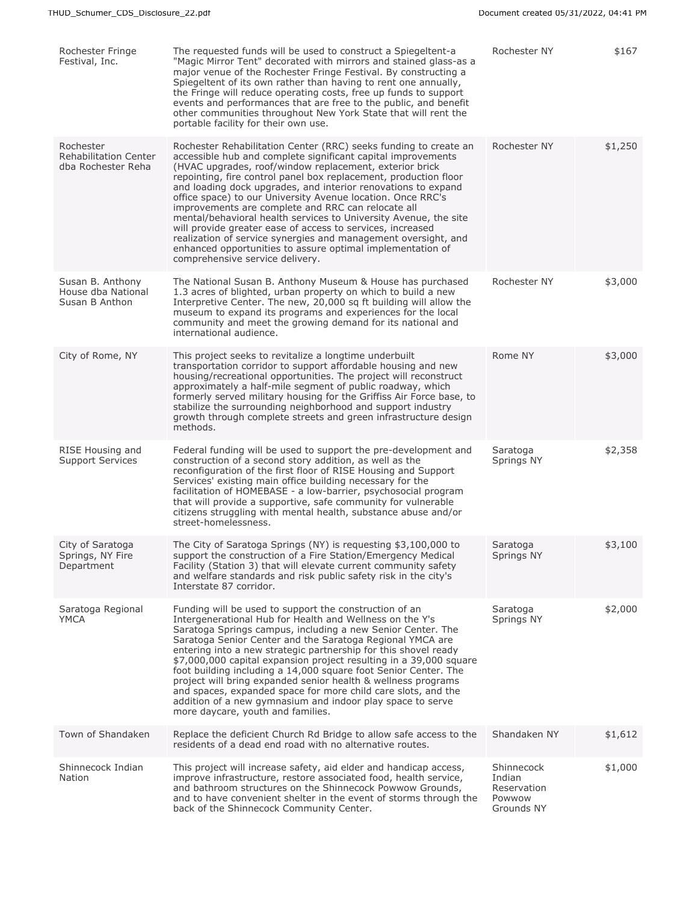| | | | |
|---|---|---|---|
| Rochester Fringe Festival, Inc. | The requested funds will be used to construct a Spiegeltent-a "Magic Mirror Tent" decorated with mirrors and stained glass-as a major venue of the Rochester Fringe Festival. By constructing a Spiegeltent of its own rather than having to rent one annually, the Fringe will reduce operating costs, free up funds to support events and performances that are free to the public, and benefit other communities throughout New York State that will rent the portable facility for their own use. | Rochester NY | $167 |
| Rochester Rehabilitation Center dba Rochester Reha | Rochester Rehabilitation Center (RRC) seeks funding to create an accessible hub and complete significant capital improvements (HVAC upgrades, roof/window replacement, exterior brick repointing, fire control panel box replacement, production floor and loading dock upgrades, and interior renovations to expand office space) to our University Avenue location. Once RRC's improvements are complete and RRC can relocate all mental/behavioral health services to University Avenue, the site will provide greater ease of access to services, increased realization of service synergies and management oversight, and enhanced opportunities to assure optimal implementation of comprehensive service delivery. | Rochester NY | $1,250 |
| Susan B. Anthony House dba National Susan B Anthon | The National Susan B. Anthony Museum & House has purchased 1.3 acres of blighted, urban property on which to build a new Interpretive Center. The new, 20,000 sq ft building will allow the museum to expand its programs and experiences for the local community and meet the growing demand for its national and international audience. | Rochester NY | $3,000 |
| City of Rome, NY | This project seeks to revitalize a longtime underbuilt transportation corridor to support affordable housing and new housing/recreational opportunities. The project will reconstruct approximately a half-mile segment of public roadway, which formerly served military housing for the Griffiss Air Force base, to stabilize the surrounding neighborhood and support industry growth through complete streets and green infrastructure design methods. | Rome NY | $3,000 |
| RISE Housing and Support Services | Federal funding will be used to support the pre-development and construction of a second story addition, as well as the reconfiguration of the first floor of RISE Housing and Support Services' existing main office building necessary for the facilitation of HOMEBASE - a low-barrier, psychosocial program that will provide a supportive, safe community for vulnerable citizens struggling with mental health, substance abuse and/or street-homelessness. | Saratoga Springs NY | $2,358 |
| City of Saratoga Springs, NY Fire Department | The City of Saratoga Springs (NY) is requesting $3,100,000 to support the construction of a Fire Station/Emergency Medical Facility (Station 3) that will elevate current community safety and welfare standards and risk public safety risk in the city's Interstate 87 corridor. | Saratoga Springs NY | $3,100 |
| Saratoga Regional YMCA | Funding will be used to support the construction of an Intergenerational Hub for Health and Wellness on the Y's Saratoga Springs campus, including a new Senior Center. The Saratoga Senior Center and the Saratoga Regional YMCA are entering into a new strategic partnership for this shovel ready $7,000,000 capital expansion project resulting in a 39,000 square foot building including a 14,000 square foot Senior Center. The project will bring expanded senior health & wellness programs and spaces, expanded space for more child care slots, and the addition of a new gymnasium and indoor play space to serve more daycare, youth and families. | Saratoga Springs NY | $2,000 |
| Town of Shandaken | Replace the deficient Church Rd Bridge to allow safe access to the residents of a dead end road with no alternative routes. | Shandaken NY | $1,612 |
| Shinnecock Indian Nation | This project will increase safety, aid elder and handicap access, improve infrastructure, restore associated food, health service, and bathroom structures on the Shinnecock Powwow Grounds, and to have convenient shelter in the event of storms through the back of the Shinnecock Community Center. | Shinnecock Indian Reservation Powwow Grounds NY | $1,000 |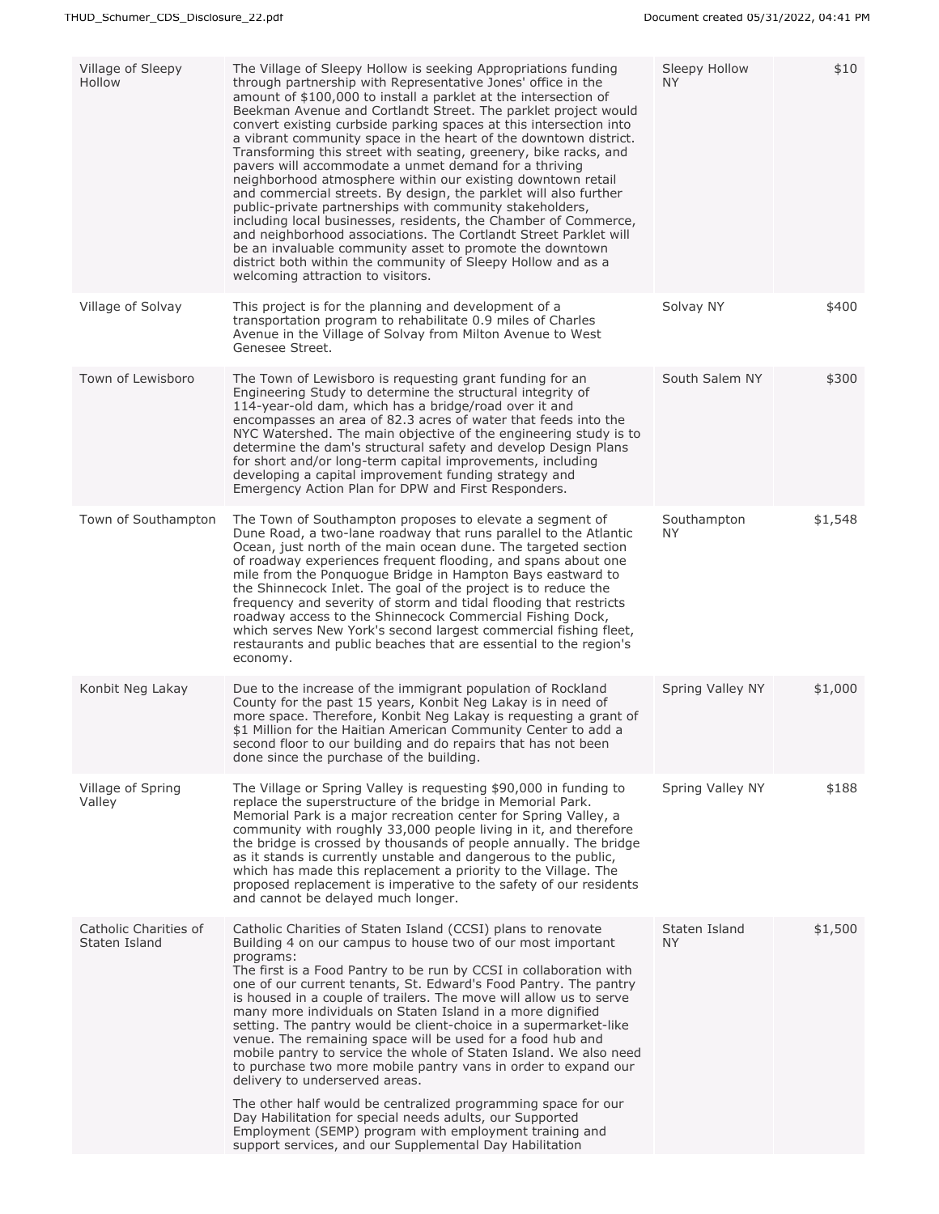| | | | |
|---|---|---|---|
| Village of Sleepy Hollow | The Village of Sleepy Hollow is seeking Appropriations funding through partnership with Representative Jones' office in the amount of $100,000 to install a parklet at the intersection of Beekman Avenue and Cortlandt Street. The parklet project would convert existing curbside parking spaces at this intersection into a vibrant community space in the heart of the downtown district. Transforming this street with seating, greenery, bike racks, and pavers will accommodate a unmet demand for a thriving neighborhood atmosphere within our existing downtown retail and commercial streets. By design, the parklet will also further public-private partnerships with community stakeholders, including local businesses, residents, the Chamber of Commerce, and neighborhood associations. The Cortlandt Street Parklet will be an invaluable community asset to promote the downtown district both within the community of Sleepy Hollow and as a welcoming attraction to visitors. | Sleepy Hollow NY | $10 |
| Village of Solvay | This project is for the planning and development of a transportation program to rehabilitate 0.9 miles of Charles Avenue in the Village of Solvay from Milton Avenue to West Genesee Street. | Solvay NY | $400 |
| Town of Lewisboro | The Town of Lewisboro is requesting grant funding for an Engineering Study to determine the structural integrity of 114-year-old dam, which has a bridge/road over it and encompasses an area of 82.3 acres of water that feeds into the NYC Watershed. The main objective of the engineering study is to determine the dam's structural safety and develop Design Plans for short and/or long-term capital improvements, including developing a capital improvement funding strategy and Emergency Action Plan for DPW and First Responders. | South Salem NY | $300 |
| Town of Southampton | The Town of Southampton proposes to elevate a segment of Dune Road, a two-lane roadway that runs parallel to the Atlantic Ocean, just north of the main ocean dune. The targeted section of roadway experiences frequent flooding, and spans about one mile from the Ponquogue Bridge in Hampton Bays eastward to the Shinnecock Inlet. The goal of the project is to reduce the frequency and severity of storm and tidal flooding that restricts roadway access to the Shinnecock Commercial Fishing Dock, which serves New York's second largest commercial fishing fleet, restaurants and public beaches that are essential to the region's economy. | Southampton NY | $1,548 |
| Konbit Neg Lakay | Due to the increase of the immigrant population of Rockland County for the past 15 years, Konbit Neg Lakay is in need of more space. Therefore, Konbit Neg Lakay is requesting a grant of $1 Million for the Haitian American Community Center to add a second floor to our building and do repairs that has not been done since the purchase of the building. | Spring Valley NY | $1,000 |
| Village of Spring Valley | The Village or Spring Valley is requesting $90,000 in funding to replace the superstructure of the bridge in Memorial Park. Memorial Park is a major recreation center for Spring Valley, a community with roughly 33,000 people living in it, and therefore the bridge is crossed by thousands of people annually. The bridge as it stands is currently unstable and dangerous to the public, which has made this replacement a priority to the Village. The proposed replacement is imperative to the safety of our residents and cannot be delayed much longer. | Spring Valley NY | $188 |
| Catholic Charities of Staten Island | Catholic Charities of Staten Island (CCSI) plans to renovate Building 4 on our campus to house two of our most important programs: The first is a Food Pantry to be run by CCSI in collaboration with one of our current tenants, St. Edward's Food Pantry. The pantry is housed in a couple of trailers. The move will allow us to serve many more individuals on Staten Island in a more dignified setting. The pantry would be client-choice in a supermarket-like venue. The remaining space will be used for a food hub and mobile pantry to service the whole of Staten Island. We also need to purchase two more mobile pantry vans in order to expand our delivery to underserved areas. The other half would be centralized programming space for our Day Habilitation for special needs adults, our Supported Employment (SEMP) program with employment training and support services, and our Supplemental Day Habilitation | Staten Island NY | $1,500 |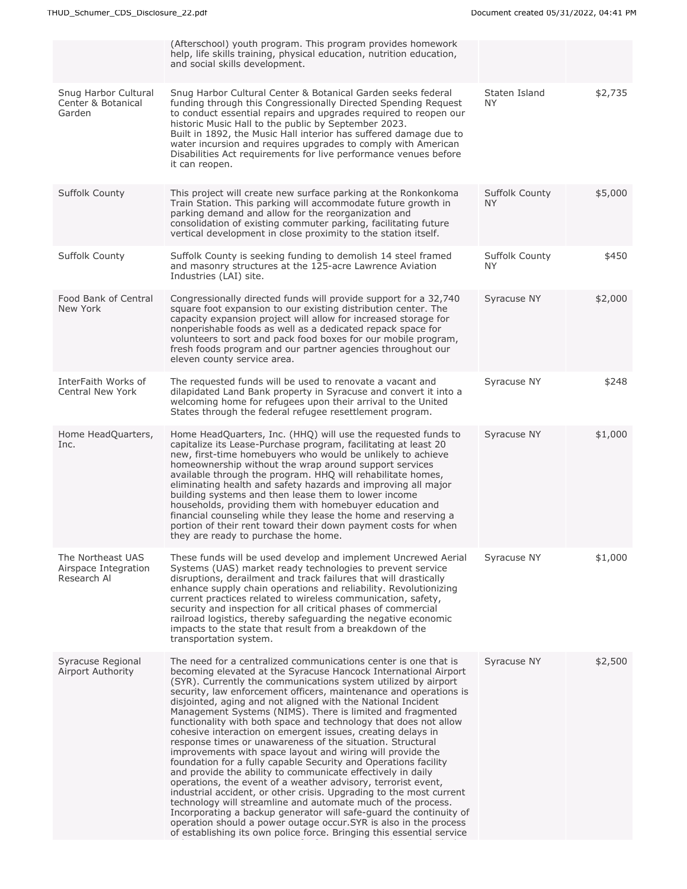| | | | |
|---|---|---|---|
| | (Afterschool) youth program. This program provides homework help, life skills training, physical education, nutrition education, and social skills development. | | |
| Snug Harbor Cultural Center & Botanical Garden | Snug Harbor Cultural Center & Botanical Garden seeks federal funding through this Congressionally Directed Spending Request to conduct essential repairs and upgrades required to reopen our historic Music Hall to the public by September 2023. Built in 1892, the Music Hall interior has suffered damage due to water incursion and requires upgrades to comply with American Disabilities Act requirements for live performance venues before it can reopen. | Staten Island NY | $2,735 |
| Suffolk County | This project will create new surface parking at the Ronkonkoma Train Station. This parking will accommodate future growth in parking demand and allow for the reorganization and consolidation of existing commuter parking, facilitating future vertical development in close proximity to the station itself. | Suffolk County NY | $5,000 |
| Suffolk County | Suffolk County is seeking funding to demolish 14 steel framed and masonry structures at the 125-acre Lawrence Aviation Industries (LAI) site. | Suffolk County NY | $450 |
| Food Bank of Central New York | Congressionally directed funds will provide support for a 32,740 square foot expansion to our existing distribution center. The capacity expansion project will allow for increased storage for nonperishable foods as well as a dedicated repack space for volunteers to sort and pack food boxes for our mobile program, fresh foods program and our partner agencies throughout our eleven county service area. | Syracuse NY | $2,000 |
| InterFaith Works of Central New York | The requested funds will be used to renovate a vacant and dilapidated Land Bank property in Syracuse and convert it into a welcoming home for refugees upon their arrival to the United States through the federal refugee resettlement program. | Syracuse NY | $248 |
| Home HeadQuarters, Inc. | Home HeadQuarters, Inc. (HHQ) will use the requested funds to capitalize its Lease-Purchase program, facilitating at least 20 new, first-time homebuyers who would be unlikely to achieve homeownership without the wrap around support services available through the program. HHQ will rehabilitate homes, eliminating health and safety hazards and improving all major building systems and then lease them to lower income households, providing them with homebuyer education and financial counseling while they lease the home and reserving a portion of their rent toward their down payment costs for when they are ready to purchase the home. | Syracuse NY | $1,000 |
| The Northeast UAS Airspace Integration Research Al | These funds will be used develop and implement Uncrewed Aerial Systems (UAS) market ready technologies to prevent service disruptions, derailment and track failures that will drastically enhance supply chain operations and reliability. Revolutionizing current practices related to wireless communication, safety, security and inspection for all critical phases of commercial railroad logistics, thereby safeguarding the negative economic impacts to the state that result from a breakdown of the transportation system. | Syracuse NY | $1,000 |
| Syracuse Regional Airport Authority | The need for a centralized communications center is one that is becoming elevated at the Syracuse Hancock International Airport (SYR). Currently the communications system utilized by airport security, law enforcement officers, maintenance and operations is disjointed, aging and not aligned with the National Incident Management Systems (NIMS). There is limited and fragmented functionality with both space and technology that does not allow cohesive interaction on emergent issues, creating delays in response times or unawareness of the situation. Structural improvements with space layout and wiring will provide the foundation for a fully capable Security and Operations facility and provide the ability to communicate effectively in daily operations, the event of a weather advisory, terrorist event, industrial accident, or other crisis. Upgrading to the most current technology will streamline and automate much of the process. Incorporating a backup generator will safe-guard the continuity of operation should a power outage occur.SYR is also in the process of establishing its own police force. Bringing this essential service | Syracuse NY | $2,500 |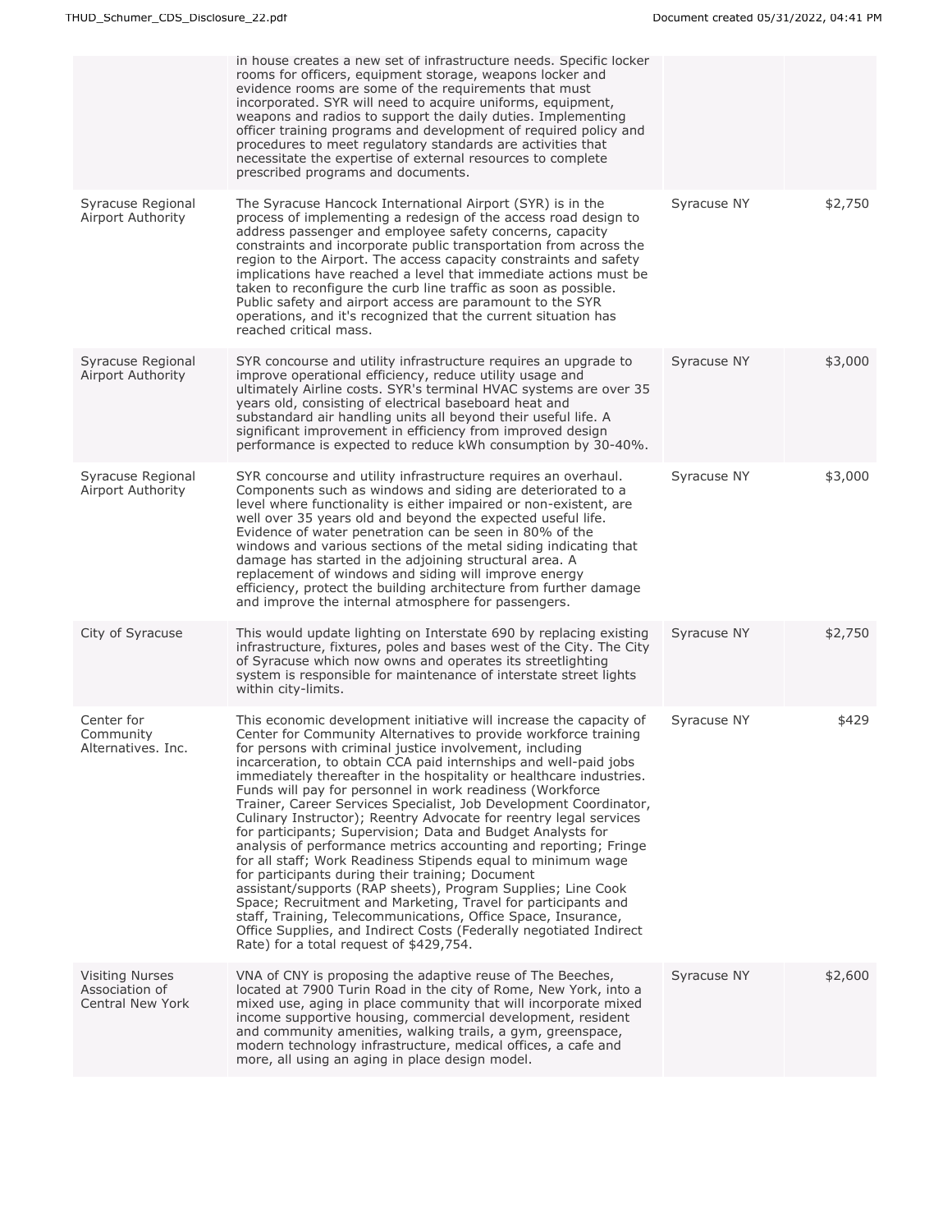| | | | |
|---|---|---|---|
| | in house creates a new set of infrastructure needs. Specific locker rooms for officers, equipment storage, weapons locker and evidence rooms are some of the requirements that must incorporated. SYR will need to acquire uniforms, equipment, weapons and radios to support the daily duties. Implementing officer training programs and development of required policy and procedures to meet regulatory standards are activities that necessitate the expertise of external resources to complete prescribed programs and documents. | | |
| Syracuse Regional Airport Authority | The Syracuse Hancock International Airport (SYR) is in the process of implementing a redesign of the access road design to address passenger and employee safety concerns, capacity constraints and incorporate public transportation from across the region to the Airport. The access capacity constraints and safety implications have reached a level that immediate actions must be taken to reconfigure the curb line traffic as soon as possible. Public safety and airport access are paramount to the SYR operations, and it's recognized that the current situation has reached critical mass. | Syracuse NY | $2,750 |
| Syracuse Regional Airport Authority | SYR concourse and utility infrastructure requires an upgrade to improve operational efficiency, reduce utility usage and ultimately Airline costs. SYR's terminal HVAC systems are over 35 years old, consisting of electrical baseboard heat and substandard air handling units all beyond their useful life. A significant improvement in efficiency from improved design performance is expected to reduce kWh consumption by 30-40%. | Syracuse NY | $3,000 |
| Syracuse Regional Airport Authority | SYR concourse and utility infrastructure requires an overhaul. Components such as windows and siding are deteriorated to a level where functionality is either impaired or non-existent, are well over 35 years old and beyond the expected useful life. Evidence of water penetration can be seen in 80% of the windows and various sections of the metal siding indicating that damage has started in the adjoining structural area. A replacement of windows and siding will improve energy efficiency, protect the building architecture from further damage and improve the internal atmosphere for passengers. | Syracuse NY | $3,000 |
| City of Syracuse | This would update lighting on Interstate 690 by replacing existing infrastructure, fixtures, poles and bases west of the City. The City of Syracuse which now owns and operates its streetlighting system is responsible for maintenance of interstate street lights within city-limits. | Syracuse NY | $2,750 |
| Center for Community Alternatives. Inc. | This economic development initiative will increase the capacity of Center for Community Alternatives to provide workforce training for persons with criminal justice involvement, including incarceration, to obtain CCA paid internships and well-paid jobs immediately thereafter in the hospitality or healthcare industries. Funds will pay for personnel in work readiness (Workforce Trainer, Career Services Specialist, Job Development Coordinator, Culinary Instructor); Reentry Advocate for reentry legal services for participants; Supervision; Data and Budget Analysts for analysis of performance metrics accounting and reporting; Fringe for all staff; Work Readiness Stipends equal to minimum wage for participants during their training; Document assistant/supports (RAP sheets), Program Supplies; Line Cook Space; Recruitment and Marketing, Travel for participants and staff, Training, Telecommunications, Office Space, Insurance, Office Supplies, and Indirect Costs (Federally negotiated Indirect Rate) for a total request of $429,754. | Syracuse NY | $429 |
| Visiting Nurses Association of Central New York | VNA of CNY is proposing the adaptive reuse of The Beeches, located at 7900 Turin Road in the city of Rome, New York, into a mixed use, aging in place community that will incorporate mixed income supportive housing, commercial development, resident and community amenities, walking trails, a gym, greenspace, modern technology infrastructure, medical offices, a cafe and more, all using an aging in place design model. | Syracuse NY | $2,600 |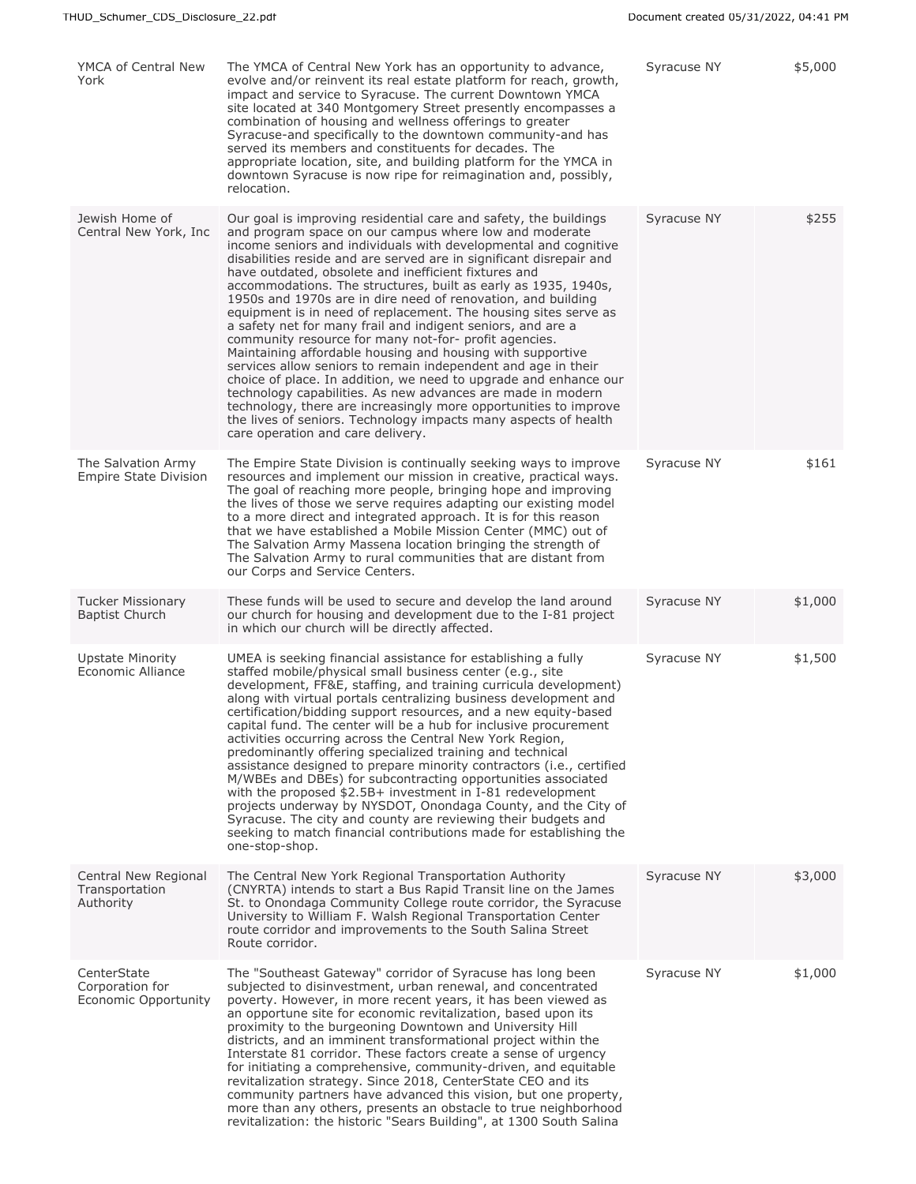| | | | |
|---|---|---|---|
| YMCA of Central New York | The YMCA of Central New York has an opportunity to advance, evolve and/or reinvent its real estate platform for reach, growth, impact and service to Syracuse. The current Downtown YMCA site located at 340 Montgomery Street presently encompasses a combination of housing and wellness offerings to greater Syracuse-and specifically to the downtown community-and has served its members and constituents for decades. The appropriate location, site, and building platform for the YMCA in downtown Syracuse is now ripe for reimagination and, possibly, relocation. | Syracuse NY | $5,000 |
| Jewish Home of Central New York, Inc | Our goal is improving residential care and safety, the buildings and program space on our campus where low and moderate income seniors and individuals with developmental and cognitive disabilities reside and are served are in significant disrepair and have outdated, obsolete and inefficient fixtures and accommodations. The structures, built as early as 1935, 1940s, 1950s and 1970s are in dire need of renovation, and building equipment is in need of replacement. The housing sites serve as a safety net for many frail and indigent seniors, and are a community resource for many not-for- profit agencies. Maintaining affordable housing and housing with supportive services allow seniors to remain independent and age in their choice of place. In addition, we need to upgrade and enhance our technology capabilities. As new advances are made in modern technology, there are increasingly more opportunities to improve the lives of seniors. Technology impacts many aspects of health care operation and care delivery. | Syracuse NY | $255 |
| The Salvation Army Empire State Division | The Empire State Division is continually seeking ways to improve resources and implement our mission in creative, practical ways. The goal of reaching more people, bringing hope and improving the lives of those we serve requires adapting our existing model to a more direct and integrated approach. It is for this reason that we have established a Mobile Mission Center (MMC) out of The Salvation Army Massena location bringing the strength of The Salvation Army to rural communities that are distant from our Corps and Service Centers. | Syracuse NY | $161 |
| Tucker Missionary Baptist Church | These funds will be used to secure and develop the land around our church for housing and development due to the I-81 project in which our church will be directly affected. | Syracuse NY | $1,000 |
| Upstate Minority Economic Alliance | UMEA is seeking financial assistance for establishing a fully staffed mobile/physical small business center (e.g., site development, FF&E, staffing, and training curricula development) along with virtual portals centralizing business development and certification/bidding support resources, and a new equity-based capital fund. The center will be a hub for inclusive procurement activities occurring across the Central New York Region, predominantly offering specialized training and technical assistance designed to prepare minority contractors (i.e., certified M/WBEs and DBEs) for subcontracting opportunities associated with the proposed $2.5B+ investment in I-81 redevelopment projects underway by NYSDOT, Onondaga County, and the City of Syracuse. The city and county are reviewing their budgets and seeking to match financial contributions made for establishing the one-stop-shop. | Syracuse NY | $1,500 |
| Central New Regional Transportation Authority | The Central New York Regional Transportation Authority (CNYRTA) intends to start a Bus Rapid Transit line on the James St. to Onondaga Community College route corridor, the Syracuse University to William F. Walsh Regional Transportation Center route corridor and improvements to the South Salina Street Route corridor. | Syracuse NY | $3,000 |
| CenterState Corporation for Economic Opportunity | The "Southeast Gateway" corridor of Syracuse has long been subjected to disinvestment, urban renewal, and concentrated poverty. However, in more recent years, it has been viewed as an opportune site for economic revitalization, based upon its proximity to the burgeoning Downtown and University Hill districts, and an imminent transformational project within the Interstate 81 corridor. These factors create a sense of urgency for initiating a comprehensive, community-driven, and equitable revitalization strategy. Since 2018, CenterState CEO and its community partners have advanced this vision, but one property, more than any others, presents an obstacle to true neighborhood revitalization: the historic "Sears Building", at 1300 South Salina | Syracuse NY | $1,000 |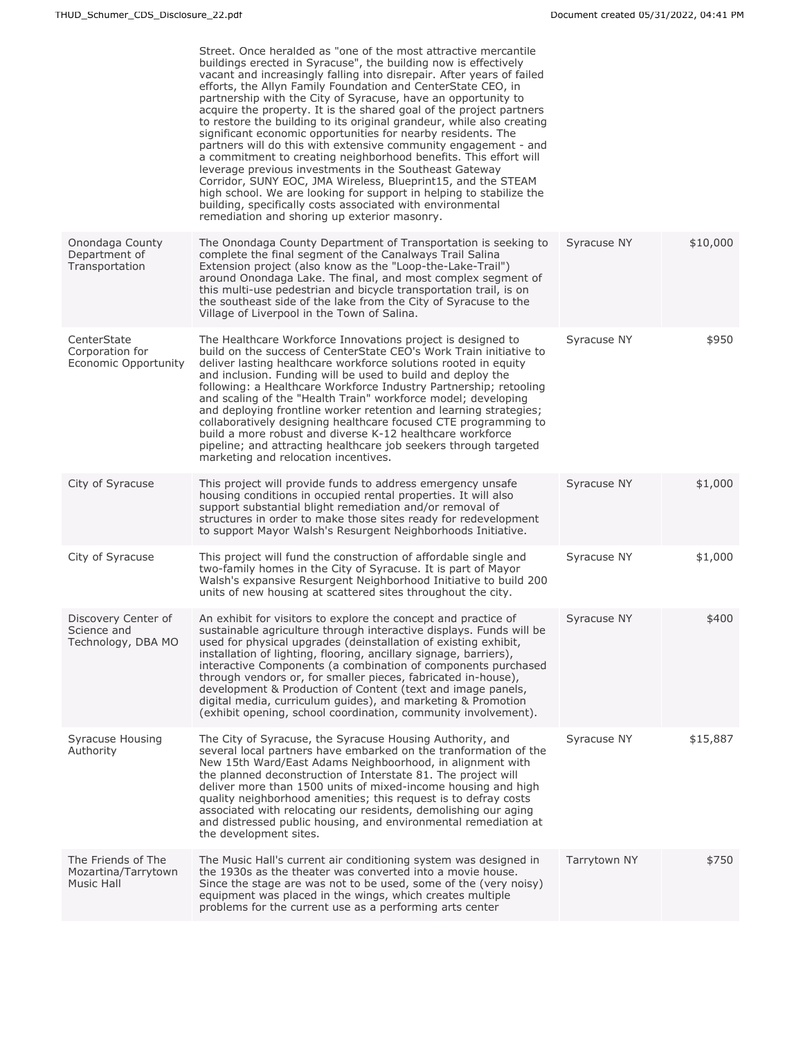| | | | |
|---|---|---|---|
| | Street. Once heralded as "one of the most attractive mercantile buildings erected in Syracuse", the building now is effectively vacant and increasingly falling into disrepair. After years of failed efforts, the Allyn Family Foundation and CenterState CEO, in partnership with the City of Syracuse, have an opportunity to acquire the property. It is the shared goal of the project partners to restore the building to its original grandeur, while also creating significant economic opportunities for nearby residents. The partners will do this with extensive community engagement - and a commitment to creating neighborhood benefits. This effort will leverage previous investments in the Southeast Gateway Corridor, SUNY EOC, JMA Wireless, Blueprint15, and the STEAM high school. We are looking for support in helping to stabilize the building, specifically costs associated with environmental remediation and shoring up exterior masonry. | | |
| Onondaga County Department of Transportation | The Onondaga County Department of Transportation is seeking to complete the final segment of the Canalways Trail Salina Extension project (also know as the "Loop-the-Lake-Trail") around Onondaga Lake. The final, and most complex segment of this multi-use pedestrian and bicycle transportation trail, is on the southeast side of the lake from the City of Syracuse to the Village of Liverpool in the Town of Salina. | Syracuse NY | $10,000 |
| CenterState Corporation for Economic Opportunity | The Healthcare Workforce Innovations project is designed to build on the success of CenterState CEO's Work Train initiative to deliver lasting healthcare workforce solutions rooted in equity and inclusion. Funding will be used to build and deploy the following: a Healthcare Workforce Industry Partnership; retooling and scaling of the "Health Train" workforce model; developing and deploying frontline worker retention and learning strategies; collaboratively designing healthcare focused CTE programming to build a more robust and diverse K-12 healthcare workforce pipeline; and attracting healthcare job seekers through targeted marketing and relocation incentives. | Syracuse NY | $950 |
| City of Syracuse | This project will provide funds to address emergency unsafe housing conditions in occupied rental properties. It will also support substantial blight remediation and/or removal of structures in order to make those sites ready for redevelopment to support Mayor Walsh's Resurgent Neighborhoods Initiative. | Syracuse NY | $1,000 |
| City of Syracuse | This project will fund the construction of affordable single and two-family homes in the City of Syracuse. It is part of Mayor Walsh's expansive Resurgent Neighborhood Initiative to build 200 units of new housing at scattered sites throughout the city. | Syracuse NY | $1,000 |
| Discovery Center of Science and Technology, DBA MO | An exhibit for visitors to explore the concept and practice of sustainable agriculture through interactive displays. Funds will be used for physical upgrades (deinstallation of existing exhibit, installation of lighting, flooring, ancillary signage, barriers), interactive Components (a combination of components purchased through vendors or, for smaller pieces, fabricated in-house), development & Production of Content (text and image panels, digital media, curriculum guides), and marketing & Promotion (exhibit opening, school coordination, community involvement). | Syracuse NY | $400 |
| Syracuse Housing Authority | The City of Syracuse, the Syracuse Housing Authority, and several local partners have embarked on the tranformation of the New 15th Ward/East Adams Neighboorhood, in alignment with the planned deconstruction of Interstate 81. The project will deliver more than 1500 units of mixed-income housing and high quality neighborhood amenities; this request is to defray costs associated with relocating our residents, demolishing our aging and distressed public housing, and environmental remediation at the development sites. | Syracuse NY | $15,887 |
| The Friends of The Mozartina/Tarrytown Music Hall | The Music Hall's current air conditioning system was designed in the 1930s as the theater was converted into a movie house. Since the stage are was not to be used, some of the (very noisy) equipment was placed in the wings, which creates multiple problems for the current use as a performing arts center | Tarrytown NY | $750 |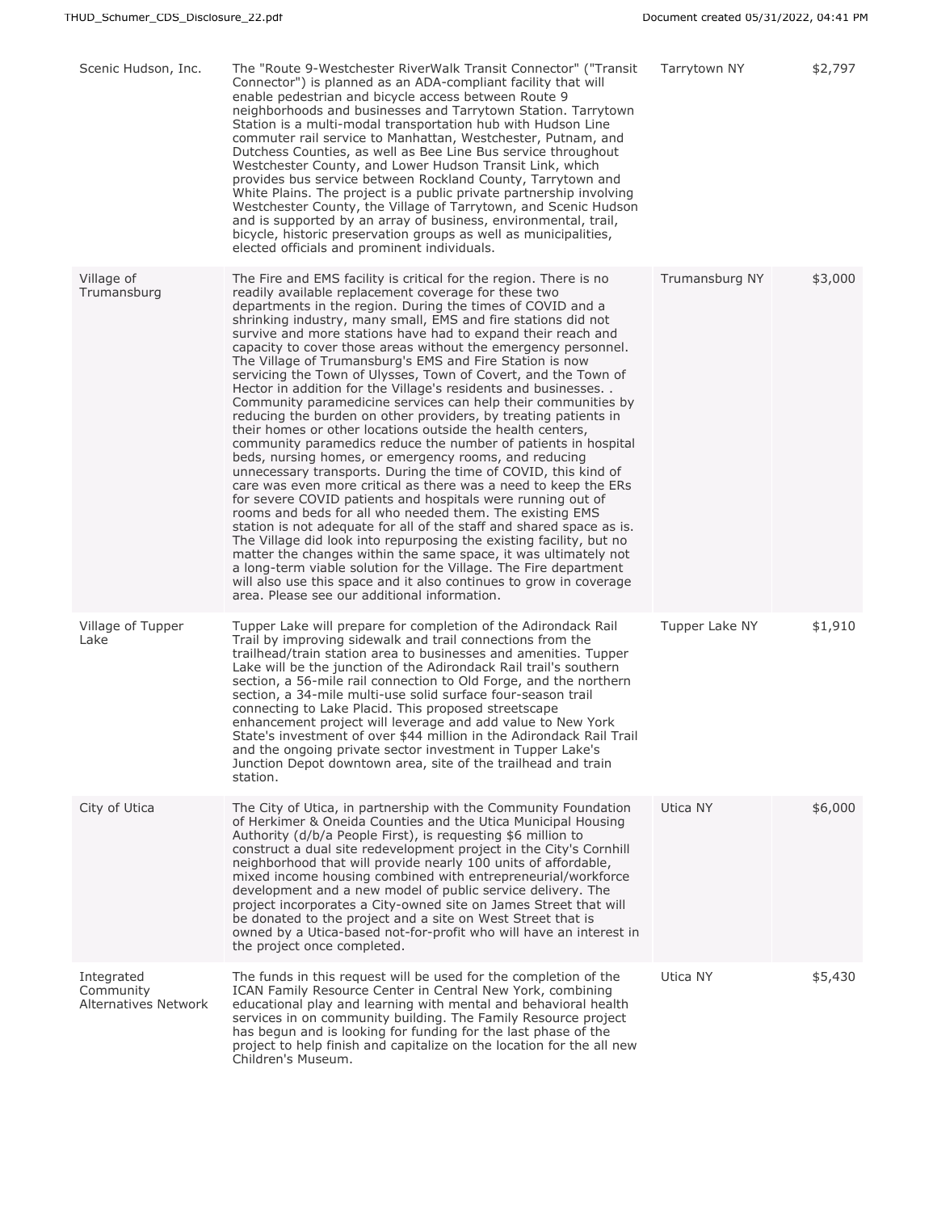| | | | |
|---|---|---|---|
| Scenic Hudson, Inc. | The "Route 9-Westchester RiverWalk Transit Connector" ("Transit Connector") is planned as an ADA-compliant facility that will enable pedestrian and bicycle access between Route 9 neighborhoods and businesses and Tarrytown Station. Tarrytown Station is a multi-modal transportation hub with Hudson Line commuter rail service to Manhattan, Westchester, Putnam, and Dutchess Counties, as well as Bee Line Bus service throughout Westchester County, and Lower Hudson Transit Link, which provides bus service between Rockland County, Tarrytown and White Plains. The project is a public private partnership involving Westchester County, the Village of Tarrytown, and Scenic Hudson and is supported by an array of business, environmental, trail, bicycle, historic preservation groups as well as municipalities, elected officials and prominent individuals. | Tarrytown NY | $2,797 |
| Village of Trumansburg | The Fire and EMS facility is critical for the region. There is no readily available replacement coverage for these two departments in the region. During the times of COVID and a shrinking industry, many small, EMS and fire stations did not survive and more stations have had to expand their reach and capacity to cover those areas without the emergency personnel. The Village of Trumansburg's EMS and Fire Station is now servicing the Town of Ulysses, Town of Covert, and the Town of Hector in addition for the Village's residents and businesses. . Community paramedicine services can help their communities by reducing the burden on other providers, by treating patients in their homes or other locations outside the health centers, community paramedics reduce the number of patients in hospital beds, nursing homes, or emergency rooms, and reducing unnecessary transports. During the time of COVID, this kind of care was even more critical as there was a need to keep the ERs for severe COVID patients and hospitals were running out of rooms and beds for all who needed them. The existing EMS station is not adequate for all of the staff and shared space as is. The Village did look into repurposing the existing facility, but no matter the changes within the same space, it was ultimately not a long-term viable solution for the Village. The Fire department will also use this space and it also continues to grow in coverage area. Please see our additional information. | Trumansburg NY | $3,000 |
| Village of Tupper Lake | Tupper Lake will prepare for completion of the Adirondack Rail Trail by improving sidewalk and trail connections from the trailhead/train station area to businesses and amenities. Tupper Lake will be the junction of the Adirondack Rail trail's southern section, a 56-mile rail connection to Old Forge, and the northern section, a 34-mile multi-use solid surface four-season trail connecting to Lake Placid. This proposed streetscape enhancement project will leverage and add value to New York State's investment of over $44 million in the Adirondack Rail Trail and the ongoing private sector investment in Tupper Lake's Junction Depot downtown area, site of the trailhead and train station. | Tupper Lake NY | $1,910 |
| City of Utica | The City of Utica, in partnership with the Community Foundation of Herkimer & Oneida Counties and the Utica Municipal Housing Authority (d/b/a People First), is requesting $6 million to construct a dual site redevelopment project in the City's Cornhill neighborhood that will provide nearly 100 units of affordable, mixed income housing combined with entrepreneurial/workforce development and a new model of public service delivery. The project incorporates a City-owned site on James Street that will be donated to the project and a site on West Street that is owned by a Utica-based not-for-profit who will have an interest in the project once completed. | Utica NY | $6,000 |
| Integrated Community Alternatives Network | The funds in this request will be used for the completion of the ICAN Family Resource Center in Central New York, combining educational play and learning with mental and behavioral health services in on community building. The Family Resource project has begun and is looking for funding for the last phase of the project to help finish and capitalize on the location for the all new Children's Museum. | Utica NY | $5,430 |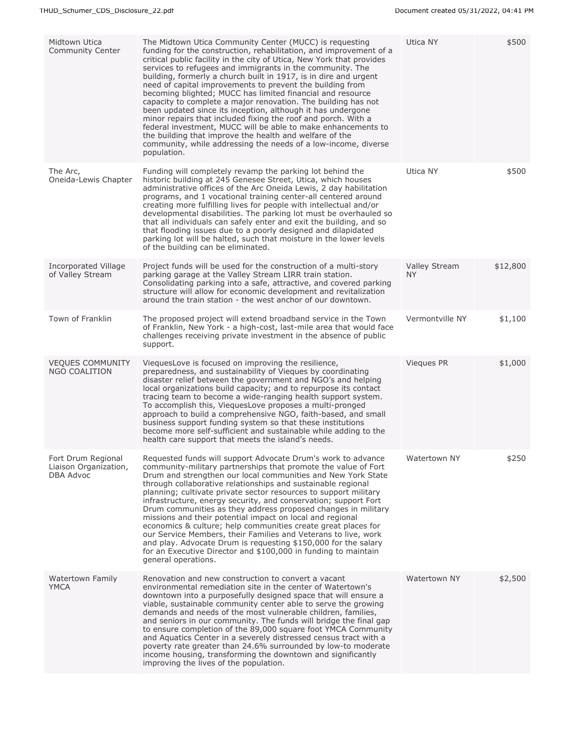| | | | |
|---|---|---|---|
| Midtown Utica Community Center | The Midtown Utica Community Center (MUCC) is requesting funding for the construction, rehabilitation, and improvement of a critical public facility in the city of Utica, New York that provides services to refugees and immigrants in the community. The building, formerly a church built in 1917, is in dire and urgent need of capital improvements to prevent the building from becoming blighted; MUCC has limited financial and resource capacity to complete a major renovation. The building has not been updated since its inception, although it has undergone minor repairs that included fixing the roof and porch. With a federal investment, MUCC will be able to make enhancements to the building that improve the health and welfare of the community, while addressing the needs of a low-income, diverse population. | Utica NY | $500 |
| The Arc, Oneida-Lewis Chapter | Funding will completely revamp the parking lot behind the historic building at 245 Genesee Street, Utica, which houses administrative offices of the Arc Oneida Lewis, 2 day habilitation programs, and 1 vocational training center-all centered around creating more fulfilling lives for people with intellectual and/or developmental disabilities. The parking lot must be overhauled so that all individuals can safely enter and exit the building, and so that flooding issues due to a poorly designed and dilapidated parking lot will be halted, such that moisture in the lower levels of the building can be eliminated. | Utica NY | $500 |
| Incorporated Village of Valley Stream | Project funds will be used for the construction of a multi-story parking garage at the Valley Stream LIRR train station. Consolidating parking into a safe, attractive, and covered parking structure will allow for economic development and revitalization around the train station - the west anchor of our downtown. | Valley Stream NY | $12,800 |
| Town of Franklin | The proposed project will extend broadband service in the Town of Franklin, New York - a high-cost, last-mile area that would face challenges receiving private investment in the absence of public support. | Vermontville NY | $1,100 |
| VEQUES COMMUNITY NGO COALITION | ViequesLove is focused on improving the resilience, preparedness, and sustainability of Vieques by coordinating disaster relief between the government and NGO's and helping local organizations build capacity; and to repurpose its contact tracing team to become a wide-ranging health support system. To accomplish this, ViequesLove proposes a multi-pronged approach to build a comprehensive NGO, faith-based, and small business support funding system so that these institutions become more self-sufficient and sustainable while adding to the health care support that meets the island's needs. | Vieques PR | $1,000 |
| Fort Drum Regional Liaison Organization, DBA Advoc | Requested funds will support Advocate Drum's work to advance community-military partnerships that promote the value of Fort Drum and strengthen our local communities and New York State through collaborative relationships and sustainable regional planning; cultivate private sector resources to support military infrastructure, energy security, and conservation; support Fort Drum communities as they address proposed changes in military missions and their potential impact on local and regional economics & culture; help communities create great places for our Service Members, their Families and Veterans to live, work and play. Advocate Drum is requesting $150,000 for the salary for an Executive Director and $100,000 in funding to maintain general operations. | Watertown NY | $250 |
| Watertown Family YMCA | Renovation and new construction to convert a vacant environmental remediation site in the center of Watertown's downtown into a purposefully designed space that will ensure a viable, sustainable community center able to serve the growing demands and needs of the most vulnerable children, families, and seniors in our community. The funds will bridge the final gap to ensure completion of the 89,000 square foot YMCA Community and Aquatics Center in a severely distressed census tract with a poverty rate greater than 24.6% surrounded by low-to moderate income housing, transforming the downtown and significantly improving the lives of the population. | Watertown NY | $2,500 |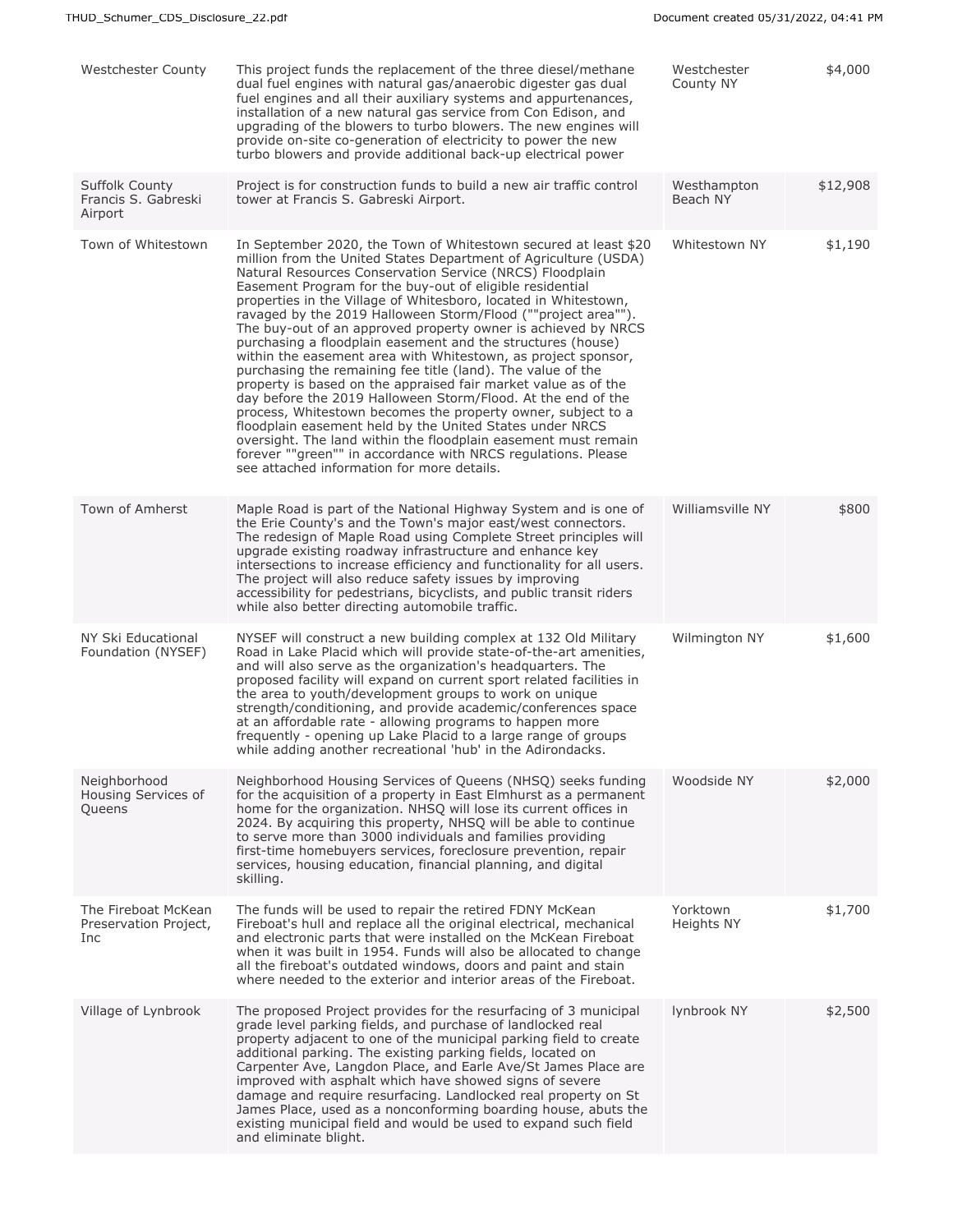| | | | |
|---|---|---|---|
| Westchester County | This project funds the replacement of the three diesel/methane dual fuel engines with natural gas/anaerobic digester gas dual fuel engines and all their auxiliary systems and appurtenances, installation of a new natural gas service from Con Edison, and upgrading of the blowers to turbo blowers. The new engines will provide on-site co-generation of electricity to power the new turbo blowers and provide additional back-up electrical power | Westchester County NY | $4,000 |
| Suffolk County Francis S. Gabreski Airport | Project is for construction funds to build a new air traffic control tower at Francis S. Gabreski Airport. | Westhampton Beach NY | $12,908 |
| Town of Whitestown | In September 2020, the Town of Whitestown secured at least $20 million from the United States Department of Agriculture (USDA) Natural Resources Conservation Service (NRCS) Floodplain Easement Program for the buy-out of eligible residential properties in the Village of Whitesboro, located in Whitestown, ravaged by the 2019 Halloween Storm/Flood (""project area""). The buy-out of an approved property owner is achieved by NRCS purchasing a floodplain easement and the structures (house) within the easement area with Whitestown, as project sponsor, purchasing the remaining fee title (land). The value of the property is based on the appraised fair market value as of the day before the 2019 Halloween Storm/Flood. At the end of the process, Whitestown becomes the property owner, subject to a floodplain easement held by the United States under NRCS oversight. The land within the floodplain easement must remain forever ""green"" in accordance with NRCS regulations. Please see attached information for more details. | Whitestown NY | $1,190 |
| Town of Amherst | Maple Road is part of the National Highway System and is one of the Erie County's and the Town's major east/west connectors. The redesign of Maple Road using Complete Street principles will upgrade existing roadway infrastructure and enhance key intersections to increase efficiency and functionality for all users. The project will also reduce safety issues by improving accessibility for pedestrians, bicyclists, and public transit riders while also better directing automobile traffic. | Williamsville NY | $800 |
| NY Ski Educational Foundation (NYSEF) | NYSEF will construct a new building complex at 132 Old Military Road in Lake Placid which will provide state-of-the-art amenities, and will also serve as the organization's headquarters. The proposed facility will expand on current sport related facilities in the area to youth/development groups to work on unique strength/conditioning, and provide academic/conferences space at an affordable rate - allowing programs to happen more frequently - opening up Lake Placid to a large range of groups while adding another recreational 'hub' in the Adirondacks. | Wilmington NY | $1,600 |
| Neighborhood Housing Services of Queens | Neighborhood Housing Services of Queens (NHSQ) seeks funding for the acquisition of a property in East Elmhurst as a permanent home for the organization. NHSQ will lose its current offices in 2024. By acquiring this property, NHSQ will be able to continue to serve more than 3000 individuals and families providing first-time homebuyers services, foreclosure prevention, repair services, housing education, financial planning, and digital skilling. | Woodside NY | $2,000 |
| The Fireboat McKean Preservation Project, Inc | The funds will be used to repair the retired FDNY McKean Fireboat's hull and replace all the original electrical, mechanical and electronic parts that were installed on the McKean Fireboat when it was built in 1954. Funds will also be allocated to change all the fireboat's outdated windows, doors and paint and stain where needed to the exterior and interior areas of the Fireboat. | Yorktown Heights NY | $1,700 |
| Village of Lynbrook | The proposed Project provides for the resurfacing of 3 municipal grade level parking fields, and purchase of landlocked real property adjacent to one of the municipal parking field to create additional parking. The existing parking fields, located on Carpenter Ave, Langdon Place, and Earle Ave/St James Place are improved with asphalt which have showed signs of severe damage and require resurfacing. Landlocked real property on St James Place, used as a nonconforming boarding house, abuts the existing municipal field and would be used to expand such field and eliminate blight. | lynbrook NY | $2,500 |